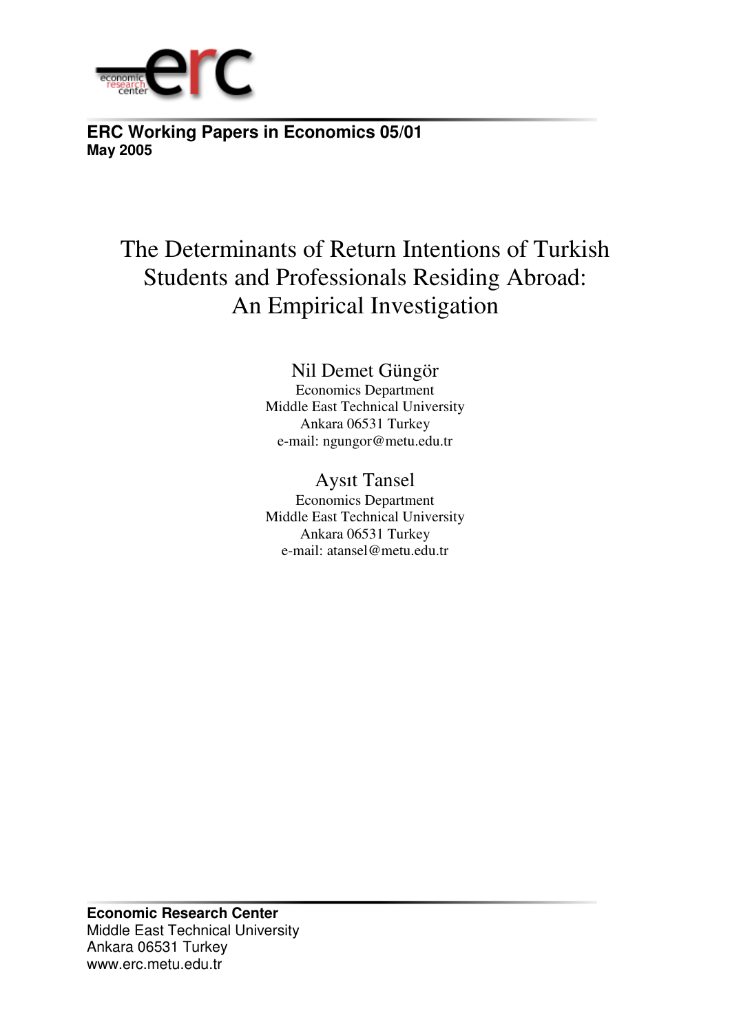**ERC Working Papers in Economics 05/01**
**May 2005**

# The Determinants of Return Intentions of Turkish Students and Professionals Residing Abroad: An Empirical Investigation

Nil Demet Güngör
Economics Department
Middle East Technical University
Ankara 06531 Turkey
e-mail: ngungor@metu.edu.tr

Aysıt Tansel
Economics Department
Middle East Technical University
Ankara 06531 Turkey
e-mail: atansel@metu.edu.tr

**Economic Research Center**
Middle East Technical University
Ankara 06531 Turkey
www.erc.metu.edu.tr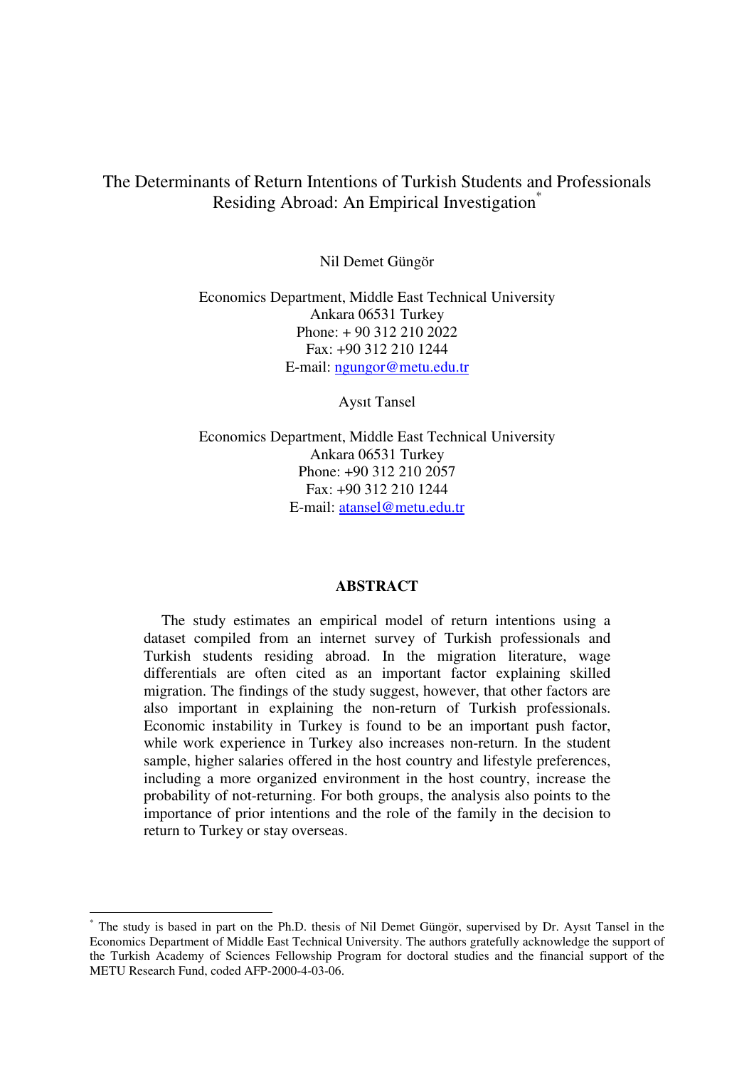# The Determinants of Return Intentions of Turkish Students and Professionals Residing Abroad: An Empirical Investigation*

Nil Demet Güngör

Economics Department, Middle East Technical University
Ankara 06531 Turkey
Phone: + 90 312 210 2022
Fax: +90 312 210 1244
E-mail: ngungor@metu.edu.tr

Aysıt Tansel

Economics Department, Middle East Technical University
Ankara 06531 Turkey
Phone: +90 312 210 2057
Fax: +90 312 210 1244
E-mail: atansel@metu.edu.tr

## ABSTRACT

The study estimates an empirical model of return intentions using a dataset compiled from an internet survey of Turkish professionals and Turkish students residing abroad. In the migration literature, wage differentials are often cited as an important factor explaining skilled migration. The findings of the study suggest, however, that other factors are also important in explaining the non-return of Turkish professionals. Economic instability in Turkey is found to be an important push factor, while work experience in Turkey also increases non-return. In the student sample, higher salaries offered in the host country and lifestyle preferences, including a more organized environment in the host country, increase the probability of not-returning. For both groups, the analysis also points to the importance of prior intentions and the role of the family in the decision to return to Turkey or stay overseas.

---

* The study is based in part on the Ph.D. thesis of Nil Demet Güngör, supervised by Dr. Aysıt Tansel in the Economics Department of Middle East Technical University. The authors gratefully acknowledge the support of the Turkish Academy of Sciences Fellowship Program for doctoral studies and the financial support of the METU Research Fund, coded AFP-2000-4-03-06.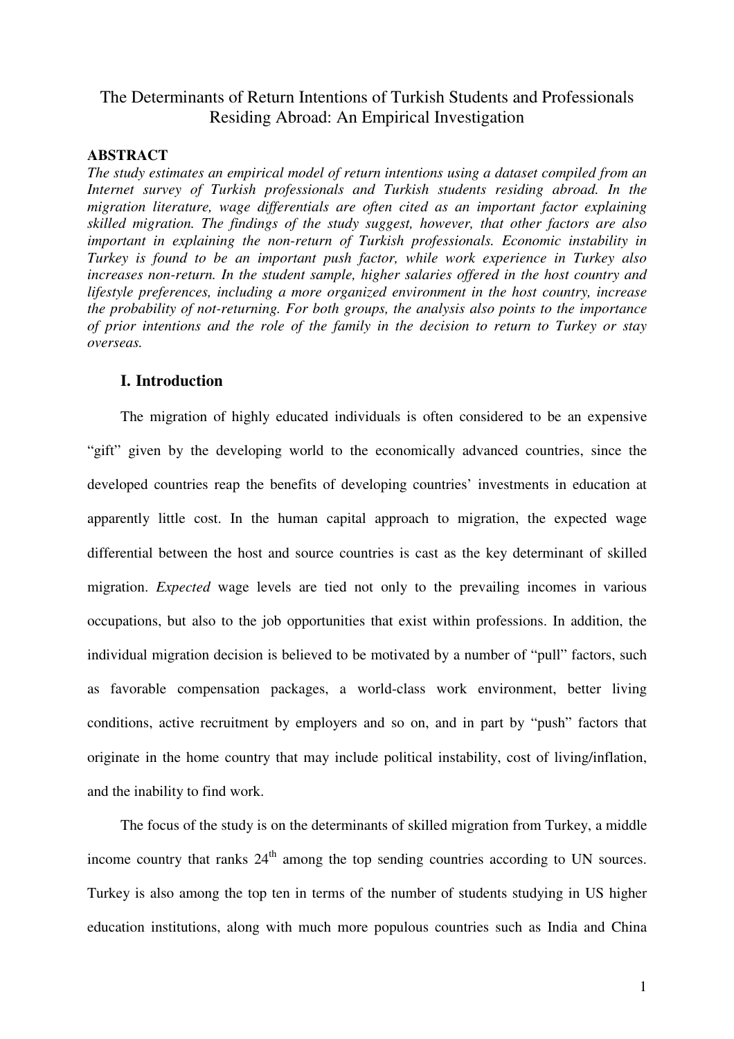# The Determinants of Return Intentions of Turkish Students and Professionals Residing Abroad: An Empirical Investigation

**ABSTRACT**

*The study estimates an empirical model of return intentions using a dataset compiled from an Internet survey of Turkish professionals and Turkish students residing abroad. In the migration literature, wage differentials are often cited as an important factor explaining skilled migration. The findings of the study suggest, however, that other factors are also important in explaining the non-return of Turkish professionals. Economic instability in Turkey is found to be an important push factor, while work experience in Turkey also increases non-return. In the student sample, higher salaries offered in the host country and lifestyle preferences, including a more organized environment in the host country, increase the probability of not-returning. For both groups, the analysis also points to the importance of prior intentions and the role of the family in the decision to return to Turkey or stay overseas.*

## I. Introduction

The migration of highly educated individuals is often considered to be an expensive "gift" given by the developing world to the economically advanced countries, since the developed countries reap the benefits of developing countries' investments in education at apparently little cost. In the human capital approach to migration, the expected wage differential between the host and source countries is cast as the key determinant of skilled migration. *Expected* wage levels are tied not only to the prevailing incomes in various occupations, but also to the job opportunities that exist within professions. In addition, the individual migration decision is believed to be motivated by a number of "pull" factors, such as favorable compensation packages, a world-class work environment, better living conditions, active recruitment by employers and so on, and in part by "push" factors that originate in the home country that may include political instability, cost of living/inflation, and the inability to find work.

The focus of the study is on the determinants of skilled migration from Turkey, a middle income country that ranks 24th among the top sending countries according to UN sources. Turkey is also among the top ten in terms of the number of students studying in US higher education institutions, along with much more populous countries such as India and China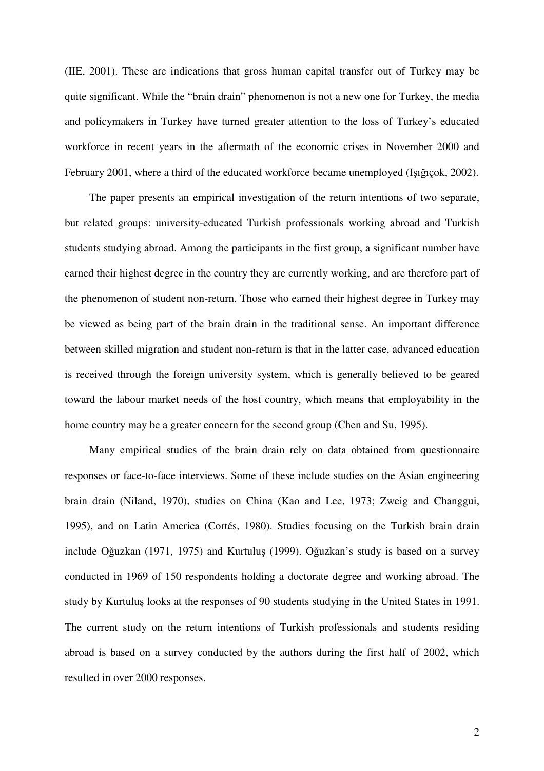(IIE, 2001). These are indications that gross human capital transfer out of Turkey may be quite significant. While the "brain drain" phenomenon is not a new one for Turkey, the media and policymakers in Turkey have turned greater attention to the loss of Turkey's educated workforce in recent years in the aftermath of the economic crises in November 2000 and February 2001, where a third of the educated workforce became unemployed (Işığıçok, 2002).

The paper presents an empirical investigation of the return intentions of two separate, but related groups: university-educated Turkish professionals working abroad and Turkish students studying abroad. Among the participants in the first group, a significant number have earned their highest degree in the country they are currently working, and are therefore part of the phenomenon of student non-return. Those who earned their highest degree in Turkey may be viewed as being part of the brain drain in the traditional sense. An important difference between skilled migration and student non-return is that in the latter case, advanced education is received through the foreign university system, which is generally believed to be geared toward the labour market needs of the host country, which means that employability in the home country may be a greater concern for the second group (Chen and Su, 1995).

Many empirical studies of the brain drain rely on data obtained from questionnaire responses or face-to-face interviews. Some of these include studies on the Asian engineering brain drain (Niland, 1970), studies on China (Kao and Lee, 1973; Zweig and Changgui, 1995), and on Latin America (Cortés, 1980). Studies focusing on the Turkish brain drain include Oğuzkan (1971, 1975) and Kurtuluş (1999). Oğuzkan's study is based on a survey conducted in 1969 of 150 respondents holding a doctorate degree and working abroad. The study by Kurtuluş looks at the responses of 90 students studying in the United States in 1991. The current study on the return intentions of Turkish professionals and students residing abroad is based on a survey conducted by the authors during the first half of 2002, which resulted in over 2000 responses.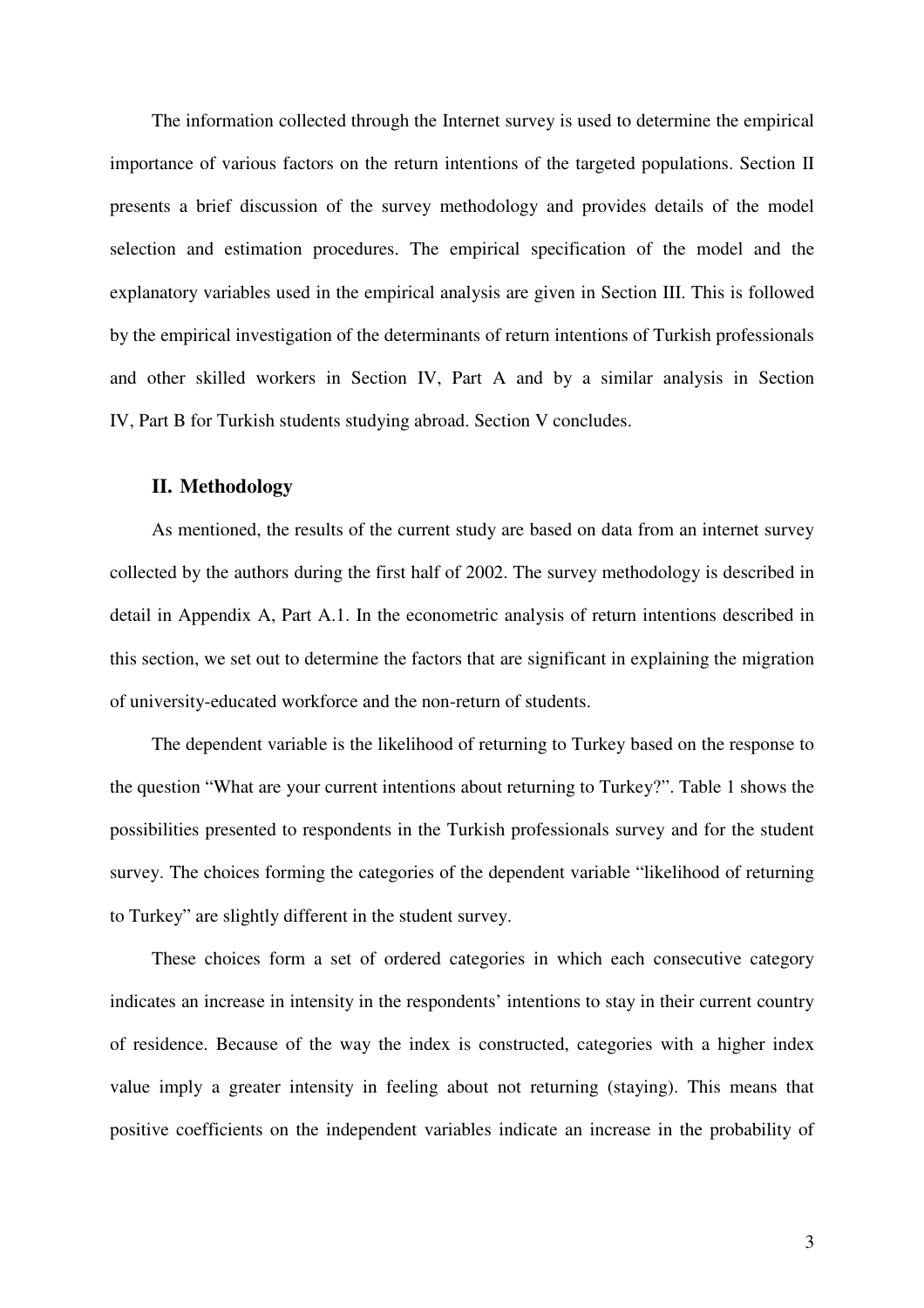The information collected through the Internet survey is used to determine the empirical importance of various factors on the return intentions of the targeted populations. Section II presents a brief discussion of the survey methodology and provides details of the model selection and estimation procedures. The empirical specification of the model and the explanatory variables used in the empirical analysis are given in Section III. This is followed by the empirical investigation of the determinants of return intentions of Turkish professionals and other skilled workers in Section IV, Part A and by a similar analysis in Section IV, Part B for Turkish students studying abroad. Section V concludes.

## II. Methodology

As mentioned, the results of the current study are based on data from an internet survey collected by the authors during the first half of 2002. The survey methodology is described in detail in Appendix A, Part A.1. In the econometric analysis of return intentions described in this section, we set out to determine the factors that are significant in explaining the migration of university-educated workforce and the non-return of students.

The dependent variable is the likelihood of returning to Turkey based on the response to the question "What are your current intentions about returning to Turkey?". Table 1 shows the possibilities presented to respondents in the Turkish professionals survey and for the student survey. The choices forming the categories of the dependent variable "likelihood of returning to Turkey" are slightly different in the student survey.

These choices form a set of ordered categories in which each consecutive category indicates an increase in intensity in the respondents' intentions to stay in their current country of residence. Because of the way the index is constructed, categories with a higher index value imply a greater intensity in feeling about not returning (staying). This means that positive coefficients on the independent variables indicate an increase in the probability of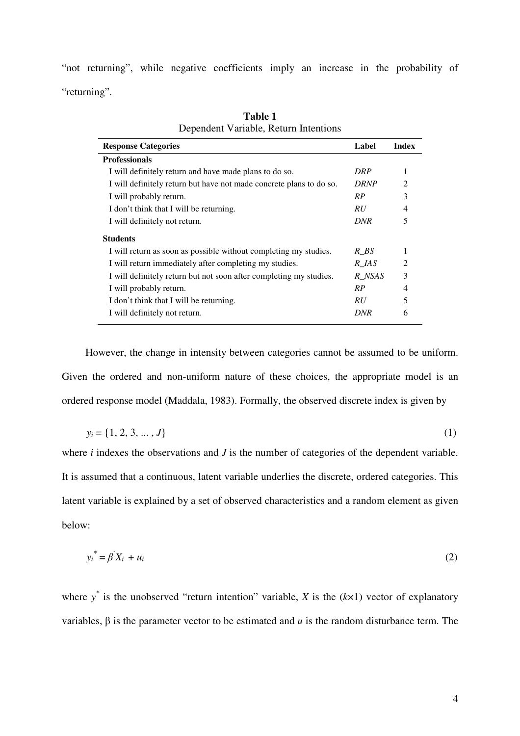"not returning", while negative coefficients imply an increase in the probability of "returning".

**Table 1**
Dependent Variable, Return Intentions

| Response Categories | Label | Index |
|---|---|---|
| **Professionals** | | |
| I will definitely return and have made plans to do so. | *DRP* | 1 |
| I will definitely return but have not made concrete plans to do so. | *DRNP* | 2 |
| I will probably return. | *RP* | 3 |
| I don't think that I will be returning. | *RU* | 4 |
| I will definitely not return. | *DNR* | 5 |
| **Students** | | |
| I will return as soon as possible without completing my studies. | *R_BS* | 1 |
| I will return immediately after completing my studies. | *R_IAS* | 2 |
| I will definitely return but not soon after completing my studies. | *R_NSAS* | 3 |
| I will probably return. | *RP* | 4 |
| I don't think that I will be returning. | *RU* | 5 |
| I will definitely not return. | *DNR* | 6 |

However, the change in intensity between categories cannot be assumed to be uniform. Given the ordered and non-uniform nature of these choices, the appropriate model is an ordered response model (Maddala, 1983). Formally, the observed discrete index is given by

$$y_i = \{1, 2, 3, \ldots, J\} \tag{1}$$

where $i$ indexes the observations and $J$ is the number of categories of the dependent variable. It is assumed that a continuous, latent variable underlies the discrete, ordered categories. This latent variable is explained by a set of observed characteristics and a random element as given below:

$$y_i^* = \beta' X_i + u_i \tag{2}$$

where $y^*$ is the unobserved "return intention" variable, $X$ is the ($k$×1) vector of explanatory variables, β is the parameter vector to be estimated and $u$ is the random disturbance term. The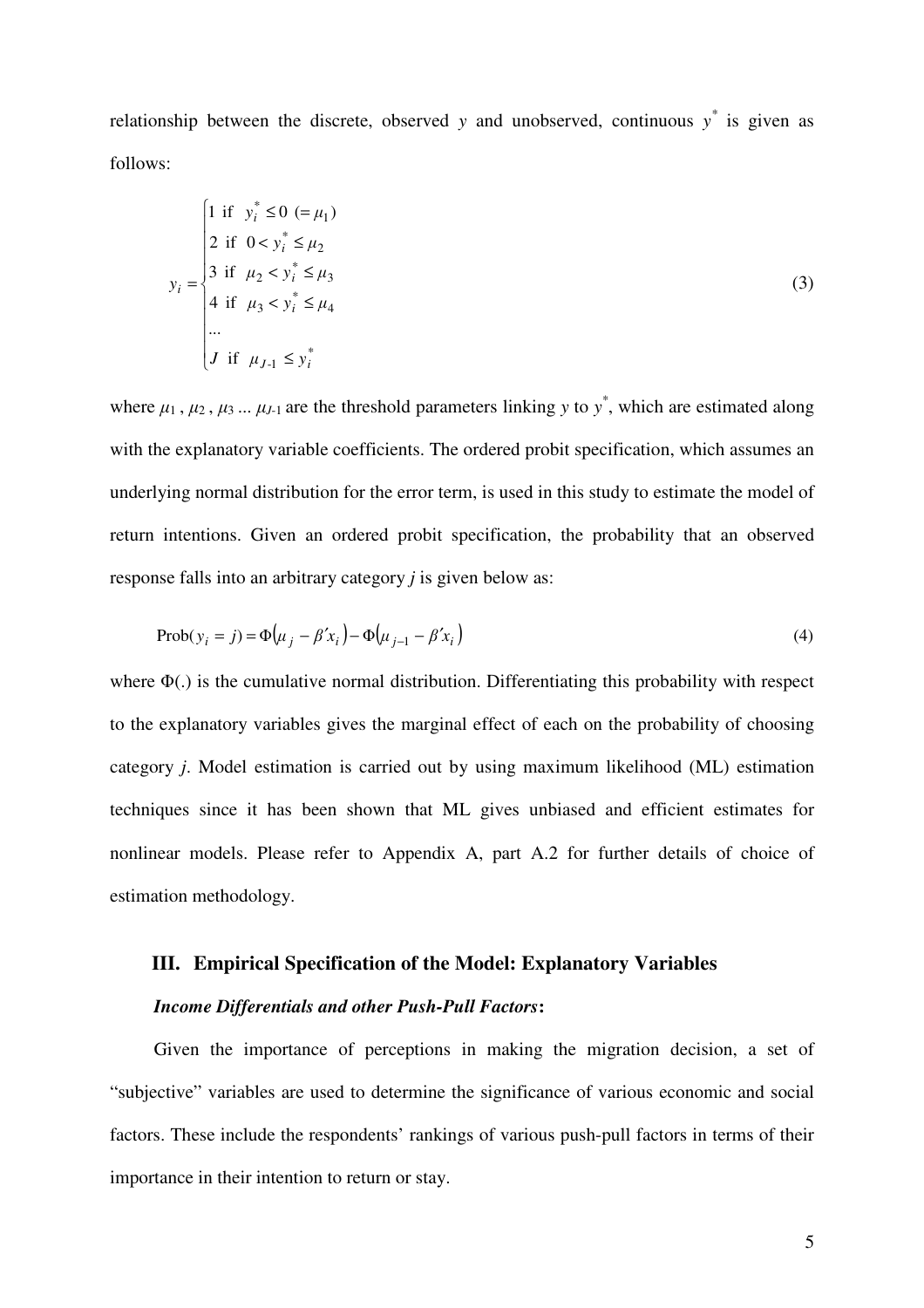relationship between the discrete, observed $y$ and unobserved, continuous $y^*$ is given as follows:

$$
y_i = \begin{cases} 1 \text{ if } \; y_i^* \leq 0 \;\; (= \mu_1) \\ 2 \text{ if } \; 0 < y_i^* \leq \mu_2 \\ 3 \text{ if } \; \mu_2 < y_i^* \leq \mu_3 \\ 4 \text{ if } \; \mu_3 < y_i^* \leq \mu_4 \\ \ldots \\ J \text{ if } \; \mu_{J\text{-}1} \leq y_i^* \end{cases} \tag{3}
$$

where $\mu_1$ , $\mu_2$ , $\mu_3$ ... $\mu_{J\text{-}1}$ are the threshold parameters linking $y$ to $y^*$, which are estimated along with the explanatory variable coefficients. The ordered probit specification, which assumes an underlying normal distribution for the error term, is used in this study to estimate the model of return intentions. Given an ordered probit specification, the probability that an observed response falls into an arbitrary category $j$ is given below as:

$$
\text{Prob}(y_i = j) = \Phi\left(\mu_j - \beta' x_i\right) - \Phi\left(\mu_{j-1} - \beta' x_i\right) \tag{4}
$$

where $\Phi(.)$ is the cumulative normal distribution. Differentiating this probability with respect to the explanatory variables gives the marginal effect of each on the probability of choosing category $j$. Model estimation is carried out by using maximum likelihood (ML) estimation techniques since it has been shown that ML gives unbiased and efficient estimates for nonlinear models. Please refer to Appendix A, part A.2 for further details of choice of estimation methodology.

## III. Empirical Specification of the Model: Explanatory Variables

***Income Differentials and other Push-Pull Factors*:**

Given the importance of perceptions in making the migration decision, a set of "subjective" variables are used to determine the significance of various economic and social factors. These include the respondents' rankings of various push-pull factors in terms of their importance in their intention to return or stay.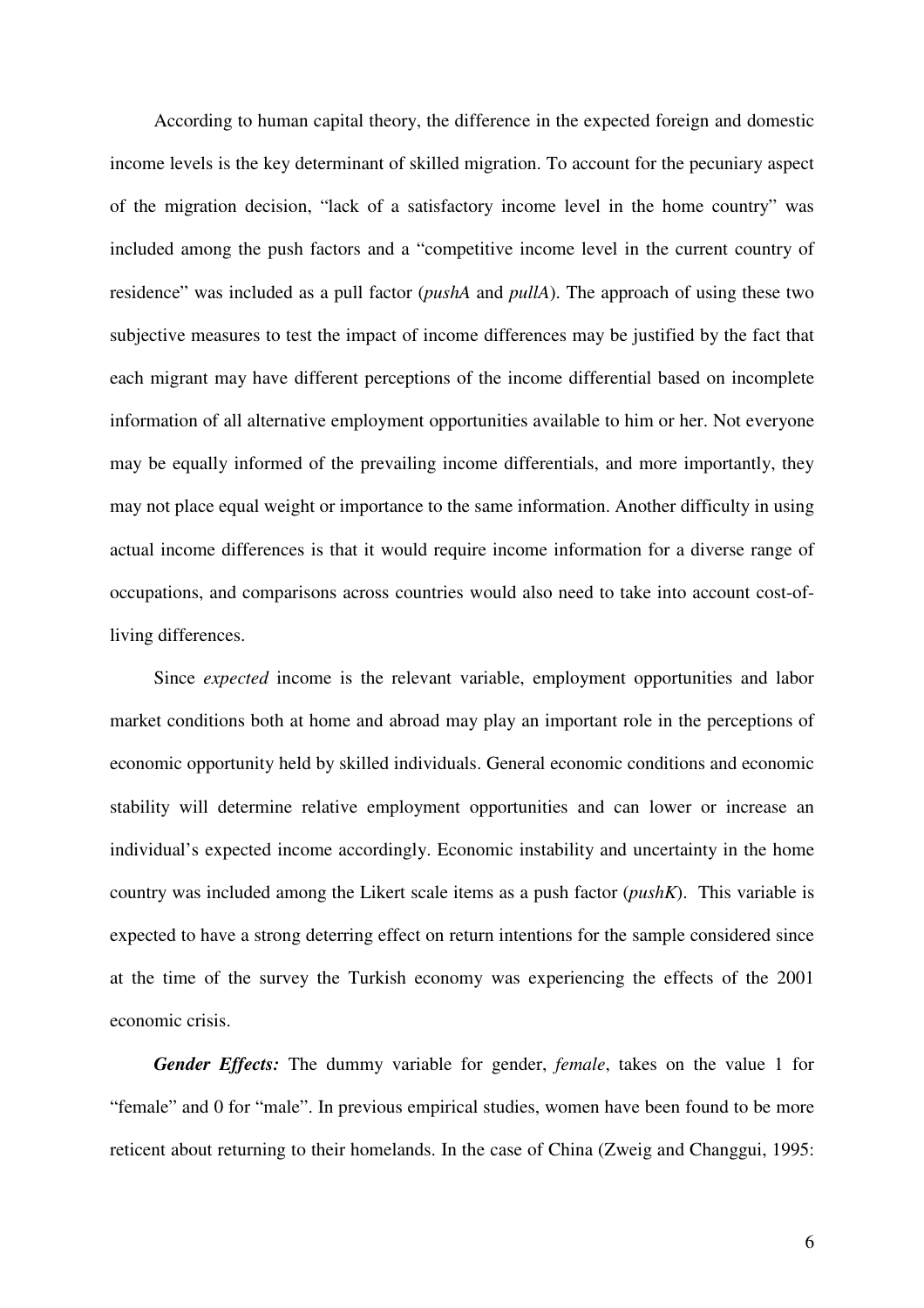According to human capital theory, the difference in the expected foreign and domestic income levels is the key determinant of skilled migration. To account for the pecuniary aspect of the migration decision, "lack of a satisfactory income level in the home country" was included among the push factors and a "competitive income level in the current country of residence" was included as a pull factor (*pushA* and *pullA*). The approach of using these two subjective measures to test the impact of income differences may be justified by the fact that each migrant may have different perceptions of the income differential based on incomplete information of all alternative employment opportunities available to him or her. Not everyone may be equally informed of the prevailing income differentials, and more importantly, they may not place equal weight or importance to the same information. Another difficulty in using actual income differences is that it would require income information for a diverse range of occupations, and comparisons across countries would also need to take into account cost-of-living differences.

Since *expected* income is the relevant variable, employment opportunities and labor market conditions both at home and abroad may play an important role in the perceptions of economic opportunity held by skilled individuals. General economic conditions and economic stability will determine relative employment opportunities and can lower or increase an individual's expected income accordingly. Economic instability and uncertainty in the home country was included among the Likert scale items as a push factor (*pushK*). This variable is expected to have a strong deterring effect on return intentions for the sample considered since at the time of the survey the Turkish economy was experiencing the effects of the 2001 economic crisis.

***Gender Effects:*** The dummy variable for gender, *female*, takes on the value 1 for "female" and 0 for "male". In previous empirical studies, women have been found to be more reticent about returning to their homelands. In the case of China (Zweig and Changgui, 1995: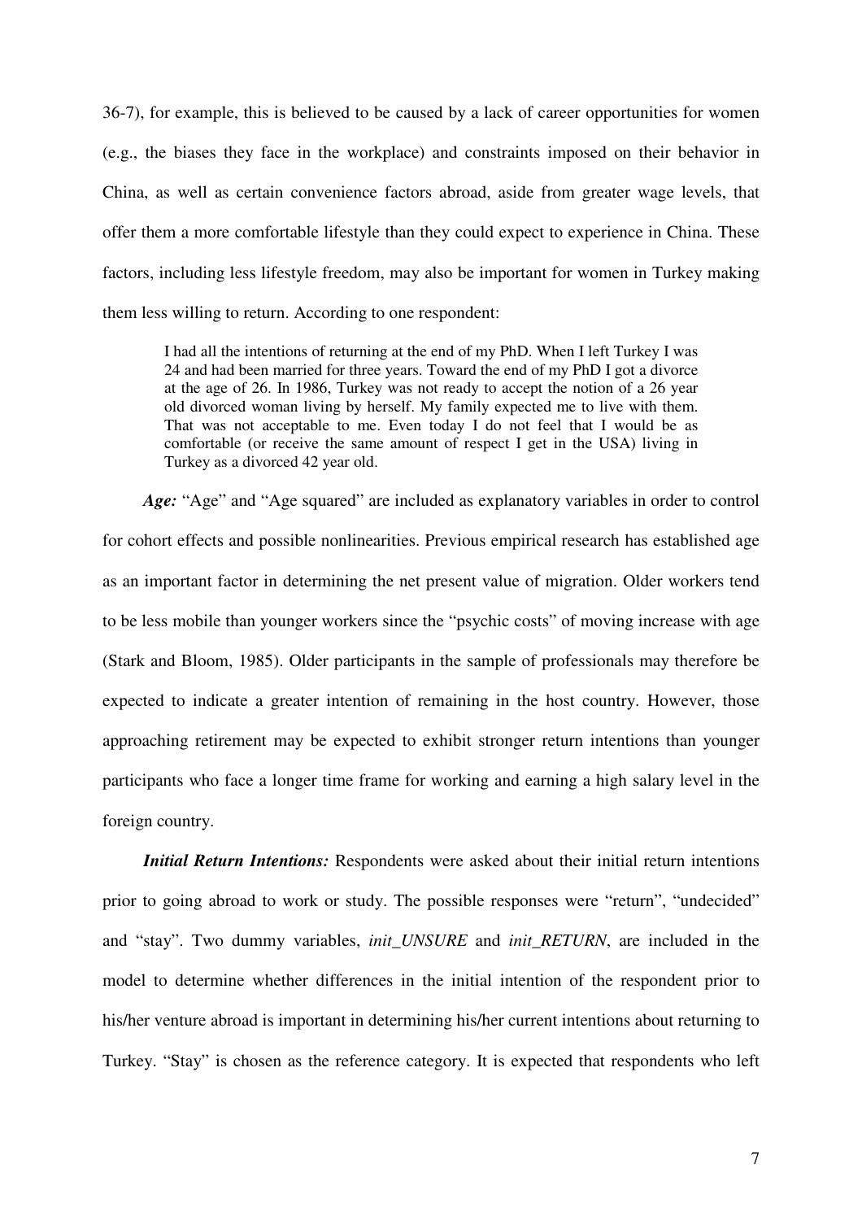36-7), for example, this is believed to be caused by a lack of career opportunities for women (e.g., the biases they face in the workplace) and constraints imposed on their behavior in China, as well as certain convenience factors abroad, aside from greater wage levels, that offer them a more comfortable lifestyle than they could expect to experience in China. These factors, including less lifestyle freedom, may also be important for women in Turkey making them less willing to return. According to one respondent:

> I had all the intentions of returning at the end of my PhD. When I left Turkey I was 24 and had been married for three years. Toward the end of my PhD I got a divorce at the age of 26. In 1986, Turkey was not ready to accept the notion of a 26 year old divorced woman living by herself. My family expected me to live with them. That was not acceptable to me. Even today I do not feel that I would be as comfortable (or receive the same amount of respect I get in the USA) living in Turkey as a divorced 42 year old.

***Age:*** "Age" and "Age squared" are included as explanatory variables in order to control for cohort effects and possible nonlinearities. Previous empirical research has established age as an important factor in determining the net present value of migration. Older workers tend to be less mobile than younger workers since the "psychic costs" of moving increase with age (Stark and Bloom, 1985). Older participants in the sample of professionals may therefore be expected to indicate a greater intention of remaining in the host country. However, those approaching retirement may be expected to exhibit stronger return intentions than younger participants who face a longer time frame for working and earning a high salary level in the foreign country.

***Initial Return Intentions:*** Respondents were asked about their initial return intentions prior to going abroad to work or study. The possible responses were "return", "undecided" and "stay". Two dummy variables, *init_UNSURE* and *init_RETURN*, are included in the model to determine whether differences in the initial intention of the respondent prior to his/her venture abroad is important in determining his/her current intentions about returning to Turkey. "Stay" is chosen as the reference category. It is expected that respondents who left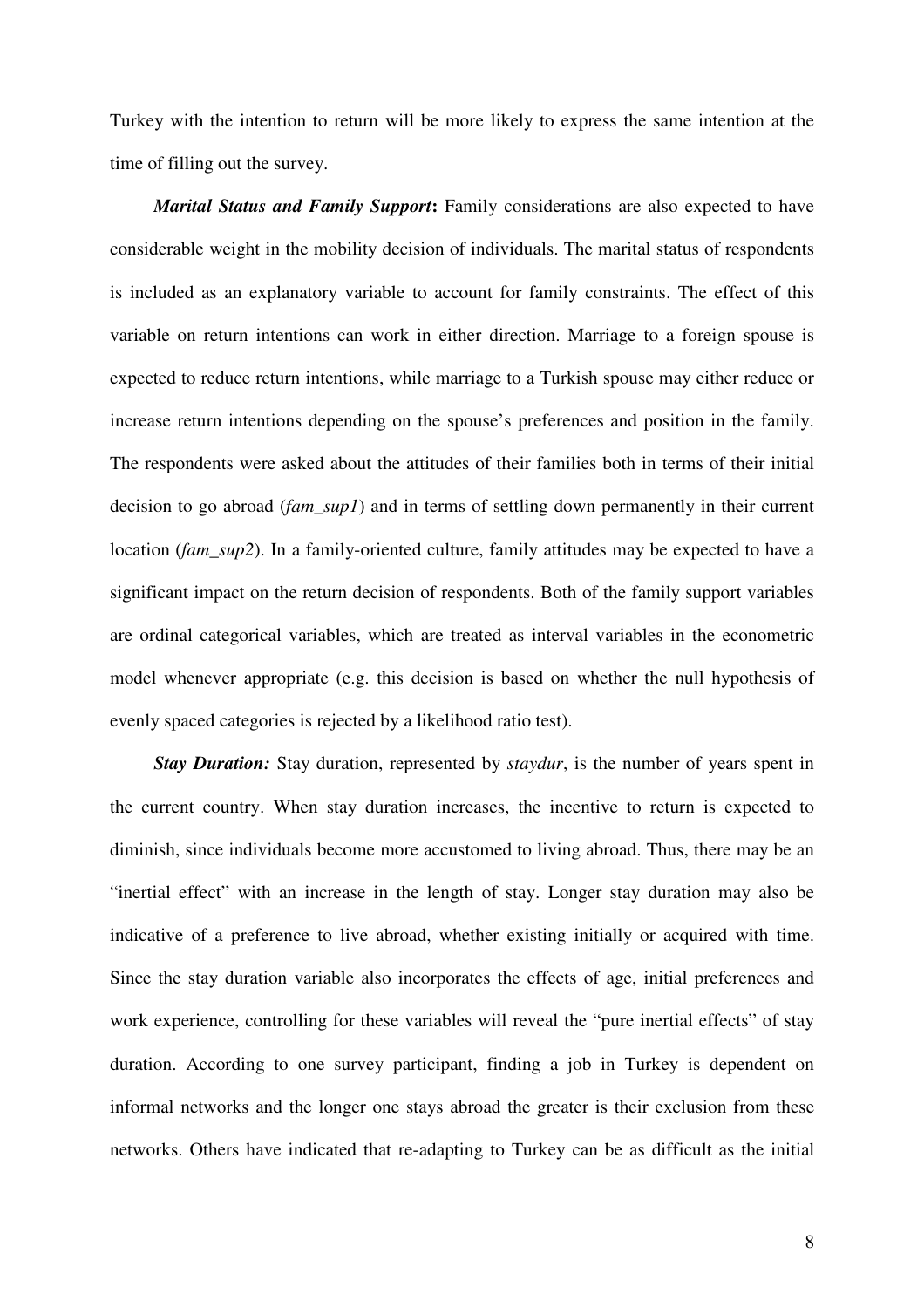Turkey with the intention to return will be more likely to express the same intention at the time of filling out the survey.

***Marital Status and Family Support*:** Family considerations are also expected to have considerable weight in the mobility decision of individuals. The marital status of respondents is included as an explanatory variable to account for family constraints. The effect of this variable on return intentions can work in either direction. Marriage to a foreign spouse is expected to reduce return intentions, while marriage to a Turkish spouse may either reduce or increase return intentions depending on the spouse's preferences and position in the family. The respondents were asked about the attitudes of their families both in terms of their initial decision to go abroad (*fam_sup1*) and in terms of settling down permanently in their current location (*fam_sup2*). In a family-oriented culture, family attitudes may be expected to have a significant impact on the return decision of respondents. Both of the family support variables are ordinal categorical variables, which are treated as interval variables in the econometric model whenever appropriate (e.g. this decision is based on whether the null hypothesis of evenly spaced categories is rejected by a likelihood ratio test).

***Stay Duration:*** Stay duration, represented by *staydur*, is the number of years spent in the current country. When stay duration increases, the incentive to return is expected to diminish, since individuals become more accustomed to living abroad. Thus, there may be an "inertial effect" with an increase in the length of stay. Longer stay duration may also be indicative of a preference to live abroad, whether existing initially or acquired with time. Since the stay duration variable also incorporates the effects of age, initial preferences and work experience, controlling for these variables will reveal the "pure inertial effects" of stay duration. According to one survey participant, finding a job in Turkey is dependent on informal networks and the longer one stays abroad the greater is their exclusion from these networks. Others have indicated that re-adapting to Turkey can be as difficult as the initial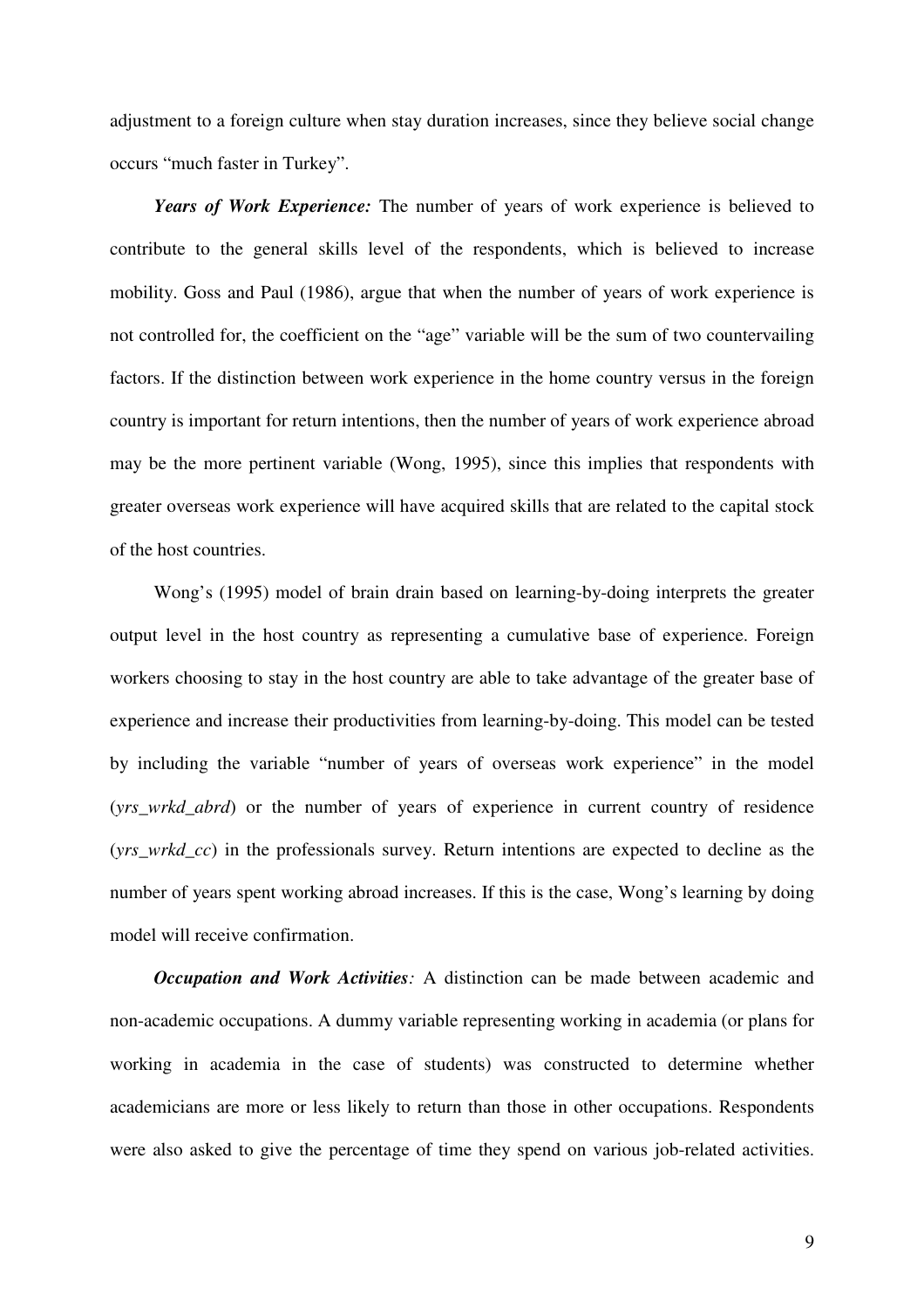adjustment to a foreign culture when stay duration increases, since they believe social change occurs "much faster in Turkey".

***Years of Work Experience:*** The number of years of work experience is believed to contribute to the general skills level of the respondents, which is believed to increase mobility. Goss and Paul (1986), argue that when the number of years of work experience is not controlled for, the coefficient on the "age" variable will be the sum of two countervailing factors. If the distinction between work experience in the home country versus in the foreign country is important for return intentions, then the number of years of work experience abroad may be the more pertinent variable (Wong, 1995), since this implies that respondents with greater overseas work experience will have acquired skills that are related to the capital stock of the host countries.

Wong's (1995) model of brain drain based on learning-by-doing interprets the greater output level in the host country as representing a cumulative base of experience. Foreign workers choosing to stay in the host country are able to take advantage of the greater base of experience and increase their productivities from learning-by-doing. This model can be tested by including the variable "number of years of overseas work experience" in the model (*yrs_wrkd_abrd*) or the number of years of experience in current country of residence (*yrs_wrkd_cc*) in the professionals survey. Return intentions are expected to decline as the number of years spent working abroad increases. If this is the case, Wong's learning by doing model will receive confirmation.

***Occupation and Work Activities**:* A distinction can be made between academic and non-academic occupations. A dummy variable representing working in academia (or plans for working in academia in the case of students) was constructed to determine whether academicians are more or less likely to return than those in other occupations. Respondents were also asked to give the percentage of time they spend on various job-related activities.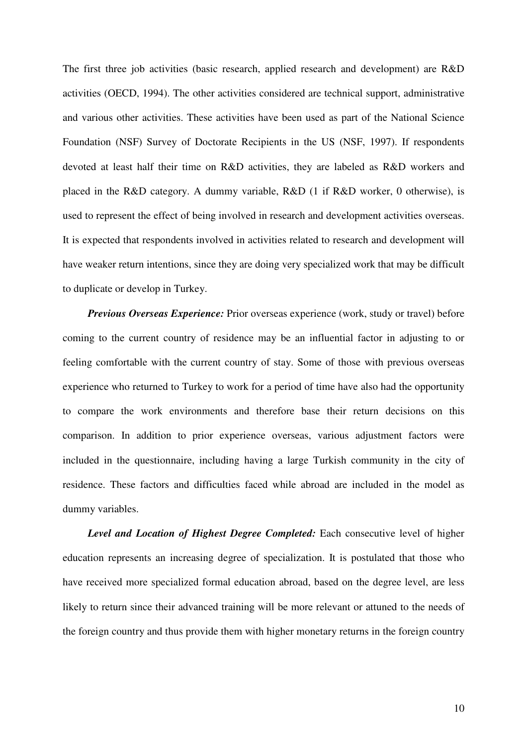The first three job activities (basic research, applied research and development) are R&D activities (OECD, 1994). The other activities considered are technical support, administrative and various other activities. These activities have been used as part of the National Science Foundation (NSF) Survey of Doctorate Recipients in the US (NSF, 1997). If respondents devoted at least half their time on R&D activities, they are labeled as R&D workers and placed in the R&D category. A dummy variable, R&D (1 if R&D worker, 0 otherwise), is used to represent the effect of being involved in research and development activities overseas. It is expected that respondents involved in activities related to research and development will have weaker return intentions, since they are doing very specialized work that may be difficult to duplicate or develop in Turkey.

***Previous Overseas Experience:*** Prior overseas experience (work, study or travel) before coming to the current country of residence may be an influential factor in adjusting to or feeling comfortable with the current country of stay. Some of those with previous overseas experience who returned to Turkey to work for a period of time have also had the opportunity to compare the work environments and therefore base their return decisions on this comparison. In addition to prior experience overseas, various adjustment factors were included in the questionnaire, including having a large Turkish community in the city of residence. These factors and difficulties faced while abroad are included in the model as dummy variables.

***Level and Location of Highest Degree Completed:*** Each consecutive level of higher education represents an increasing degree of specialization. It is postulated that those who have received more specialized formal education abroad, based on the degree level, are less likely to return since their advanced training will be more relevant or attuned to the needs of the foreign country and thus provide them with higher monetary returns in the foreign country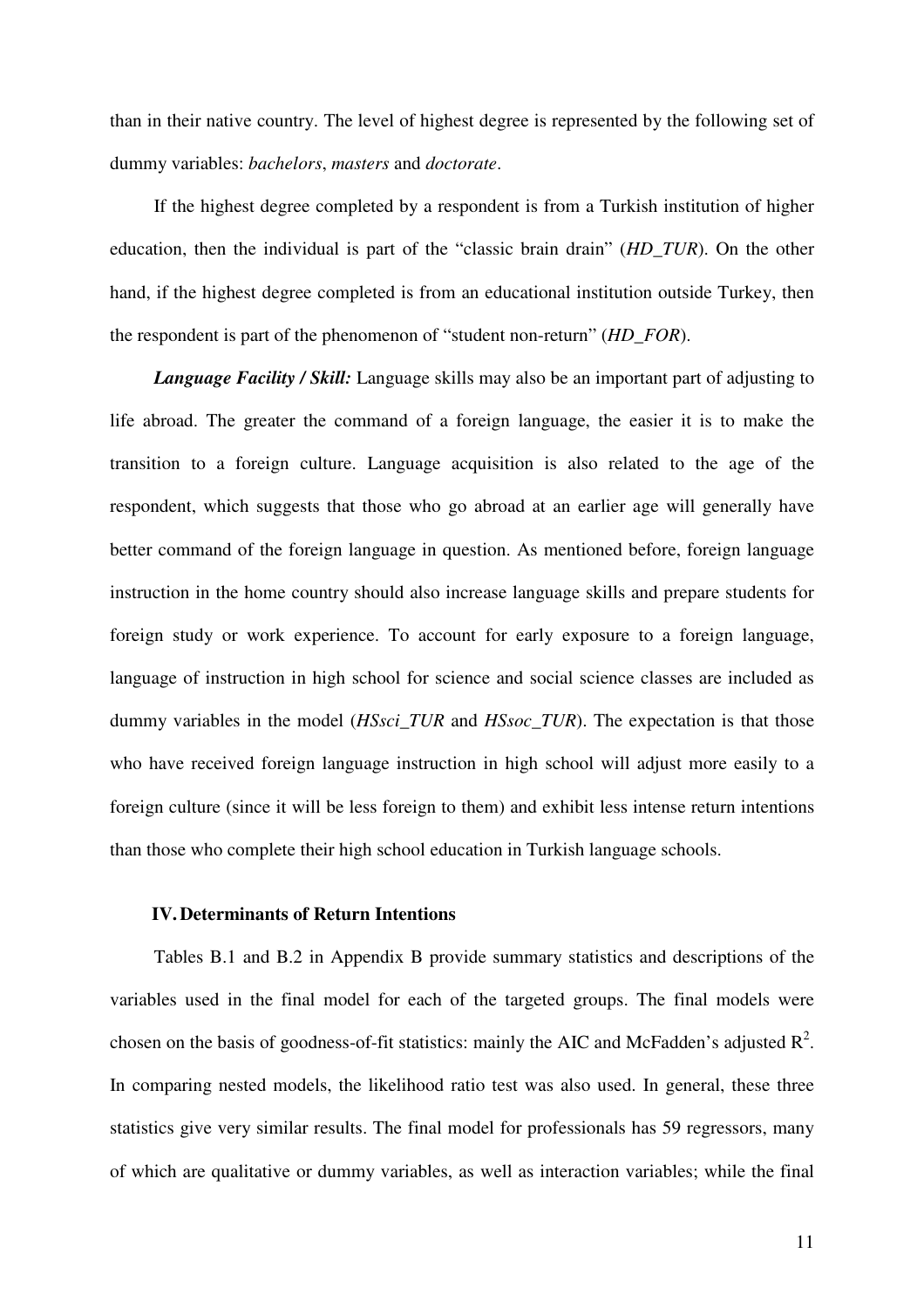than in their native country. The level of highest degree is represented by the following set of dummy variables: *bachelors*, *masters* and *doctorate*.

If the highest degree completed by a respondent is from a Turkish institution of higher education, then the individual is part of the "classic brain drain" (*HD_TUR*). On the other hand, if the highest degree completed is from an educational institution outside Turkey, then the respondent is part of the phenomenon of "student non-return" (*HD_FOR*).

***Language Facility / Skill:*** Language skills may also be an important part of adjusting to life abroad. The greater the command of a foreign language, the easier it is to make the transition to a foreign culture. Language acquisition is also related to the age of the respondent, which suggests that those who go abroad at an earlier age will generally have better command of the foreign language in question. As mentioned before, foreign language instruction in the home country should also increase language skills and prepare students for foreign study or work experience. To account for early exposure to a foreign language, language of instruction in high school for science and social science classes are included as dummy variables in the model (*HSsci_TUR* and *HSsoc_TUR*). The expectation is that those who have received foreign language instruction in high school will adjust more easily to a foreign culture (since it will be less foreign to them) and exhibit less intense return intentions than those who complete their high school education in Turkish language schools.

## IV. Determinants of Return Intentions

Tables B.1 and B.2 in Appendix B provide summary statistics and descriptions of the variables used in the final model for each of the targeted groups. The final models were chosen on the basis of goodness-of-fit statistics: mainly the AIC and McFadden's adjusted $R^2$. In comparing nested models, the likelihood ratio test was also used. In general, these three statistics give very similar results. The final model for professionals has 59 regressors, many of which are qualitative or dummy variables, as well as interaction variables; while the final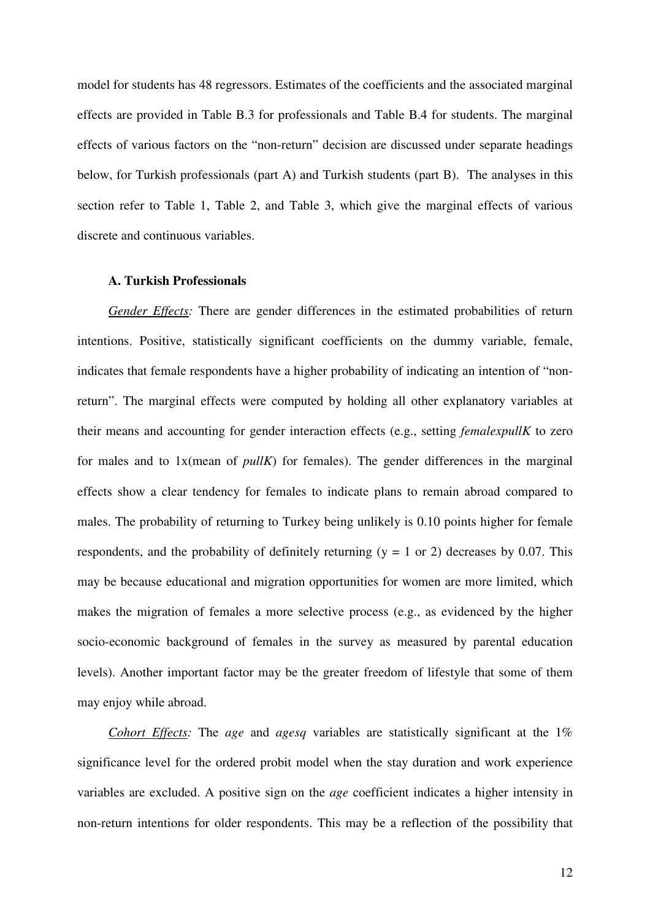model for students has 48 regressors. Estimates of the coefficients and the associated marginal effects are provided in Table B.3 for professionals and Table B.4 for students. The marginal effects of various factors on the "non-return" decision are discussed under separate headings below, for Turkish professionals (part A) and Turkish students (part B). The analyses in this section refer to Table 1, Table 2, and Table 3, which give the marginal effects of various discrete and continuous variables.

### A. Turkish Professionals

*Gender Effects:* There are gender differences in the estimated probabilities of return intentions. Positive, statistically significant coefficients on the dummy variable, female, indicates that female respondents have a higher probability of indicating an intention of "non-return". The marginal effects were computed by holding all other explanatory variables at their means and accounting for gender interaction effects (e.g., setting *femalexpullK* to zero for males and to 1x(mean of *pullK*) for females). The gender differences in the marginal effects show a clear tendency for females to indicate plans to remain abroad compared to males. The probability of returning to Turkey being unlikely is 0.10 points higher for female respondents, and the probability of definitely returning ($y = 1$ or $2$) decreases by 0.07. This may be because educational and migration opportunities for women are more limited, which makes the migration of females a more selective process (e.g., as evidenced by the higher socio-economic background of females in the survey as measured by parental education levels). Another important factor may be the greater freedom of lifestyle that some of them may enjoy while abroad.

*Cohort Effects:* The *age* and *agesq* variables are statistically significant at the 1% significance level for the ordered probit model when the stay duration and work experience variables are excluded. A positive sign on the *age* coefficient indicates a higher intensity in non-return intentions for older respondents. This may be a reflection of the possibility that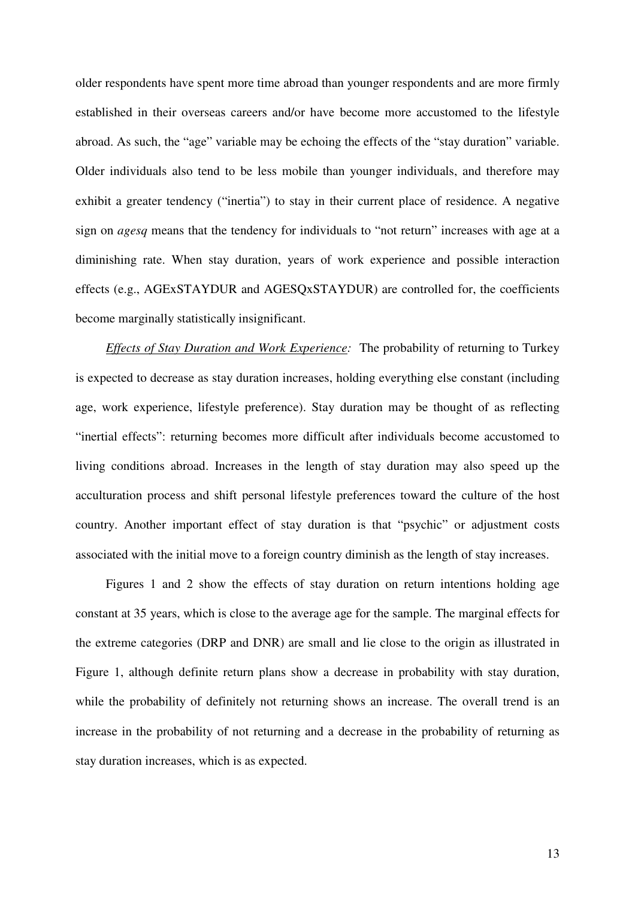older respondents have spent more time abroad than younger respondents and are more firmly established in their overseas careers and/or have become more accustomed to the lifestyle abroad. As such, the "age" variable may be echoing the effects of the "stay duration" variable. Older individuals also tend to be less mobile than younger individuals, and therefore may exhibit a greater tendency ("inertia") to stay in their current place of residence. A negative sign on *agesq* means that the tendency for individuals to "not return" increases with age at a diminishing rate. When stay duration, years of work experience and possible interaction effects (e.g., AGExSTAYDUR and AGESQxSTAYDUR) are controlled for, the coefficients become marginally statistically insignificant.

*Effects of Stay Duration and Work Experience:* The probability of returning to Turkey is expected to decrease as stay duration increases, holding everything else constant (including age, work experience, lifestyle preference). Stay duration may be thought of as reflecting "inertial effects": returning becomes more difficult after individuals become accustomed to living conditions abroad. Increases in the length of stay duration may also speed up the acculturation process and shift personal lifestyle preferences toward the culture of the host country. Another important effect of stay duration is that "psychic" or adjustment costs associated with the initial move to a foreign country diminish as the length of stay increases.

Figures 1 and 2 show the effects of stay duration on return intentions holding age constant at 35 years, which is close to the average age for the sample. The marginal effects for the extreme categories (DRP and DNR) are small and lie close to the origin as illustrated in Figure 1, although definite return plans show a decrease in probability with stay duration, while the probability of definitely not returning shows an increase. The overall trend is an increase in the probability of not returning and a decrease in the probability of returning as stay duration increases, which is as expected.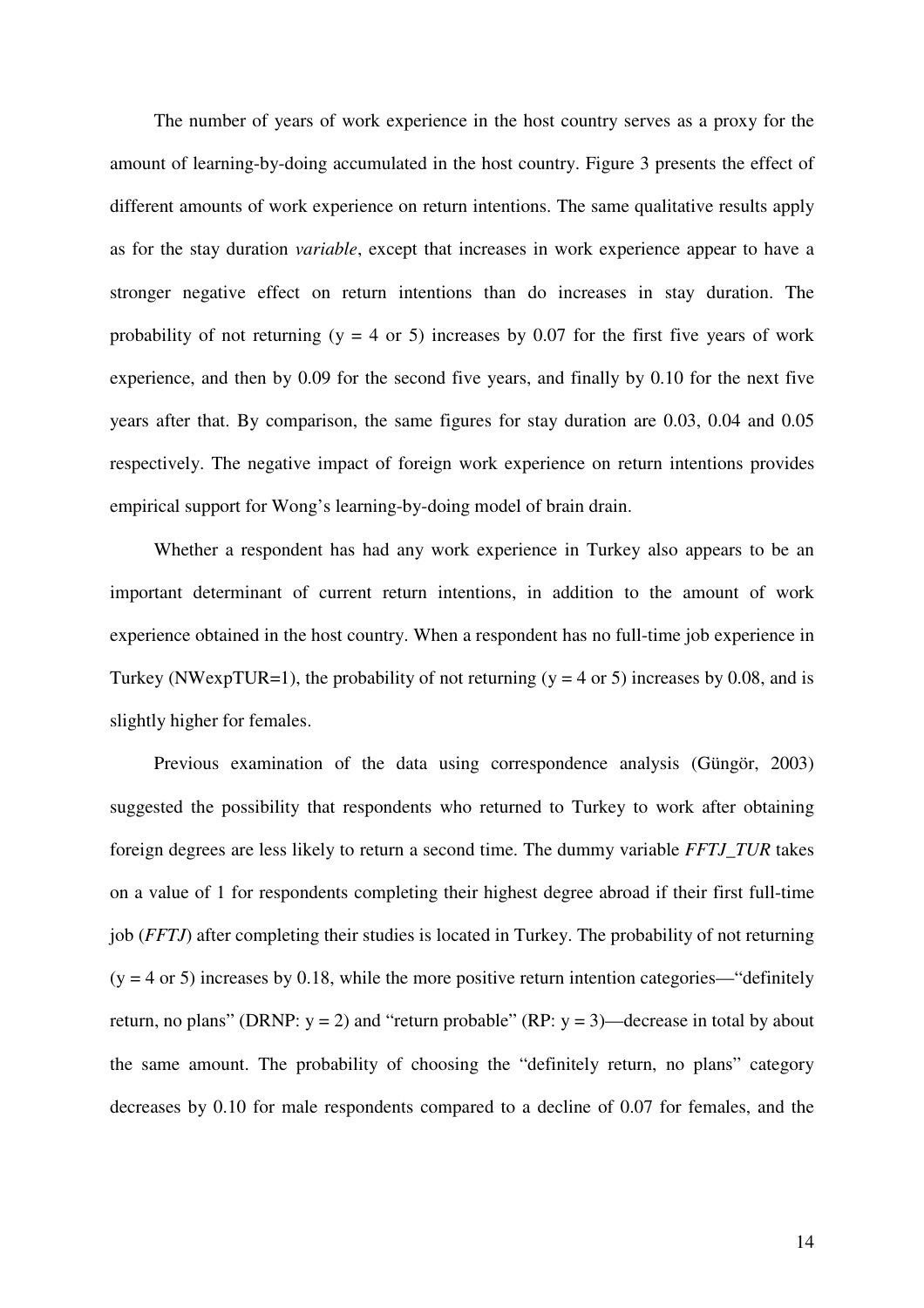The number of years of work experience in the host country serves as a proxy for the amount of learning-by-doing accumulated in the host country. Figure 3 presents the effect of different amounts of work experience on return intentions. The same qualitative results apply as for the stay duration *variable*, except that increases in work experience appear to have a stronger negative effect on return intentions than do increases in stay duration. The probability of not returning ($y = 4$ or 5) increases by 0.07 for the first five years of work experience, and then by 0.09 for the second five years, and finally by 0.10 for the next five years after that. By comparison, the same figures for stay duration are 0.03, 0.04 and 0.05 respectively. The negative impact of foreign work experience on return intentions provides empirical support for Wong's learning-by-doing model of brain drain.

Whether a respondent has had any work experience in Turkey also appears to be an important determinant of current return intentions, in addition to the amount of work experience obtained in the host country. When a respondent has no full-time job experience in Turkey (NWexpTUR=1), the probability of not returning ($y = 4$ or 5) increases by 0.08, and is slightly higher for females.

Previous examination of the data using correspondence analysis (Güngör, 2003) suggested the possibility that respondents who returned to Turkey to work after obtaining foreign degrees are less likely to return a second time. The dummy variable *FFTJ_TUR* takes on a value of 1 for respondents completing their highest degree abroad if their first full-time job (*FFTJ*) after completing their studies is located in Turkey. The probability of not returning ($y = 4$ or 5) increases by 0.18, while the more positive return intention categories—"definitely return, no plans" (DRNP: $y = 2$) and "return probable" (RP: $y = 3$)—decrease in total by about the same amount. The probability of choosing the "definitely return, no plans" category decreases by 0.10 for male respondents compared to a decline of 0.07 for females, and the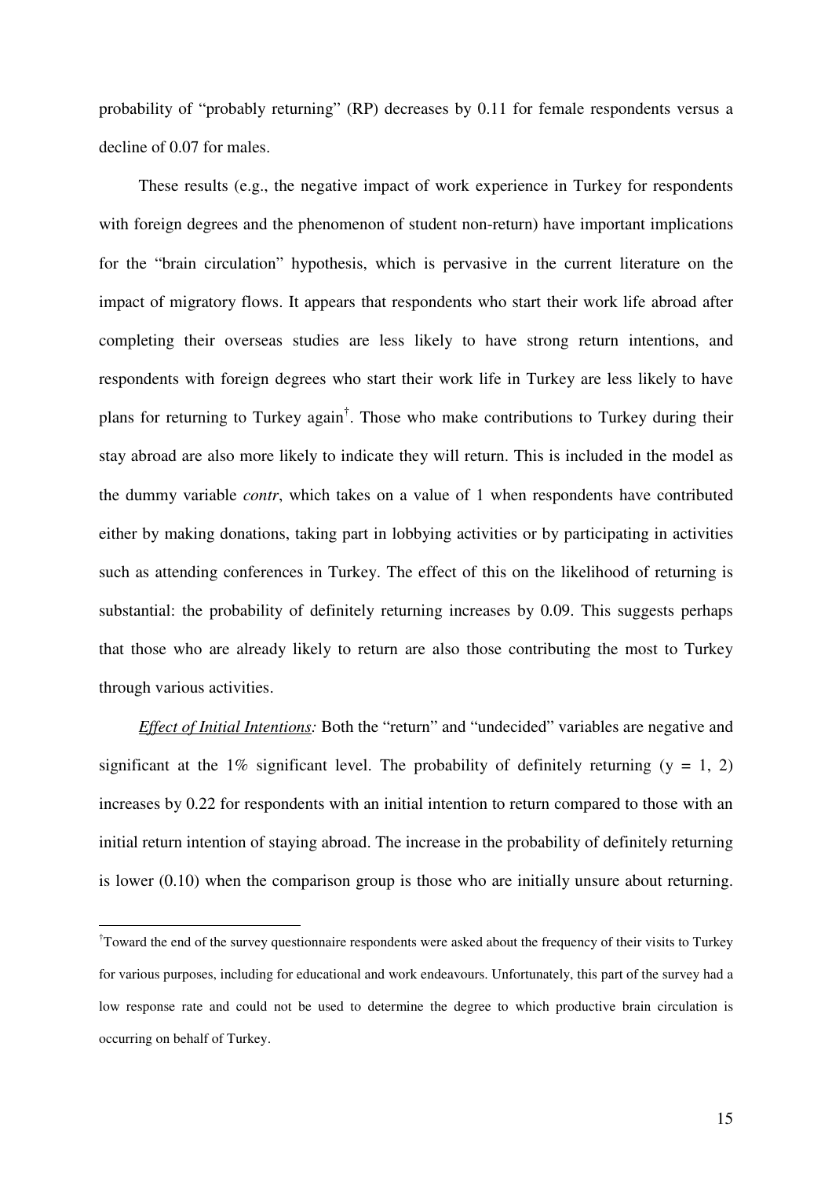probability of "probably returning" (RP) decreases by 0.11 for female respondents versus a decline of 0.07 for males.

These results (e.g., the negative impact of work experience in Turkey for respondents with foreign degrees and the phenomenon of student non-return) have important implications for the "brain circulation" hypothesis, which is pervasive in the current literature on the impact of migratory flows. It appears that respondents who start their work life abroad after completing their overseas studies are less likely to have strong return intentions, and respondents with foreign degrees who start their work life in Turkey are less likely to have plans for returning to Turkey again[†]. Those who make contributions to Turkey during their stay abroad are also more likely to indicate they will return. This is included in the model as the dummy variable *contr*, which takes on a value of 1 when respondents have contributed either by making donations, taking part in lobbying activities or by participating in activities such as attending conferences in Turkey. The effect of this on the likelihood of returning is substantial: the probability of definitely returning increases by 0.09. This suggests perhaps that those who are already likely to return are also those contributing the most to Turkey through various activities.

*Effect of Initial Intentions:* Both the "return" and "undecided" variables are negative and significant at the 1% significant level. The probability of definitely returning ($y = 1, 2$) increases by 0.22 for respondents with an initial intention to return compared to those with an initial return intention of staying abroad. The increase in the probability of definitely returning is lower (0.10) when the comparison group is those who are initially unsure about returning.

---

[†]Toward the end of the survey questionnaire respondents were asked about the frequency of their visits to Turkey for various purposes, including for educational and work endeavours. Unfortunately, this part of the survey had a low response rate and could not be used to determine the degree to which productive brain circulation is occurring on behalf of Turkey.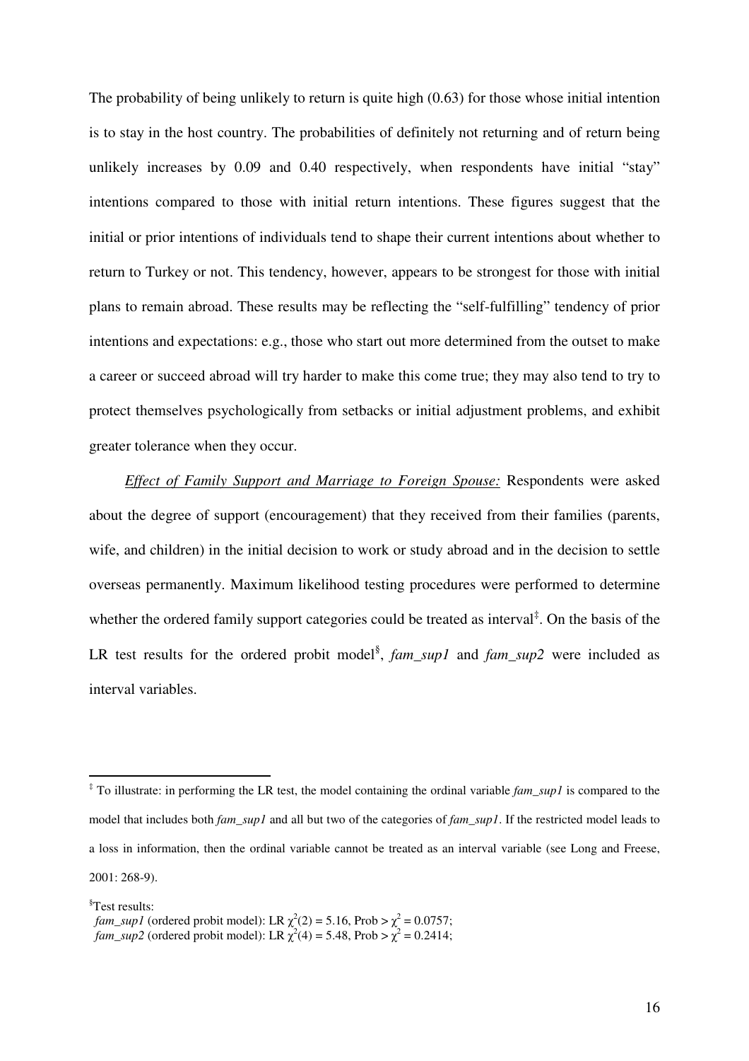The probability of being unlikely to return is quite high (0.63) for those whose initial intention is to stay in the host country. The probabilities of definitely not returning and of return being unlikely increases by 0.09 and 0.40 respectively, when respondents have initial "stay" intentions compared to those with initial return intentions. These figures suggest that the initial or prior intentions of individuals tend to shape their current intentions about whether to return to Turkey or not. This tendency, however, appears to be strongest for those with initial plans to remain abroad. These results may be reflecting the "self-fulfilling" tendency of prior intentions and expectations: e.g., those who start out more determined from the outset to make a career or succeed abroad will try harder to make this come true; they may also tend to try to protect themselves psychologically from setbacks or initial adjustment problems, and exhibit greater tolerance when they occur.

*Effect of Family Support and Marriage to Foreign Spouse:* Respondents were asked about the degree of support (encouragement) that they received from their families (parents, wife, and children) in the initial decision to work or study abroad and in the decision to settle overseas permanently. Maximum likelihood testing procedures were performed to determine whether the ordered family support categories could be treated as interval[‡]. On the basis of the LR test results for the ordered probit model[§], *fam_sup1* and *fam_sup2* were included as interval variables.

---

[‡] To illustrate: in performing the LR test, the model containing the ordinal variable *fam_sup1* is compared to the model that includes both *fam_sup1* and all but two of the categories of *fam_sup1*. If the restricted model leads to a loss in information, then the ordinal variable cannot be treated as an interval variable (see Long and Freese, 2001: 268-9).

[§] Test results:
*fam_sup1* (ordered probit model): LR $\chi^2(2) = 5.16$, Prob > $\chi^2 = 0.0757$;
*fam_sup2* (ordered probit model): LR $\chi^2(4) = 5.48$, Prob > $\chi^2 = 0.2414$;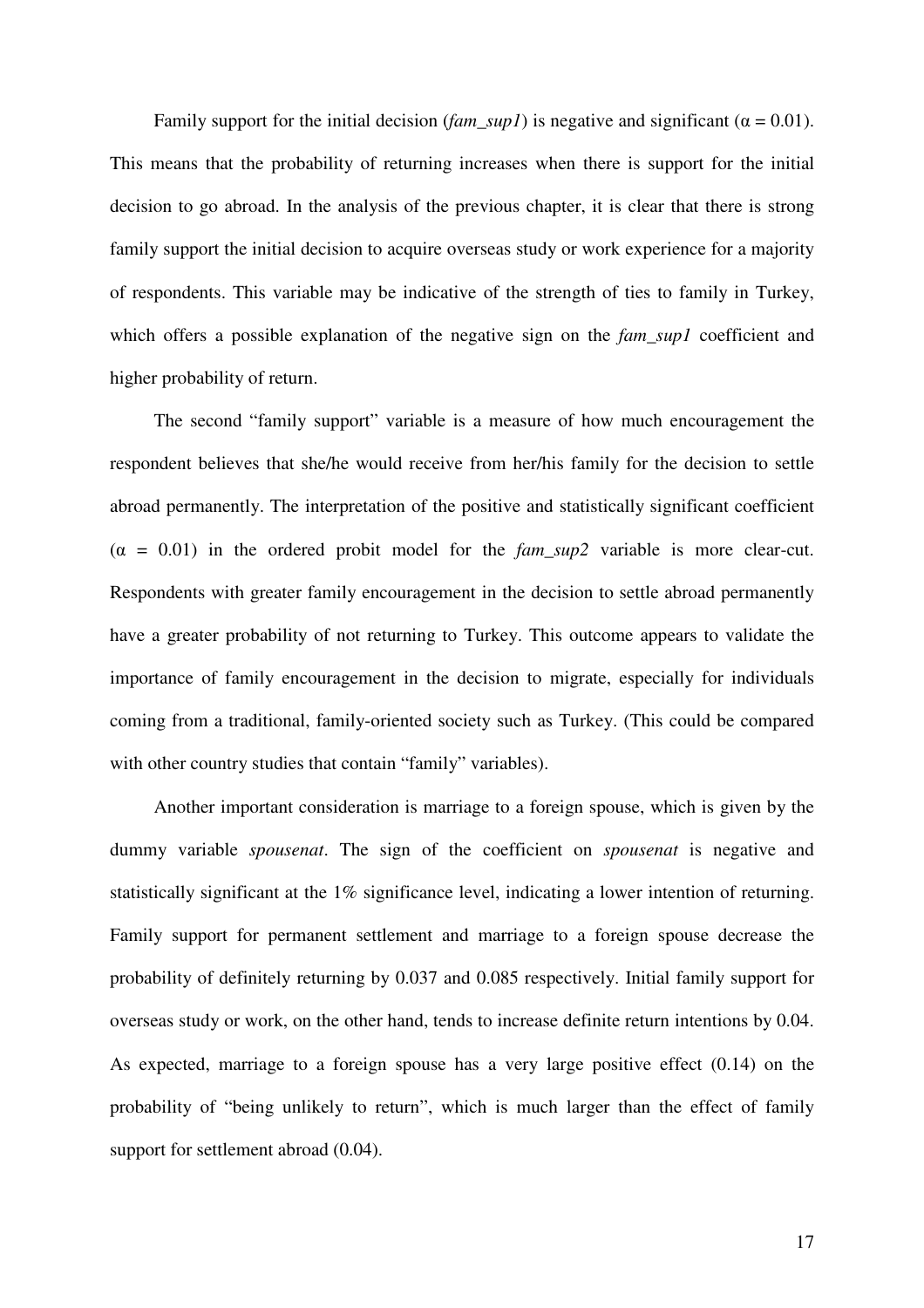Family support for the initial decision (*fam_sup1*) is negative and significant ($\alpha = 0.01$). This means that the probability of returning increases when there is support for the initial decision to go abroad. In the analysis of the previous chapter, it is clear that there is strong family support the initial decision to acquire overseas study or work experience for a majority of respondents. This variable may be indicative of the strength of ties to family in Turkey, which offers a possible explanation of the negative sign on the *fam_sup1* coefficient and higher probability of return.

The second "family support" variable is a measure of how much encouragement the respondent believes that she/he would receive from her/his family for the decision to settle abroad permanently. The interpretation of the positive and statistically significant coefficient ($\alpha = 0.01$) in the ordered probit model for the *fam_sup2* variable is more clear-cut. Respondents with greater family encouragement in the decision to settle abroad permanently have a greater probability of not returning to Turkey. This outcome appears to validate the importance of family encouragement in the decision to migrate, especially for individuals coming from a traditional, family-oriented society such as Turkey. (This could be compared with other country studies that contain "family" variables).

Another important consideration is marriage to a foreign spouse, which is given by the dummy variable *spousenat*. The sign of the coefficient on *spousenat* is negative and statistically significant at the 1% significance level, indicating a lower intention of returning. Family support for permanent settlement and marriage to a foreign spouse decrease the probability of definitely returning by 0.037 and 0.085 respectively. Initial family support for overseas study or work, on the other hand, tends to increase definite return intentions by 0.04. As expected, marriage to a foreign spouse has a very large positive effect (0.14) on the probability of "being unlikely to return", which is much larger than the effect of family support for settlement abroad (0.04).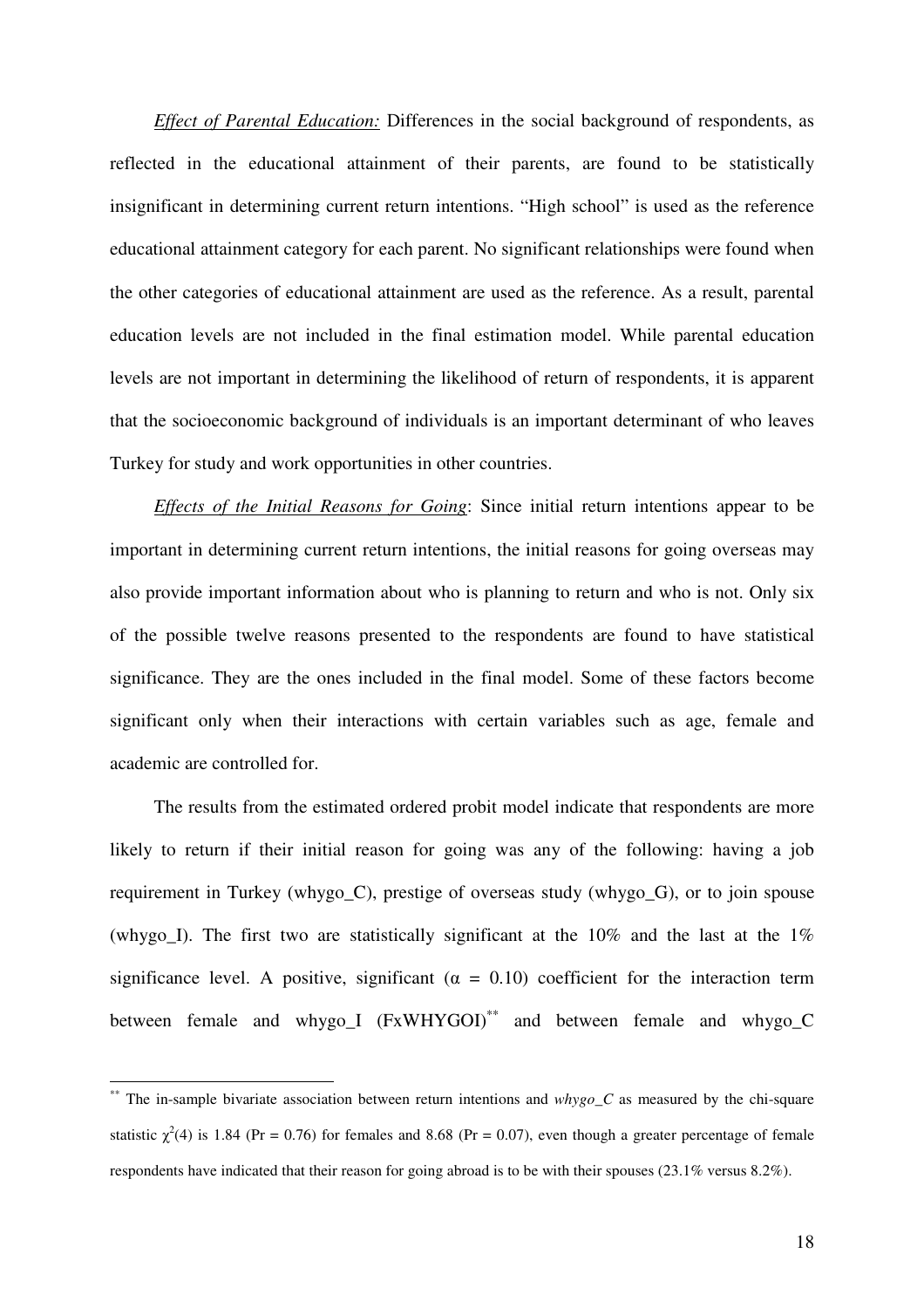*Effect of Parental Education:* Differences in the social background of respondents, as reflected in the educational attainment of their parents, are found to be statistically insignificant in determining current return intentions. "High school" is used as the reference educational attainment category for each parent. No significant relationships were found when the other categories of educational attainment are used as the reference. As a result, parental education levels are not included in the final estimation model. While parental education levels are not important in determining the likelihood of return of respondents, it is apparent that the socioeconomic background of individuals is an important determinant of who leaves Turkey for study and work opportunities in other countries.

*Effects of the Initial Reasons for Going*: Since initial return intentions appear to be important in determining current return intentions, the initial reasons for going overseas may also provide important information about who is planning to return and who is not. Only six of the possible twelve reasons presented to the respondents are found to have statistical significance. They are the ones included in the final model. Some of these factors become significant only when their interactions with certain variables such as age, female and academic are controlled for.

The results from the estimated ordered probit model indicate that respondents are more likely to return if their initial reason for going was any of the following: having a job requirement in Turkey (whygo_C), prestige of overseas study (whygo_G), or to join spouse (whygo_I). The first two are statistically significant at the 10% and the last at the 1% significance level. A positive, significant ($\alpha = 0.10$) coefficient for the interaction term between female and whygo_I (FxWHYGOI)[**] and between female and whygo_C

---

[**] The in-sample bivariate association between return intentions and *whygo_C* as measured by the chi-square statistic $\chi^2(4)$ is 1.84 (Pr = 0.76) for females and 8.68 (Pr = 0.07), even though a greater percentage of female respondents have indicated that their reason for going abroad is to be with their spouses (23.1% versus 8.2%).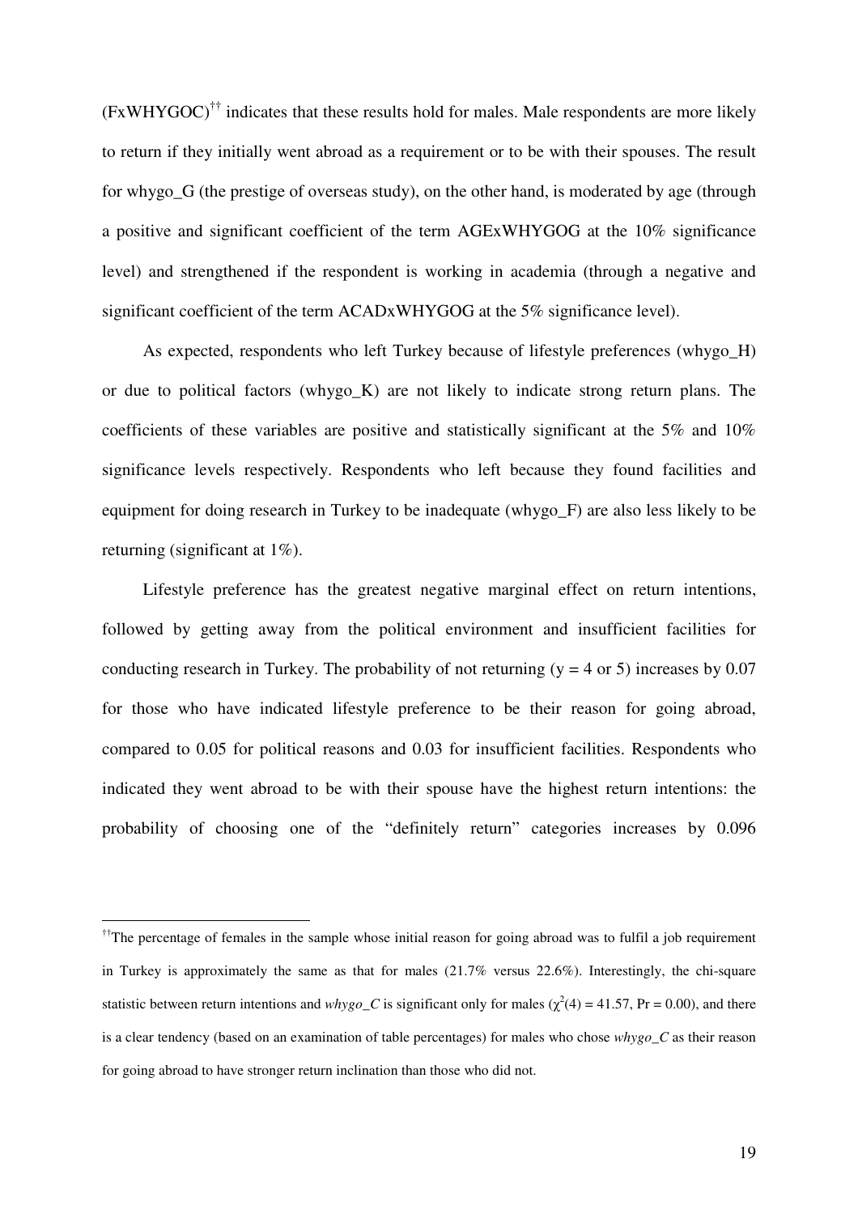(FxWHYGOC)[††] indicates that these results hold for males. Male respondents are more likely to return if they initially went abroad as a requirement or to be with their spouses. The result for whygo_G (the prestige of overseas study), on the other hand, is moderated by age (through a positive and significant coefficient of the term AGExWHYGOG at the 10% significance level) and strengthened if the respondent is working in academia (through a negative and significant coefficient of the term ACADxWHYGOG at the 5% significance level).

As expected, respondents who left Turkey because of lifestyle preferences (whygo_H) or due to political factors (whygo_K) are not likely to indicate strong return plans. The coefficients of these variables are positive and statistically significant at the 5% and 10% significance levels respectively. Respondents who left because they found facilities and equipment for doing research in Turkey to be inadequate (whygo_F) are also less likely to be returning (significant at 1%).

Lifestyle preference has the greatest negative marginal effect on return intentions, followed by getting away from the political environment and insufficient facilities for conducting research in Turkey. The probability of not returning (y = 4 or 5) increases by 0.07 for those who have indicated lifestyle preference to be their reason for going abroad, compared to 0.05 for political reasons and 0.03 for insufficient facilities. Respondents who indicated they went abroad to be with their spouse have the highest return intentions: the probability of choosing one of the "definitely return" categories increases by 0.096

---

[††]The percentage of females in the sample whose initial reason for going abroad was to fulfil a job requirement in Turkey is approximately the same as that for males (21.7% versus 22.6%). Interestingly, the chi-square statistic between return intentions and *whygo_C* is significant only for males ($\chi^2(4) = 41.57$, Pr = 0.00), and there is a clear tendency (based on an examination of table percentages) for males who chose *whygo_C* as their reason for going abroad to have stronger return inclination than those who did not.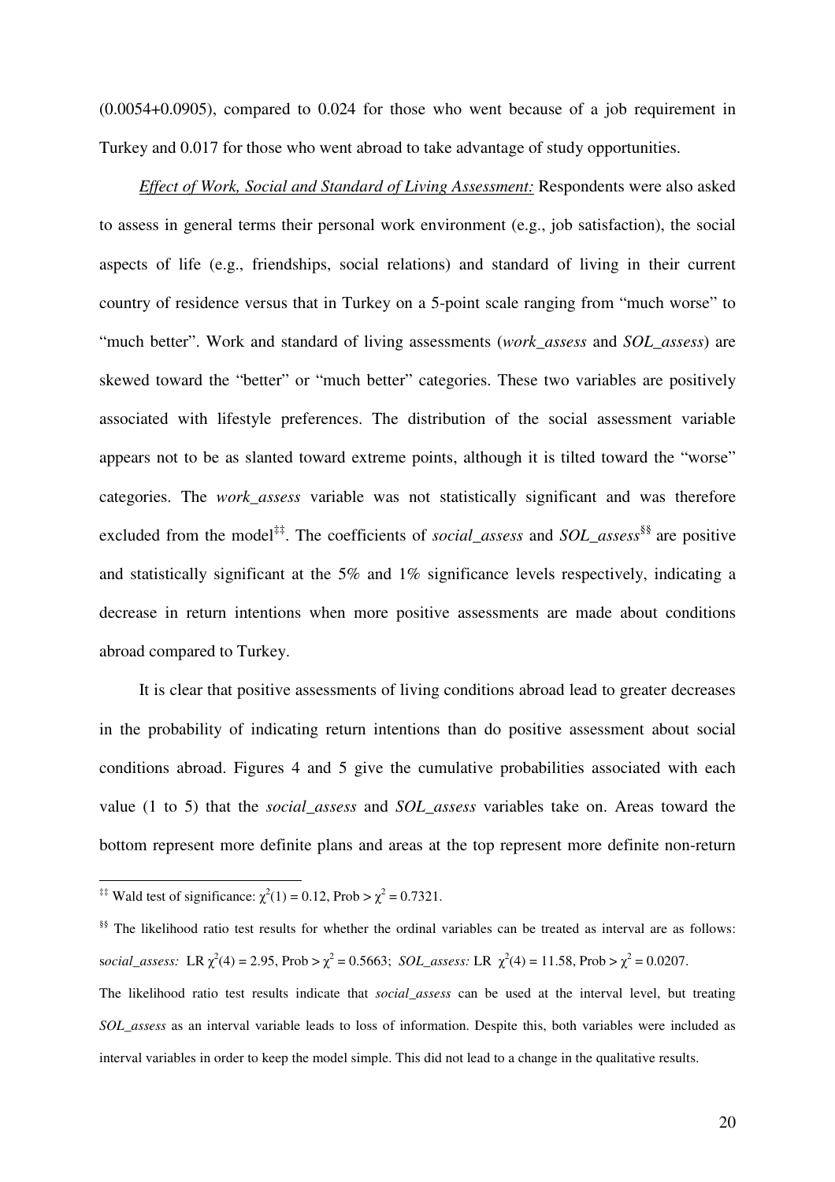(0.0054+0.0905), compared to 0.024 for those who went because of a job requirement in Turkey and 0.017 for those who went abroad to take advantage of study opportunities.

*Effect of Work, Social and Standard of Living Assessment:* Respondents were also asked to assess in general terms their personal work environment (e.g., job satisfaction), the social aspects of life (e.g., friendships, social relations) and standard of living in their current country of residence versus that in Turkey on a 5-point scale ranging from "much worse" to "much better". Work and standard of living assessments (*work_assess* and *SOL_assess*) are skewed toward the "better" or "much better" categories. These two variables are positively associated with lifestyle preferences. The distribution of the social assessment variable appears not to be as slanted toward extreme points, although it is tilted toward the "worse" categories. The *work_assess* variable was not statistically significant and was therefore excluded from the model[‡‡]. The coefficients of *social_assess* and *SOL_assess*[§§] are positive and statistically significant at the 5% and 1% significance levels respectively, indicating a decrease in return intentions when more positive assessments are made about conditions abroad compared to Turkey.

It is clear that positive assessments of living conditions abroad lead to greater decreases in the probability of indicating return intentions than do positive assessment about social conditions abroad. Figures 4 and 5 give the cumulative probabilities associated with each value (1 to 5) that the *social_assess* and *SOL_assess* variables take on. Areas toward the bottom represent more definite plans and areas at the top represent more definite non-return

---

[‡‡] Wald test of significance: $\chi^2(1) = 0.12$, Prob > $\chi^2 = 0.7321$.

[§§] The likelihood ratio test results for whether the ordinal variables can be treated as interval are as follows: *social_assess:* LR $\chi^2(4) = 2.95$, Prob > $\chi^2 = 0.5663$; *SOL_assess:* LR $\chi^2(4) = 11.58$, Prob > $\chi^2 = 0.0207$.

The likelihood ratio test results indicate that *social_assess* can be used at the interval level, but treating *SOL_assess* as an interval variable leads to loss of information. Despite this, both variables were included as interval variables in order to keep the model simple. This did not lead to a change in the qualitative results.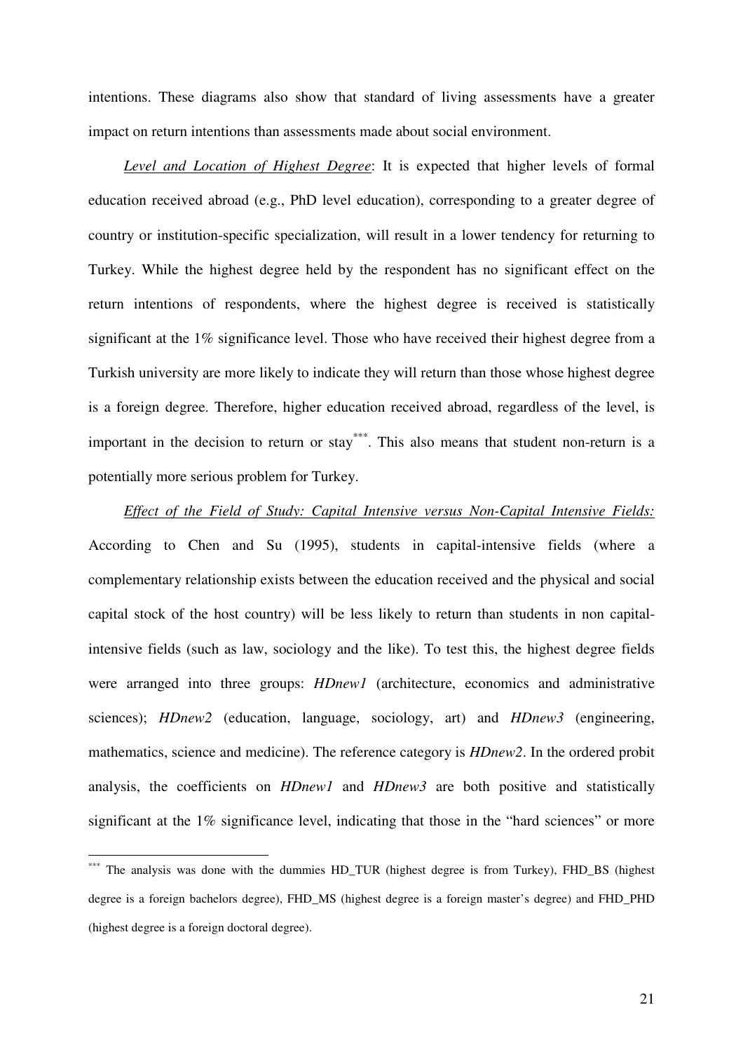intentions. These diagrams also show that standard of living assessments have a greater impact on return intentions than assessments made about social environment.

*Level and Location of Highest Degree*: It is expected that higher levels of formal education received abroad (e.g., PhD level education), corresponding to a greater degree of country or institution-specific specialization, will result in a lower tendency for returning to Turkey. While the highest degree held by the respondent has no significant effect on the return intentions of respondents, where the highest degree is received is statistically significant at the 1% significance level. Those who have received their highest degree from a Turkish university are more likely to indicate they will return than those whose highest degree is a foreign degree. Therefore, higher education received abroad, regardless of the level, is important in the decision to return or stay[***]. This also means that student non-return is a potentially more serious problem for Turkey.

*Effect of the Field of Study: Capital Intensive versus Non-Capital Intensive Fields:* According to Chen and Su (1995), students in capital-intensive fields (where a complementary relationship exists between the education received and the physical and social capital stock of the host country) will be less likely to return than students in non capital-intensive fields (such as law, sociology and the like). To test this, the highest degree fields were arranged into three groups: *HDnew1* (architecture, economics and administrative sciences); *HDnew2* (education, language, sociology, art) and *HDnew3* (engineering, mathematics, science and medicine). The reference category is *HDnew2*. In the ordered probit analysis, the coefficients on *HDnew1* and *HDnew3* are both positive and statistically significant at the 1% significance level, indicating that those in the "hard sciences" or more

---

[***] The analysis was done with the dummies HD_TUR (highest degree is from Turkey), FHD_BS (highest degree is a foreign bachelors degree), FHD_MS (highest degree is a foreign master's degree) and FHD_PHD (highest degree is a foreign doctoral degree).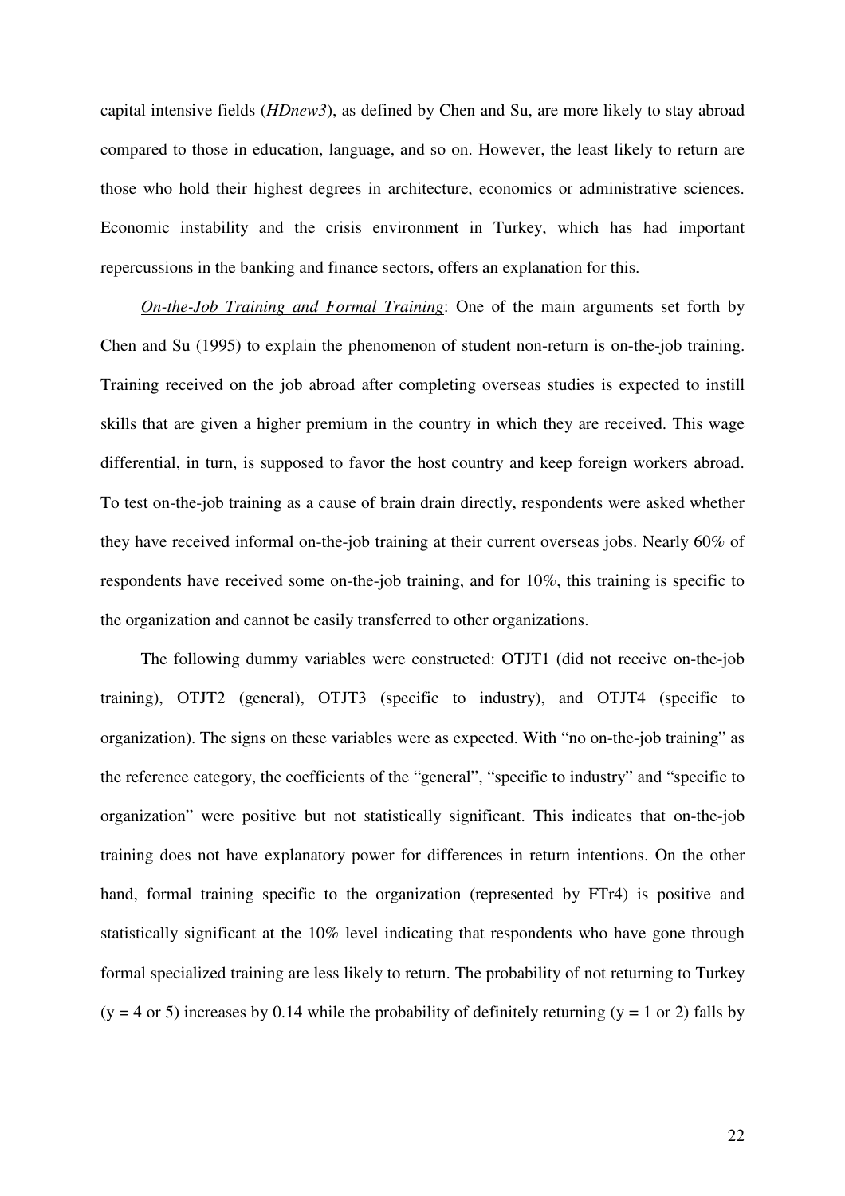capital intensive fields (*HDnew3*), as defined by Chen and Su, are more likely to stay abroad compared to those in education, language, and so on. However, the least likely to return are those who hold their highest degrees in architecture, economics or administrative sciences. Economic instability and the crisis environment in Turkey, which has had important repercussions in the banking and finance sectors, offers an explanation for this.

*On-the-Job Training and Formal Training*: One of the main arguments set forth by Chen and Su (1995) to explain the phenomenon of student non-return is on-the-job training. Training received on the job abroad after completing overseas studies is expected to instill skills that are given a higher premium in the country in which they are received. This wage differential, in turn, is supposed to favor the host country and keep foreign workers abroad. To test on-the-job training as a cause of brain drain directly, respondents were asked whether they have received informal on-the-job training at their current overseas jobs. Nearly 60% of respondents have received some on-the-job training, and for 10%, this training is specific to the organization and cannot be easily transferred to other organizations.

The following dummy variables were constructed: OTJT1 (did not receive on-the-job training), OTJT2 (general), OTJT3 (specific to industry), and OTJT4 (specific to organization). The signs on these variables were as expected. With "no on-the-job training" as the reference category, the coefficients of the "general", "specific to industry" and "specific to organization" were positive but not statistically significant. This indicates that on-the-job training does not have explanatory power for differences in return intentions. On the other hand, formal training specific to the organization (represented by FTr4) is positive and statistically significant at the 10% level indicating that respondents who have gone through formal specialized training are less likely to return. The probability of not returning to Turkey ($y = 4$ or 5) increases by 0.14 while the probability of definitely returning ($y = 1$ or 2) falls by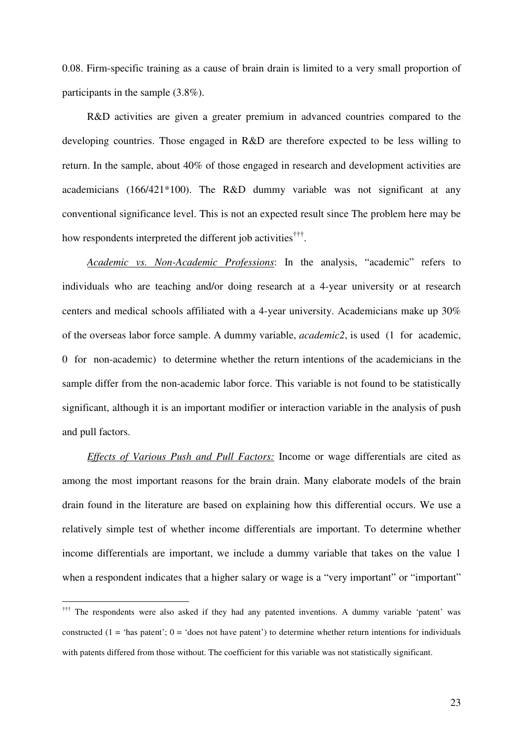0.08. Firm-specific training as a cause of brain drain is limited to a very small proportion of participants in the sample (3.8%).

R&D activities are given a greater premium in advanced countries compared to the developing countries. Those engaged in R&D are therefore expected to be less willing to return. In the sample, about 40% of those engaged in research and development activities are academicians (166/421*100). The R&D dummy variable was not significant at any conventional significance level. This is not an expected result since The problem here may be how respondents interpreted the different job activities[†††].

*Academic vs. Non-Academic Professions*: In the analysis, "academic" refers to individuals who are teaching and/or doing research at a 4-year university or at research centers and medical schools affiliated with a 4-year university. Academicians make up 30% of the overseas labor force sample. A dummy variable, *academic2*, is used (1 for academic, 0 for non-academic) to determine whether the return intentions of the academicians in the sample differ from the non-academic labor force. This variable is not found to be statistically significant, although it is an important modifier or interaction variable in the analysis of push and pull factors.

*Effects of Various Push and Pull Factors:* Income or wage differentials are cited as among the most important reasons for the brain drain. Many elaborate models of the brain drain found in the literature are based on explaining how this differential occurs. We use a relatively simple test of whether income differentials are important. To determine whether income differentials are important, we include a dummy variable that takes on the value 1 when a respondent indicates that a higher salary or wage is a "very important" or "important"

---

[†††] The respondents were also asked if they had any patented inventions. A dummy variable 'patent' was constructed (1 = 'has patent'; 0 = 'does not have patent') to determine whether return intentions for individuals with patents differed from those without. The coefficient for this variable was not statistically significant.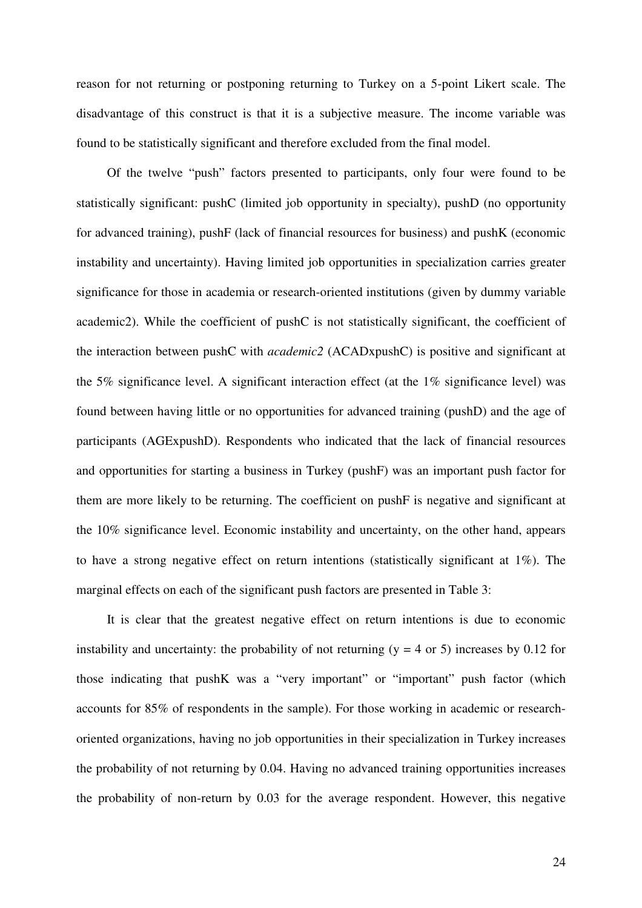reason for not returning or postponing returning to Turkey on a 5-point Likert scale. The disadvantage of this construct is that it is a subjective measure. The income variable was found to be statistically significant and therefore excluded from the final model.

Of the twelve "push" factors presented to participants, only four were found to be statistically significant: pushC (limited job opportunity in specialty), pushD (no opportunity for advanced training), pushF (lack of financial resources for business) and pushK (economic instability and uncertainty). Having limited job opportunities in specialization carries greater significance for those in academia or research-oriented institutions (given by dummy variable academic2). While the coefficient of pushC is not statistically significant, the coefficient of the interaction between pushC with *academic2* (ACADxpushC) is positive and significant at the 5% significance level. A significant interaction effect (at the 1% significance level) was found between having little or no opportunities for advanced training (pushD) and the age of participants (AGExpushD). Respondents who indicated that the lack of financial resources and opportunities for starting a business in Turkey (pushF) was an important push factor for them are more likely to be returning. The coefficient on pushF is negative and significant at the 10% significance level. Economic instability and uncertainty, on the other hand, appears to have a strong negative effect on return intentions (statistically significant at 1%). The marginal effects on each of the significant push factors are presented in Table 3:

It is clear that the greatest negative effect on return intentions is due to economic instability and uncertainty: the probability of not returning ($y = 4$ or $5$) increases by 0.12 for those indicating that pushK was a "very important" or "important" push factor (which accounts for 85% of respondents in the sample). For those working in academic or research-oriented organizations, having no job opportunities in their specialization in Turkey increases the probability of not returning by 0.04. Having no advanced training opportunities increases the probability of non-return by 0.03 for the average respondent. However, this negative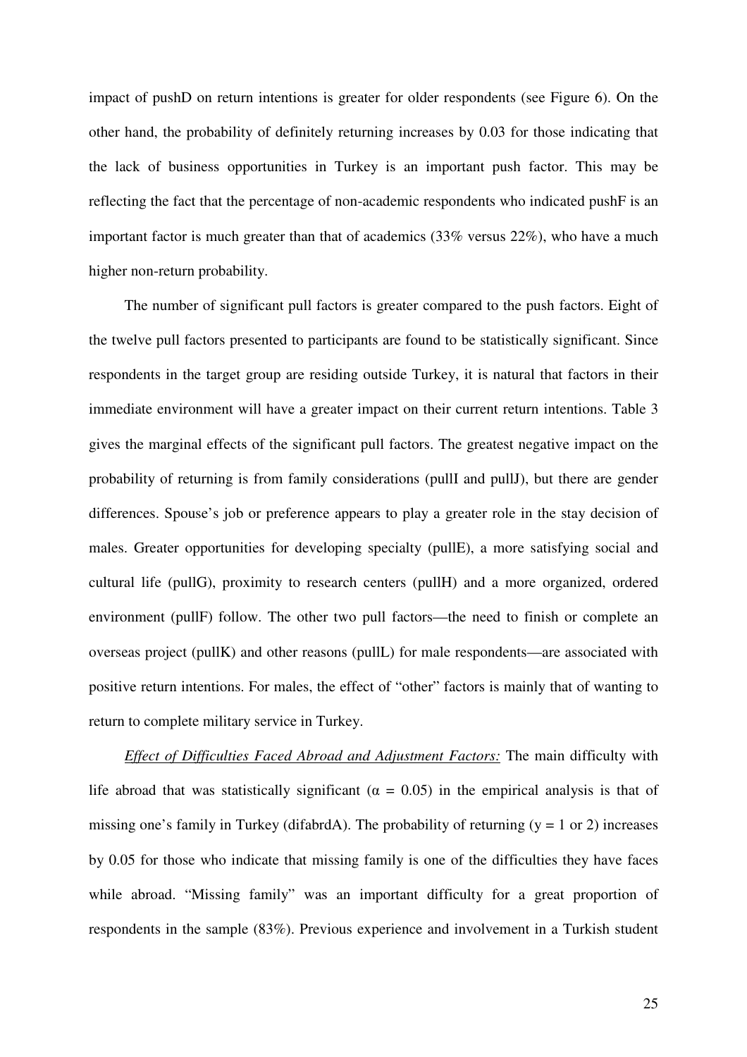impact of pushD on return intentions is greater for older respondents (see Figure 6). On the other hand, the probability of definitely returning increases by 0.03 for those indicating that the lack of business opportunities in Turkey is an important push factor. This may be reflecting the fact that the percentage of non-academic respondents who indicated pushF is an important factor is much greater than that of academics (33% versus 22%), who have a much higher non-return probability.

The number of significant pull factors is greater compared to the push factors. Eight of the twelve pull factors presented to participants are found to be statistically significant. Since respondents in the target group are residing outside Turkey, it is natural that factors in their immediate environment will have a greater impact on their current return intentions. Table 3 gives the marginal effects of the significant pull factors. The greatest negative impact on the probability of returning is from family considerations (pullI and pullJ), but there are gender differences. Spouse's job or preference appears to play a greater role in the stay decision of males. Greater opportunities for developing specialty (pullE), a more satisfying social and cultural life (pullG), proximity to research centers (pullH) and a more organized, ordered environment (pullF) follow. The other two pull factors—the need to finish or complete an overseas project (pullK) and other reasons (pullL) for male respondents—are associated with positive return intentions. For males, the effect of "other" factors is mainly that of wanting to return to complete military service in Turkey.

*Effect of Difficulties Faced Abroad and Adjustment Factors:* The main difficulty with life abroad that was statistically significant ($\alpha = 0.05$) in the empirical analysis is that of missing one's family in Turkey (difabrdA). The probability of returning ($y = 1$ or $2$) increases by 0.05 for those who indicate that missing family is one of the difficulties they have faces while abroad. "Missing family" was an important difficulty for a great proportion of respondents in the sample (83%). Previous experience and involvement in a Turkish student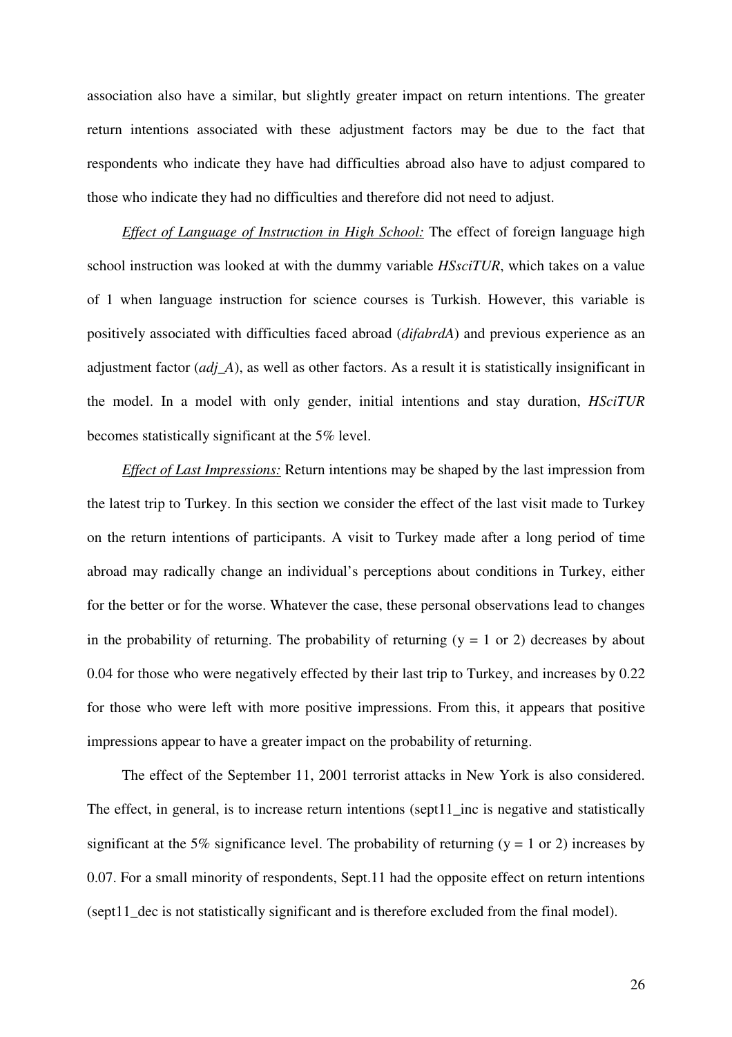association also have a similar, but slightly greater impact on return intentions. The greater return intentions associated with these adjustment factors may be due to the fact that respondents who indicate they have had difficulties abroad also have to adjust compared to those who indicate they had no difficulties and therefore did not need to adjust.

*Effect of Language of Instruction in High School:* The effect of foreign language high school instruction was looked at with the dummy variable *HSsciTUR*, which takes on a value of 1 when language instruction for science courses is Turkish. However, this variable is positively associated with difficulties faced abroad (*difabrdA*) and previous experience as an adjustment factor (*adj_A*), as well as other factors. As a result it is statistically insignificant in the model. In a model with only gender, initial intentions and stay duration, *HSciTUR* becomes statistically significant at the 5% level.

*Effect of Last Impressions:* Return intentions may be shaped by the last impression from the latest trip to Turkey. In this section we consider the effect of the last visit made to Turkey on the return intentions of participants. A visit to Turkey made after a long period of time abroad may radically change an individual's perceptions about conditions in Turkey, either for the better or for the worse. Whatever the case, these personal observations lead to changes in the probability of returning. The probability of returning ($y = 1$ or $2$) decreases by about 0.04 for those who were negatively effected by their last trip to Turkey, and increases by 0.22 for those who were left with more positive impressions. From this, it appears that positive impressions appear to have a greater impact on the probability of returning.

The effect of the September 11, 2001 terrorist attacks in New York is also considered. The effect, in general, is to increase return intentions (sept11_inc is negative and statistically significant at the 5% significance level. The probability of returning ($y = 1$ or $2$) increases by 0.07. For a small minority of respondents, Sept.11 had the opposite effect on return intentions (sept11_dec is not statistically significant and is therefore excluded from the final model).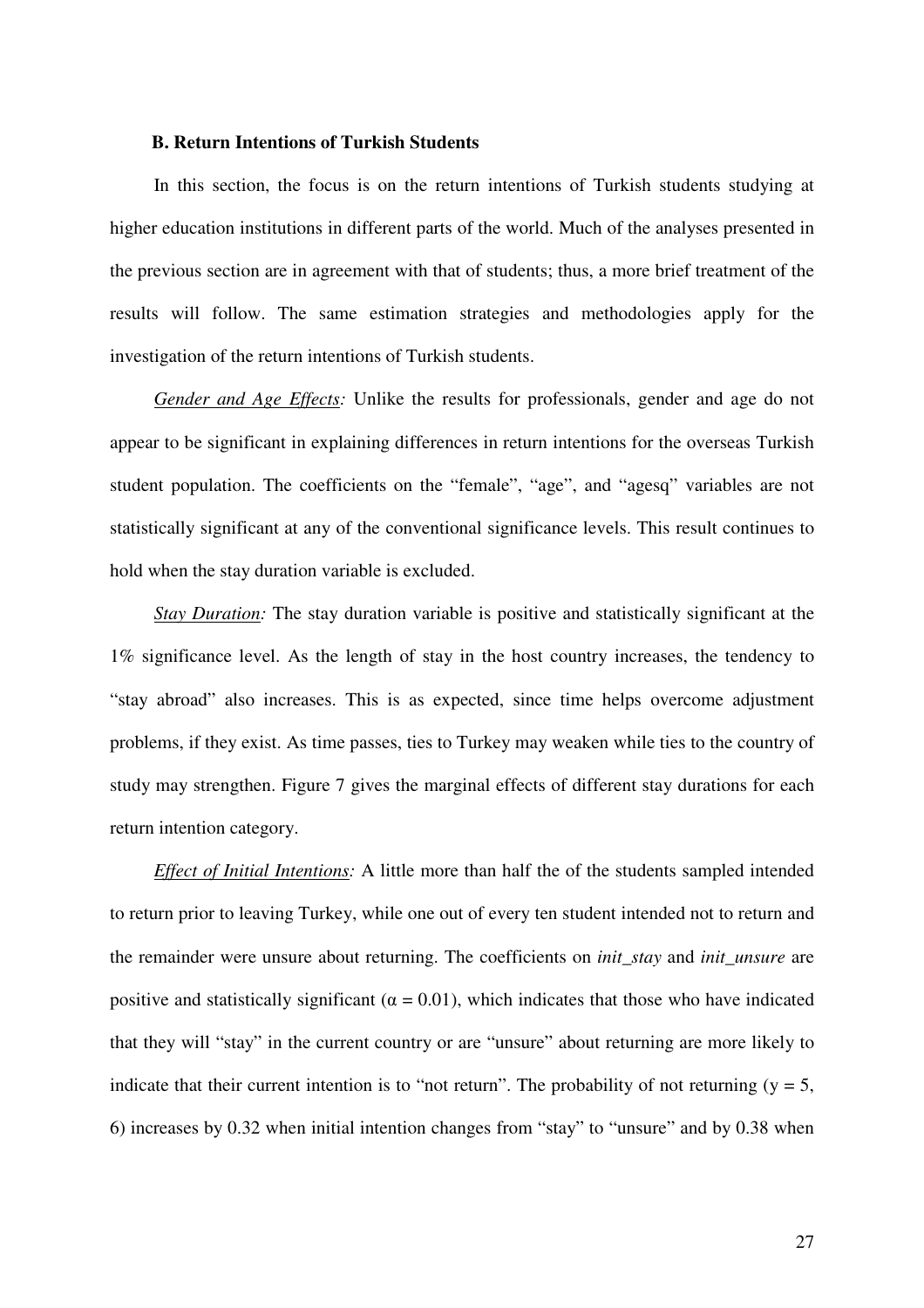### B. Return Intentions of Turkish Students

In this section, the focus is on the return intentions of Turkish students studying at higher education institutions in different parts of the world. Much of the analyses presented in the previous section are in agreement with that of students; thus, a more brief treatment of the results will follow. The same estimation strategies and methodologies apply for the investigation of the return intentions of Turkish students.

*Gender and Age Effects:* Unlike the results for professionals, gender and age do not appear to be significant in explaining differences in return intentions for the overseas Turkish student population. The coefficients on the "female", "age", and "agesq" variables are not statistically significant at any of the conventional significance levels. This result continues to hold when the stay duration variable is excluded.

*Stay Duration:* The stay duration variable is positive and statistically significant at the 1% significance level. As the length of stay in the host country increases, the tendency to "stay abroad" also increases. This is as expected, since time helps overcome adjustment problems, if they exist. As time passes, ties to Turkey may weaken while ties to the country of study may strengthen. Figure 7 gives the marginal effects of different stay durations for each return intention category.

*Effect of Initial Intentions:* A little more than half the of the students sampled intended to return prior to leaving Turkey, while one out of every ten student intended not to return and the remainder were unsure about returning. The coefficients on *init_stay* and *init_unsure* are positive and statistically significant ($\alpha = 0.01$), which indicates that those who have indicated that they will "stay" in the current country or are "unsure" about returning are more likely to indicate that their current intention is to "not return". The probability of not returning ($y = 5, 6$) increases by 0.32 when initial intention changes from "stay" to "unsure" and by 0.38 when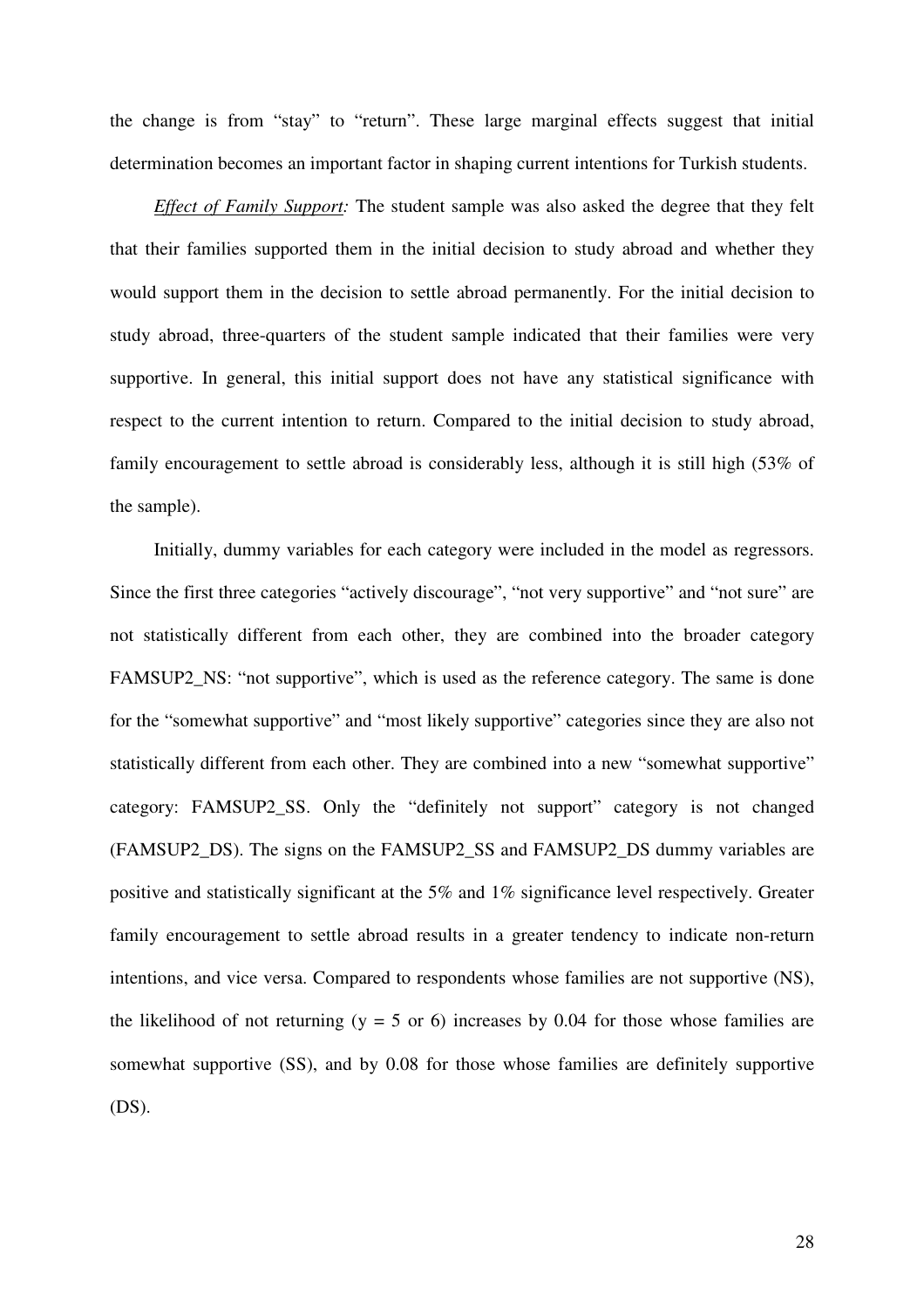the change is from "stay" to "return". These large marginal effects suggest that initial determination becomes an important factor in shaping current intentions for Turkish students.

*Effect of Family Support:* The student sample was also asked the degree that they felt that their families supported them in the initial decision to study abroad and whether they would support them in the decision to settle abroad permanently. For the initial decision to study abroad, three-quarters of the student sample indicated that their families were very supportive. In general, this initial support does not have any statistical significance with respect to the current intention to return. Compared to the initial decision to study abroad, family encouragement to settle abroad is considerably less, although it is still high (53% of the sample).

Initially, dummy variables for each category were included in the model as regressors. Since the first three categories "actively discourage", "not very supportive" and "not sure" are not statistically different from each other, they are combined into the broader category FAMSUP2_NS: "not supportive", which is used as the reference category. The same is done for the "somewhat supportive" and "most likely supportive" categories since they are also not statistically different from each other. They are combined into a new "somewhat supportive" category: FAMSUP2_SS. Only the "definitely not support" category is not changed (FAMSUP2_DS). The signs on the FAMSUP2_SS and FAMSUP2_DS dummy variables are positive and statistically significant at the 5% and 1% significance level respectively. Greater family encouragement to settle abroad results in a greater tendency to indicate non-return intentions, and vice versa. Compared to respondents whose families are not supportive (NS), the likelihood of not returning ($y = 5$ or $6$) increases by 0.04 for those whose families are somewhat supportive (SS), and by 0.08 for those whose families are definitely supportive (DS).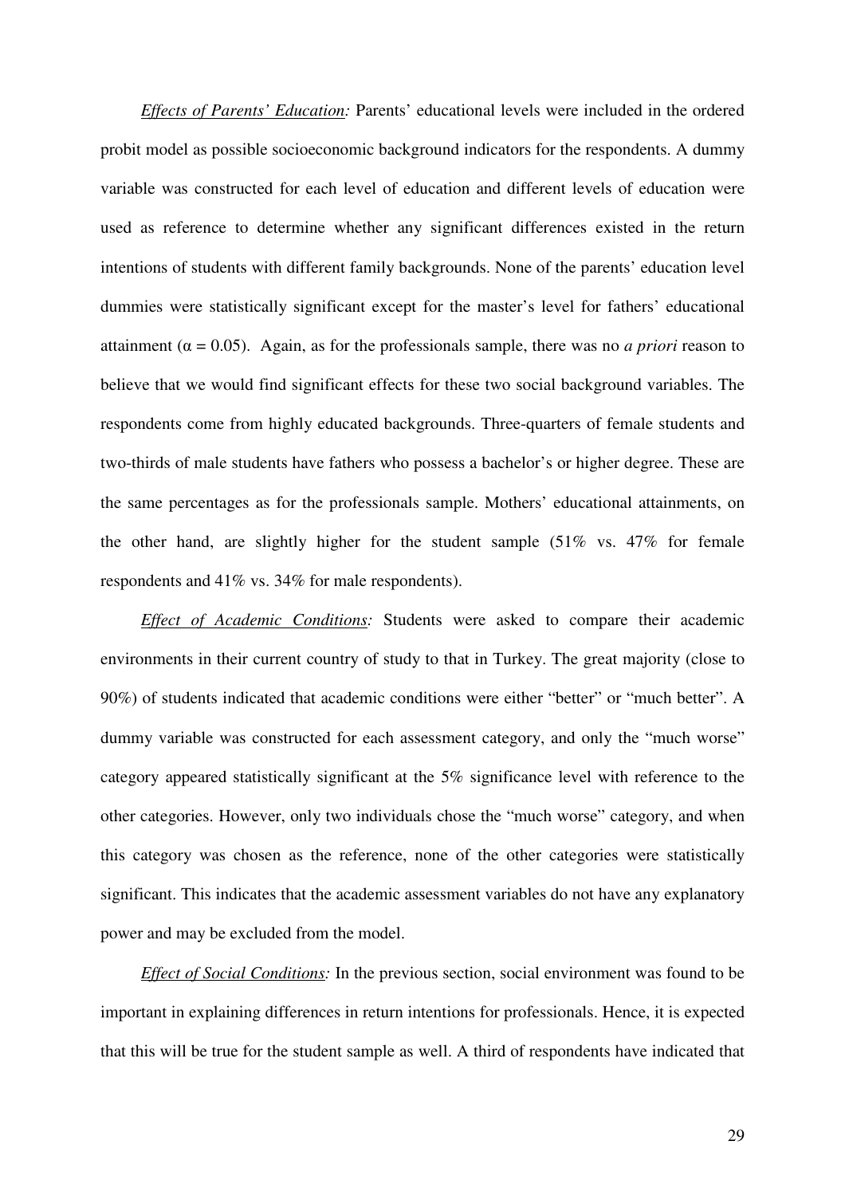*<u>Effects of Parents' Education</u>:* Parents' educational levels were included in the ordered probit model as possible socioeconomic background indicators for the respondents. A dummy variable was constructed for each level of education and different levels of education were used as reference to determine whether any significant differences existed in the return intentions of students with different family backgrounds. None of the parents' education level dummies were statistically significant except for the master's level for fathers' educational attainment ($\alpha = 0.05$). Again, as for the professionals sample, there was no *a priori* reason to believe that we would find significant effects for these two social background variables. The respondents come from highly educated backgrounds. Three-quarters of female students and two-thirds of male students have fathers who possess a bachelor's or higher degree. These are the same percentages as for the professionals sample. Mothers' educational attainments, on the other hand, are slightly higher for the student sample (51% vs. 47% for female respondents and 41% vs. 34% for male respondents).

*<u>Effect of Academic Conditions</u>:* Students were asked to compare their academic environments in their current country of study to that in Turkey. The great majority (close to 90%) of students indicated that academic conditions were either "better" or "much better". A dummy variable was constructed for each assessment category, and only the "much worse" category appeared statistically significant at the 5% significance level with reference to the other categories. However, only two individuals chose the "much worse" category, and when this category was chosen as the reference, none of the other categories were statistically significant. This indicates that the academic assessment variables do not have any explanatory power and may be excluded from the model.

*<u>Effect of Social Conditions</u>:* In the previous section, social environment was found to be important in explaining differences in return intentions for professionals. Hence, it is expected that this will be true for the student sample as well. A third of respondents have indicated that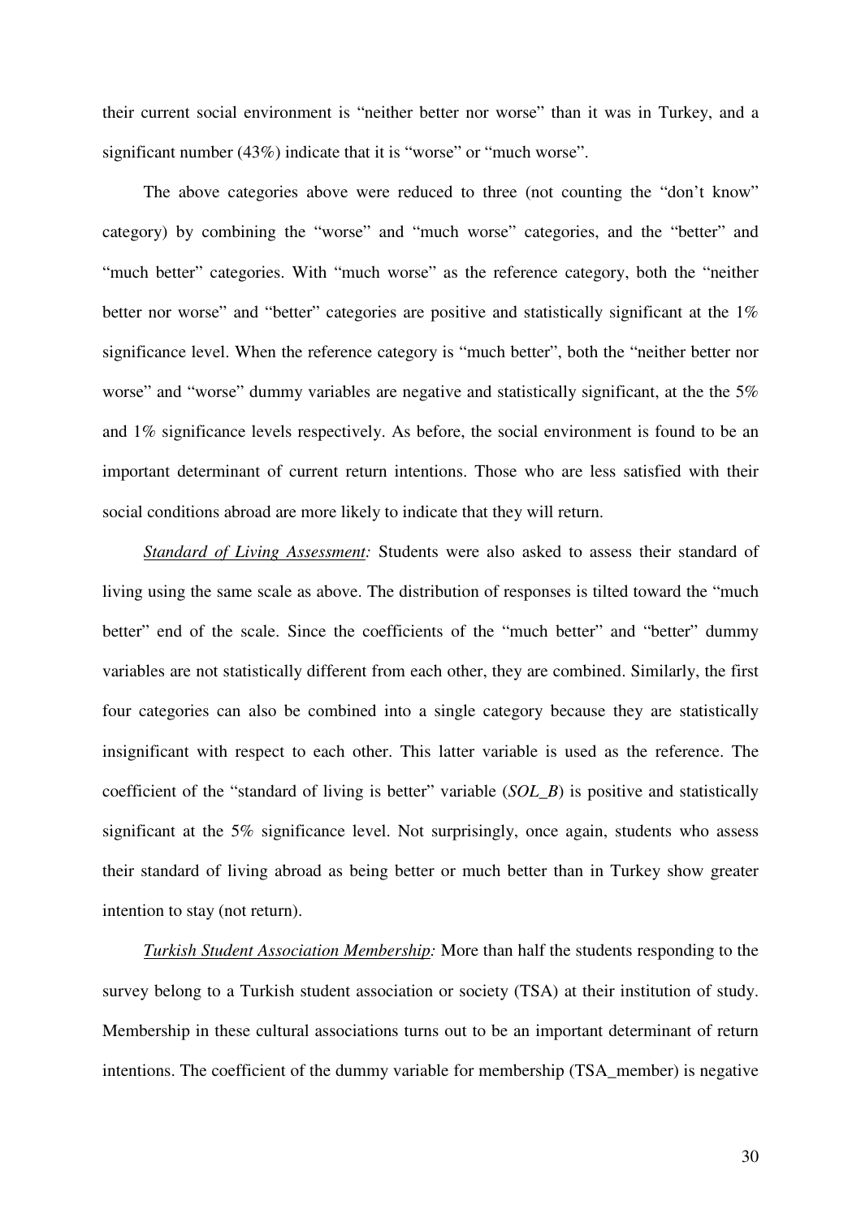their current social environment is "neither better nor worse" than it was in Turkey, and a significant number (43%) indicate that it is "worse" or "much worse".

The above categories above were reduced to three (not counting the "don't know" category) by combining the "worse" and "much worse" categories, and the "better" and "much better" categories. With "much worse" as the reference category, both the "neither better nor worse" and "better" categories are positive and statistically significant at the 1% significance level. When the reference category is "much better", both the "neither better nor worse" and "worse" dummy variables are negative and statistically significant, at the the 5% and 1% significance levels respectively. As before, the social environment is found to be an important determinant of current return intentions. Those who are less satisfied with their social conditions abroad are more likely to indicate that they will return.

*Standard of Living Assessment:* Students were also asked to assess their standard of living using the same scale as above. The distribution of responses is tilted toward the "much better" end of the scale. Since the coefficients of the "much better" and "better" dummy variables are not statistically different from each other, they are combined. Similarly, the first four categories can also be combined into a single category because they are statistically insignificant with respect to each other. This latter variable is used as the reference. The coefficient of the "standard of living is better" variable (*SOL_B*) is positive and statistically significant at the 5% significance level. Not surprisingly, once again, students who assess their standard of living abroad as being better or much better than in Turkey show greater intention to stay (not return).

*Turkish Student Association Membership:* More than half the students responding to the survey belong to a Turkish student association or society (TSA) at their institution of study. Membership in these cultural associations turns out to be an important determinant of return intentions. The coefficient of the dummy variable for membership (TSA_member) is negative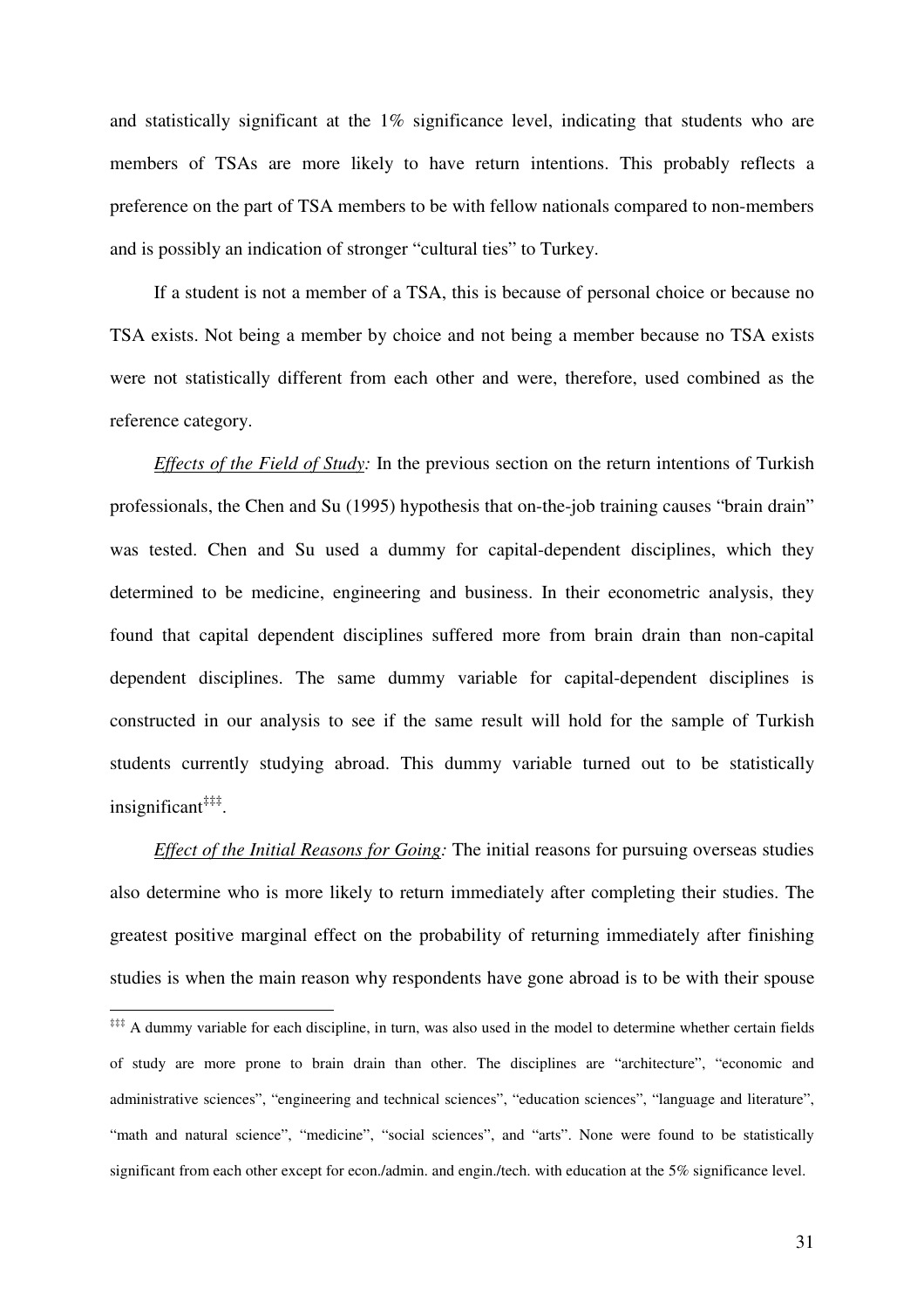and statistically significant at the 1% significance level, indicating that students who are members of TSAs are more likely to have return intentions. This probably reflects a preference on the part of TSA members to be with fellow nationals compared to non-members and is possibly an indication of stronger "cultural ties" to Turkey.

If a student is not a member of a TSA, this is because of personal choice or because no TSA exists. Not being a member by choice and not being a member because no TSA exists were not statistically different from each other and were, therefore, used combined as the reference category.

*Effects of the Field of Study:* In the previous section on the return intentions of Turkish professionals, the Chen and Su (1995) hypothesis that on-the-job training causes "brain drain" was tested. Chen and Su used a dummy for capital-dependent disciplines, which they determined to be medicine, engineering and business. In their econometric analysis, they found that capital dependent disciplines suffered more from brain drain than non-capital dependent disciplines. The same dummy variable for capital-dependent disciplines is constructed in our analysis to see if the same result will hold for the sample of Turkish students currently studying abroad. This dummy variable turned out to be statistically insignificant[‡‡‡].

*Effect of the Initial Reasons for Going:* The initial reasons for pursuing overseas studies also determine who is more likely to return immediately after completing their studies. The greatest positive marginal effect on the probability of returning immediately after finishing studies is when the main reason why respondents have gone abroad is to be with their spouse

---

[‡‡‡] A dummy variable for each discipline, in turn, was also used in the model to determine whether certain fields of study are more prone to brain drain than other. The disciplines are "architecture", "economic and administrative sciences", "engineering and technical sciences", "education sciences", "language and literature", "math and natural science", "medicine", "social sciences", and "arts". None were found to be statistically significant from each other except for econ./admin. and engin./tech. with education at the 5% significance level.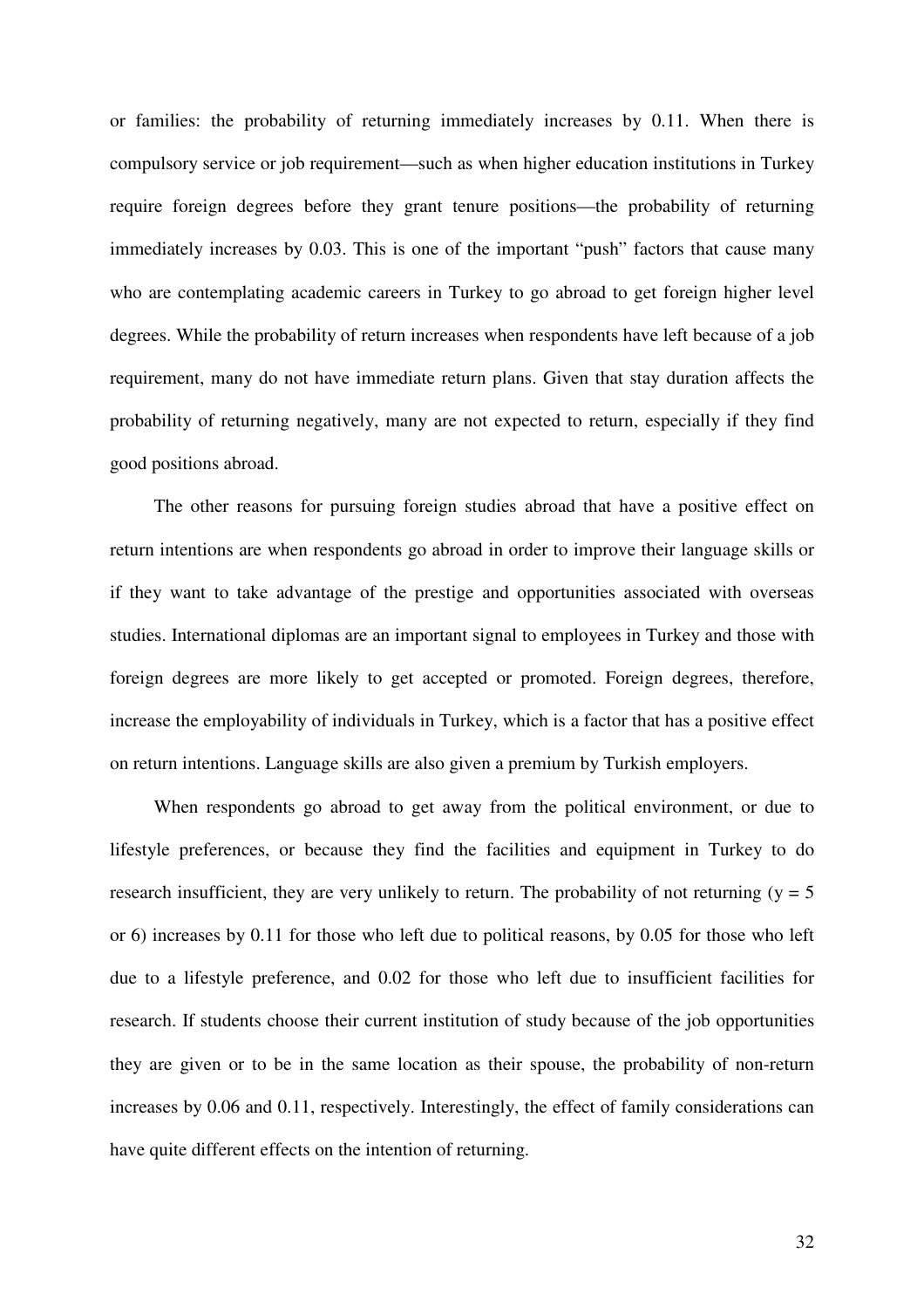or families: the probability of returning immediately increases by 0.11. When there is compulsory service or job requirement—such as when higher education institutions in Turkey require foreign degrees before they grant tenure positions—the probability of returning immediately increases by 0.03. This is one of the important "push" factors that cause many who are contemplating academic careers in Turkey to go abroad to get foreign higher level degrees. While the probability of return increases when respondents have left because of a job requirement, many do not have immediate return plans. Given that stay duration affects the probability of returning negatively, many are not expected to return, especially if they find good positions abroad.

The other reasons for pursuing foreign studies abroad that have a positive effect on return intentions are when respondents go abroad in order to improve their language skills or if they want to take advantage of the prestige and opportunities associated with overseas studies. International diplomas are an important signal to employees in Turkey and those with foreign degrees are more likely to get accepted or promoted. Foreign degrees, therefore, increase the employability of individuals in Turkey, which is a factor that has a positive effect on return intentions. Language skills are also given a premium by Turkish employers.

When respondents go abroad to get away from the political environment, or due to lifestyle preferences, or because they find the facilities and equipment in Turkey to do research insufficient, they are very unlikely to return. The probability of not returning ($y = 5$ or 6) increases by 0.11 for those who left due to political reasons, by 0.05 for those who left due to a lifestyle preference, and 0.02 for those who left due to insufficient facilities for research. If students choose their current institution of study because of the job opportunities they are given or to be in the same location as their spouse, the probability of non-return increases by 0.06 and 0.11, respectively. Interestingly, the effect of family considerations can have quite different effects on the intention of returning.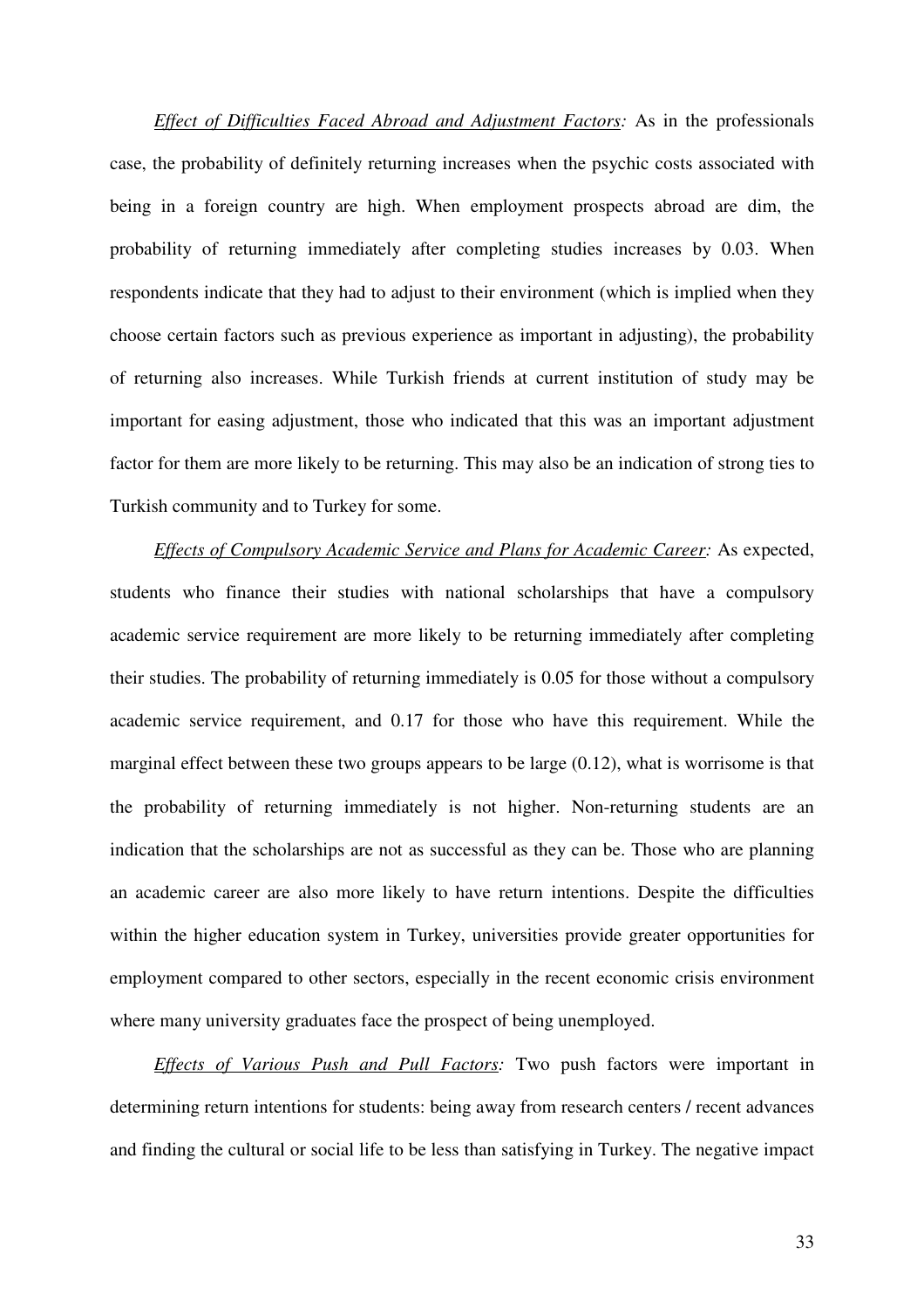*Effect of Difficulties Faced Abroad and Adjustment Factors:* As in the professionals case, the probability of definitely returning increases when the psychic costs associated with being in a foreign country are high. When employment prospects abroad are dim, the probability of returning immediately after completing studies increases by 0.03. When respondents indicate that they had to adjust to their environment (which is implied when they choose certain factors such as previous experience as important in adjusting), the probability of returning also increases. While Turkish friends at current institution of study may be important for easing adjustment, those who indicated that this was an important adjustment factor for them are more likely to be returning. This may also be an indication of strong ties to Turkish community and to Turkey for some.

*Effects of Compulsory Academic Service and Plans for Academic Career:* As expected, students who finance their studies with national scholarships that have a compulsory academic service requirement are more likely to be returning immediately after completing their studies. The probability of returning immediately is 0.05 for those without a compulsory academic service requirement, and 0.17 for those who have this requirement. While the marginal effect between these two groups appears to be large (0.12), what is worrisome is that the probability of returning immediately is not higher. Non-returning students are an indication that the scholarships are not as successful as they can be. Those who are planning an academic career are also more likely to have return intentions. Despite the difficulties within the higher education system in Turkey, universities provide greater opportunities for employment compared to other sectors, especially in the recent economic crisis environment where many university graduates face the prospect of being unemployed.

*Effects of Various Push and Pull Factors:* Two push factors were important in determining return intentions for students: being away from research centers / recent advances and finding the cultural or social life to be less than satisfying in Turkey. The negative impact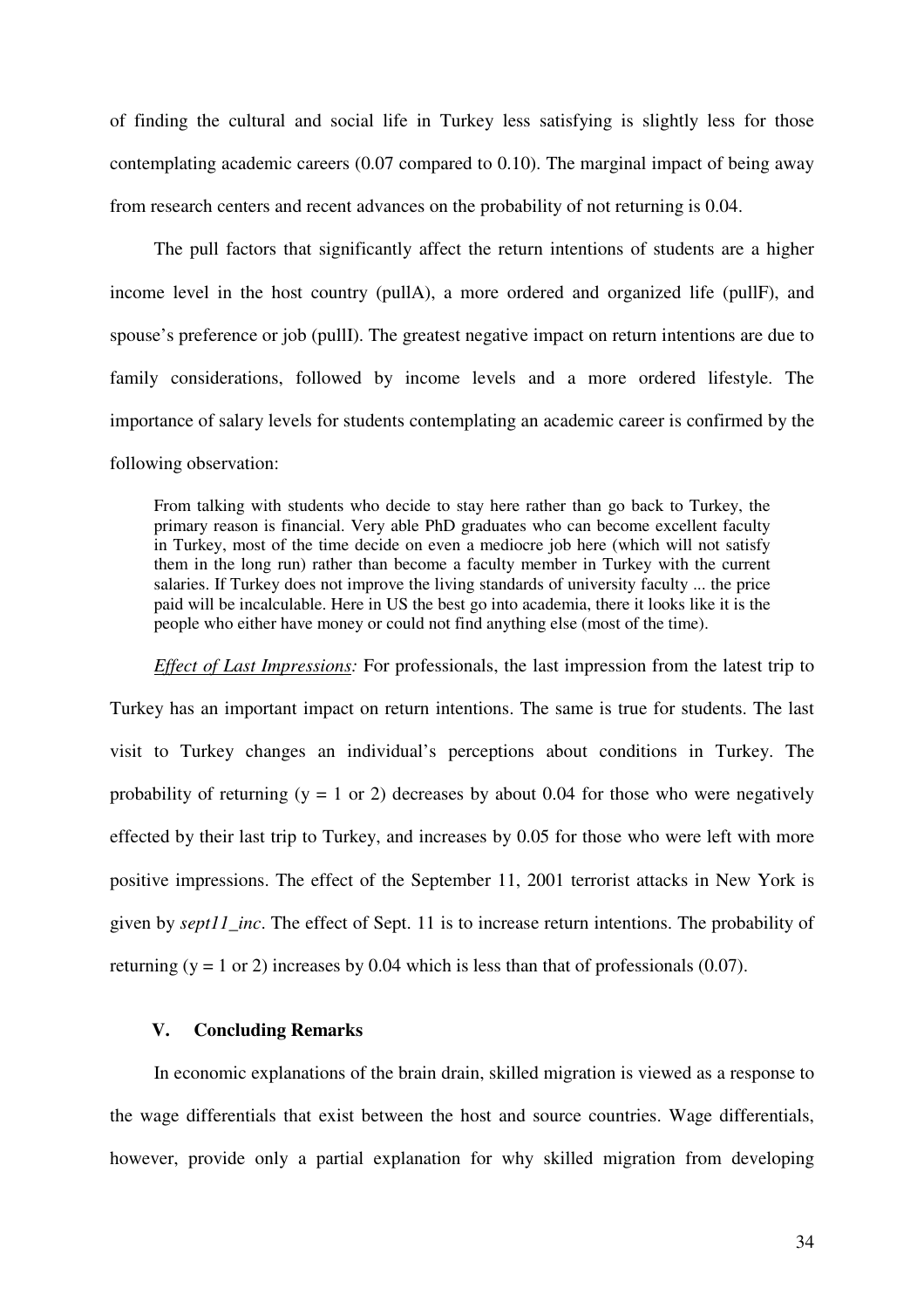of finding the cultural and social life in Turkey less satisfying is slightly less for those contemplating academic careers (0.07 compared to 0.10). The marginal impact of being away from research centers and recent advances on the probability of not returning is 0.04.

The pull factors that significantly affect the return intentions of students are a higher income level in the host country (pullA), a more ordered and organized life (pullF), and spouse's preference or job (pullI). The greatest negative impact on return intentions are due to family considerations, followed by income levels and a more ordered lifestyle. The importance of salary levels for students contemplating an academic career is confirmed by the following observation:

> From talking with students who decide to stay here rather than go back to Turkey, the primary reason is financial. Very able PhD graduates who can become excellent faculty in Turkey, most of the time decide on even a mediocre job here (which will not satisfy them in the long run) rather than become a faculty member in Turkey with the current salaries. If Turkey does not improve the living standards of university faculty ... the price paid will be incalculable. Here in US the best go into academia, there it looks like it is the people who either have money or could not find anything else (most of the time).

*Effect of Last Impressions:* For professionals, the last impression from the latest trip to Turkey has an important impact on return intentions. The same is true for students. The last visit to Turkey changes an individual's perceptions about conditions in Turkey. The probability of returning ($y = 1$ or 2) decreases by about 0.04 for those who were negatively effected by their last trip to Turkey, and increases by 0.05 for those who were left with more positive impressions. The effect of the September 11, 2001 terrorist attacks in New York is given by *sept11_inc*. The effect of Sept. 11 is to increase return intentions. The probability of returning ($y = 1$ or 2) increases by 0.04 which is less than that of professionals (0.07).

## V. Concluding Remarks

In economic explanations of the brain drain, skilled migration is viewed as a response to the wage differentials that exist between the host and source countries. Wage differentials, however, provide only a partial explanation for why skilled migration from developing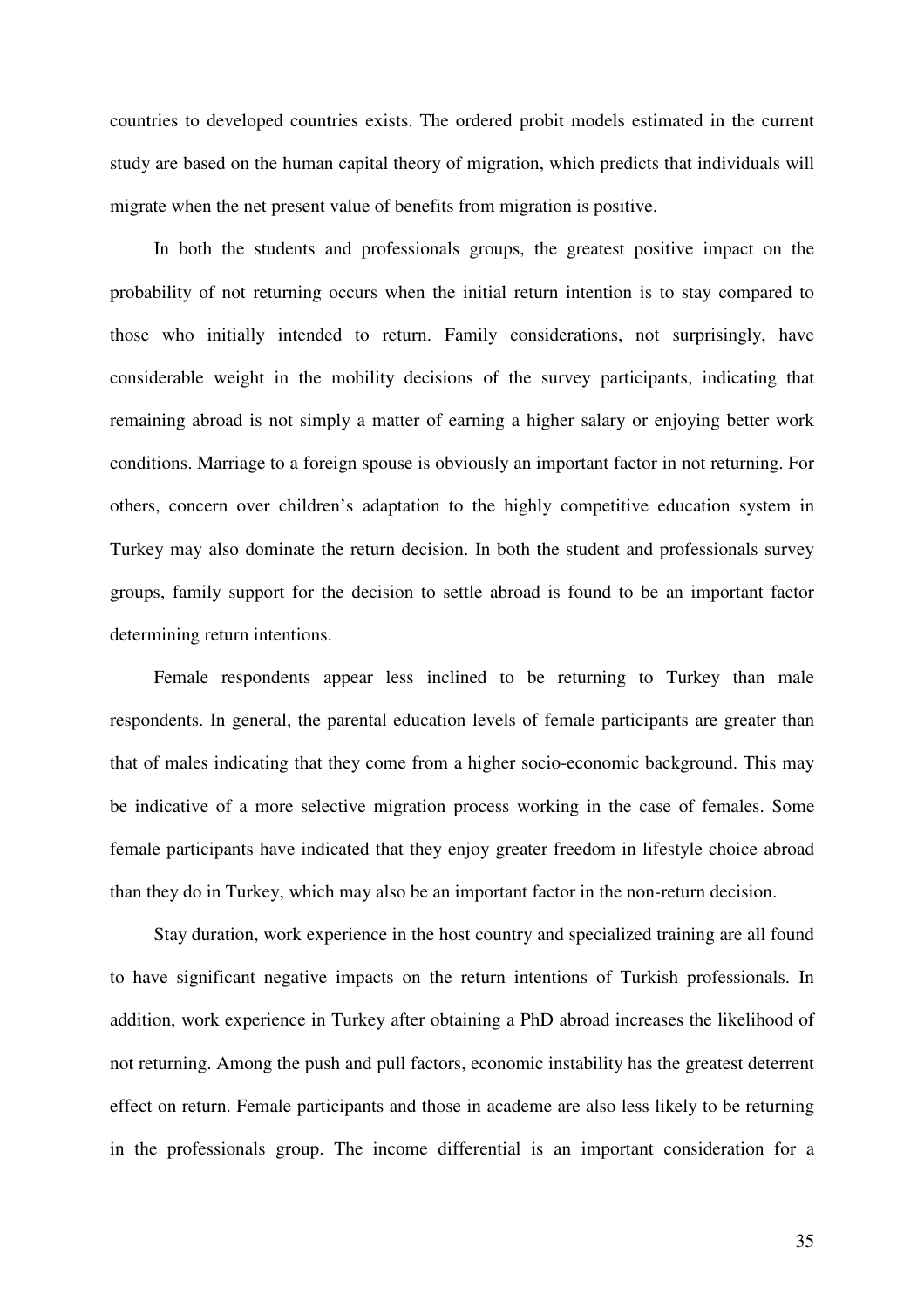countries to developed countries exists. The ordered probit models estimated in the current study are based on the human capital theory of migration, which predicts that individuals will migrate when the net present value of benefits from migration is positive.

In both the students and professionals groups, the greatest positive impact on the probability of not returning occurs when the initial return intention is to stay compared to those who initially intended to return. Family considerations, not surprisingly, have considerable weight in the mobility decisions of the survey participants, indicating that remaining abroad is not simply a matter of earning a higher salary or enjoying better work conditions. Marriage to a foreign spouse is obviously an important factor in not returning. For others, concern over children's adaptation to the highly competitive education system in Turkey may also dominate the return decision. In both the student and professionals survey groups, family support for the decision to settle abroad is found to be an important factor determining return intentions.

Female respondents appear less inclined to be returning to Turkey than male respondents. In general, the parental education levels of female participants are greater than that of males indicating that they come from a higher socio-economic background. This may be indicative of a more selective migration process working in the case of females. Some female participants have indicated that they enjoy greater freedom in lifestyle choice abroad than they do in Turkey, which may also be an important factor in the non-return decision.

Stay duration, work experience in the host country and specialized training are all found to have significant negative impacts on the return intentions of Turkish professionals. In addition, work experience in Turkey after obtaining a PhD abroad increases the likelihood of not returning. Among the push and pull factors, economic instability has the greatest deterrent effect on return. Female participants and those in academe are also less likely to be returning in the professionals group. The income differential is an important consideration for a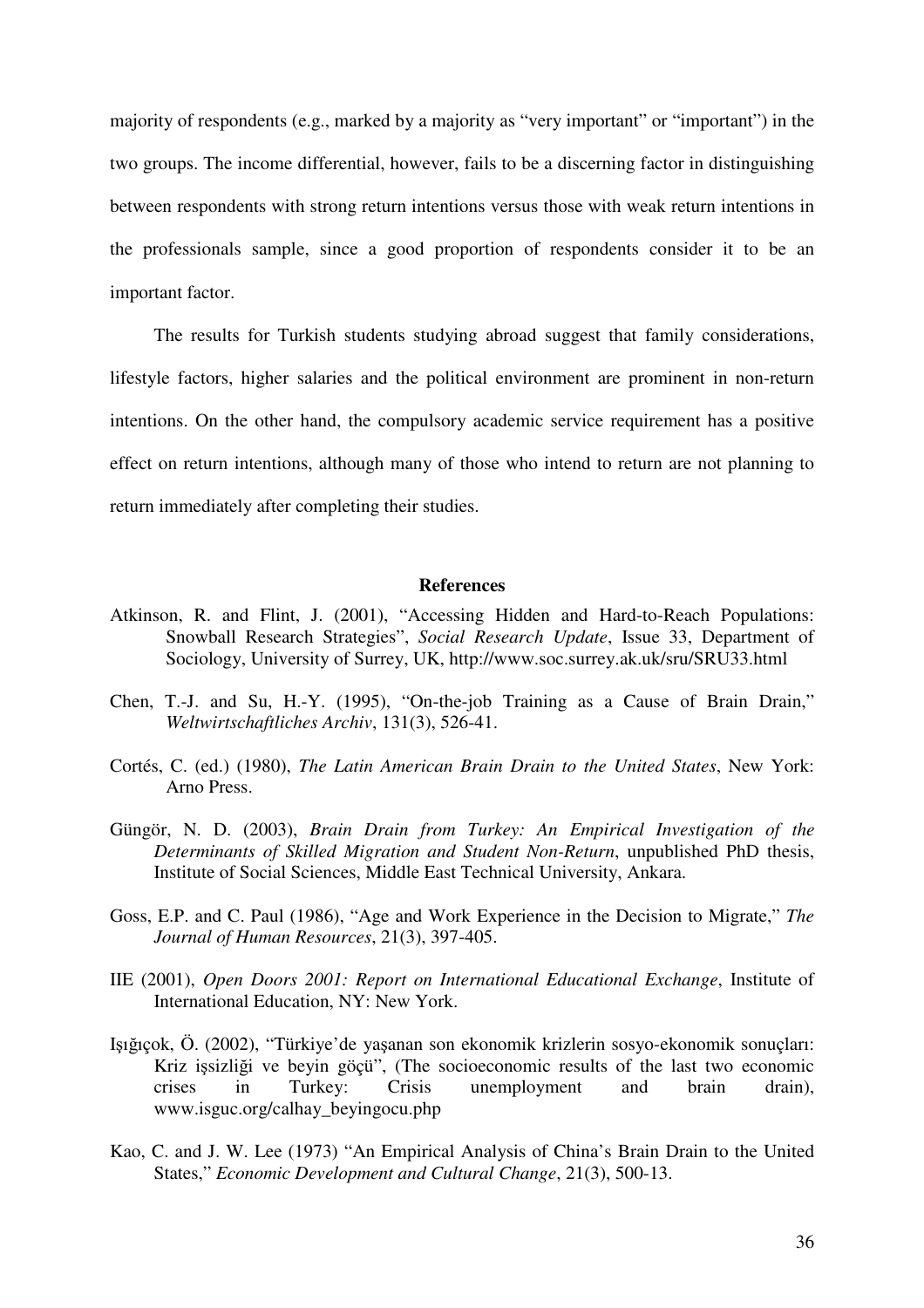majority of respondents (e.g., marked by a majority as "very important" or "important") in the two groups. The income differential, however, fails to be a discerning factor in distinguishing between respondents with strong return intentions versus those with weak return intentions in the professionals sample, since a good proportion of respondents consider it to be an important factor.

The results for Turkish students studying abroad suggest that family considerations, lifestyle factors, higher salaries and the political environment are prominent in non-return intentions. On the other hand, the compulsory academic service requirement has a positive effect on return intentions, although many of those who intend to return are not planning to return immediately after completing their studies.

## References

Atkinson, R. and Flint, J. (2001), "Accessing Hidden and Hard-to-Reach Populations: Snowball Research Strategies", *Social Research Update*, Issue 33, Department of Sociology, University of Surrey, UK, http://www.soc.surrey.ak.uk/sru/SRU33.html

Chen, T.-J. and Su, H.-Y. (1995), "On-the-job Training as a Cause of Brain Drain," *Weltwirtschaftliches Archiv*, 131(3), 526-41.

Cortés, C. (ed.) (1980), *The Latin American Brain Drain to the United States*, New York: Arno Press.

Güngör, N. D. (2003), *Brain Drain from Turkey: An Empirical Investigation of the Determinants of Skilled Migration and Student Non-Return*, unpublished PhD thesis, Institute of Social Sciences, Middle East Technical University, Ankara.

Goss, E.P. and C. Paul (1986), "Age and Work Experience in the Decision to Migrate," *The Journal of Human Resources*, 21(3), 397-405.

IIE (2001), *Open Doors 2001: Report on International Educational Exchange*, Institute of International Education, NY: New York.

Işığıçok, Ö. (2002), "Türkiye'de yaşanan son ekonomik krizlerin sosyo-ekonomik sonuçları: Kriz işsizliği ve beyin göçü", (The socioeconomic results of the last two economic crises in Turkey: Crisis unemployment and brain drain), www.isguc.org/calhay_beyingocu.php

Kao, C. and J. W. Lee (1973) "An Empirical Analysis of China's Brain Drain to the United States," *Economic Development and Cultural Change*, 21(3), 500-13.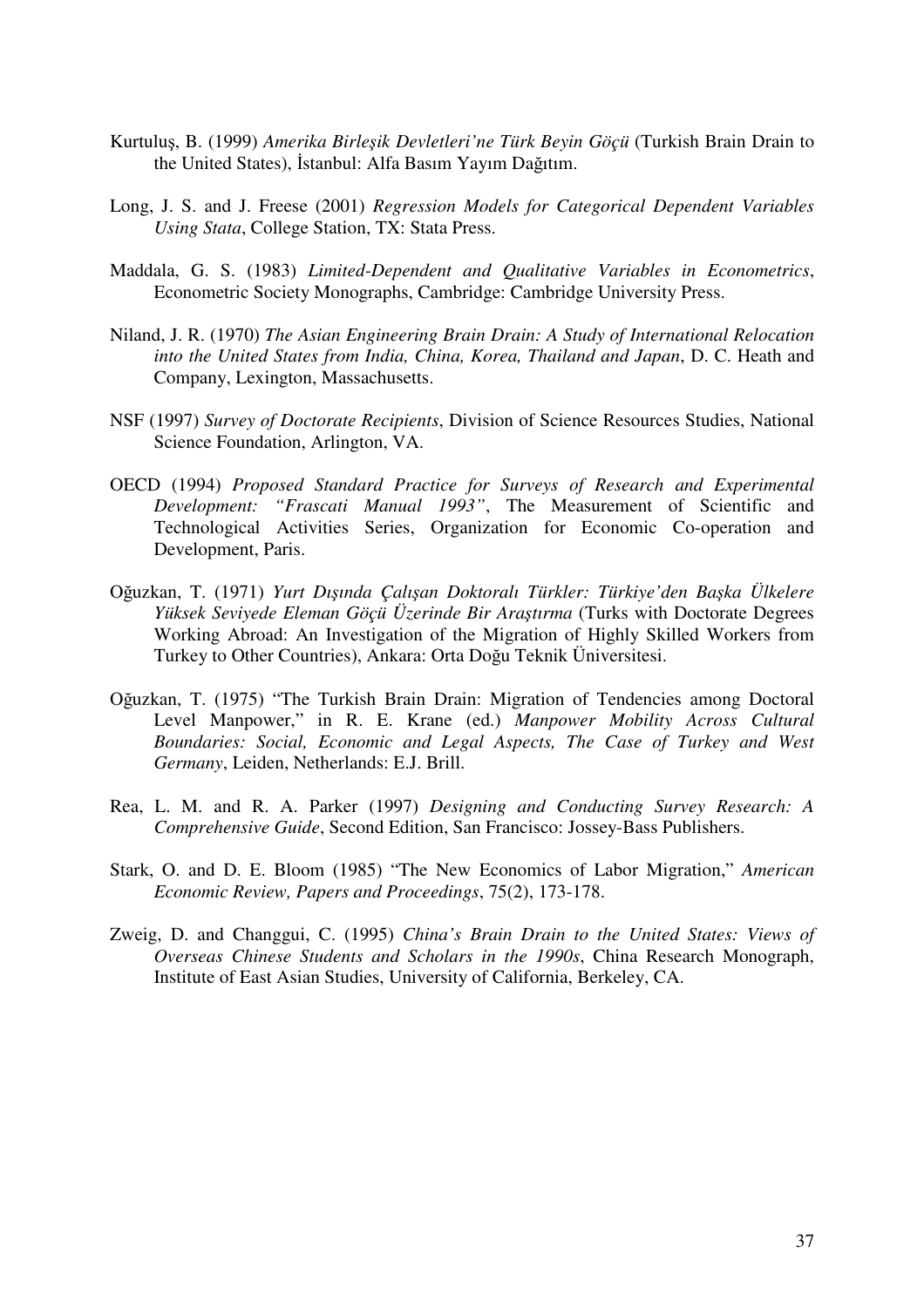Kurtuluş, B. (1999) *Amerika Birleşik Devletleri'ne Türk Beyin Göçü* (Turkish Brain Drain to the United States), İstanbul: Alfa Basım Yayım Dağıtım.

Long, J. S. and J. Freese (2001) *Regression Models for Categorical Dependent Variables Using Stata*, College Station, TX: Stata Press.

Maddala, G. S. (1983) *Limited-Dependent and Qualitative Variables in Econometrics*, Econometric Society Monographs, Cambridge: Cambridge University Press.

Niland, J. R. (1970) *The Asian Engineering Brain Drain: A Study of International Relocation into the United States from India, China, Korea, Thailand and Japan*, D. C. Heath and Company, Lexington, Massachusetts.

NSF (1997) *Survey of Doctorate Recipients*, Division of Science Resources Studies, National Science Foundation, Arlington, VA.

OECD (1994) *Proposed Standard Practice for Surveys of Research and Experimental Development: "Frascati Manual 1993"*, The Measurement of Scientific and Technological Activities Series, Organization for Economic Co-operation and Development, Paris.

Oğuzkan, T. (1971) *Yurt Dışında Çalışan Doktoralı Türkler: Türkiye'den Başka Ülkelere Yüksek Seviyede Eleman Göçü Üzerinde Bir Araştırma* (Turks with Doctorate Degrees Working Abroad: An Investigation of the Migration of Highly Skilled Workers from Turkey to Other Countries), Ankara: Orta Doğu Teknik Üniversitesi.

Oğuzkan, T. (1975) "The Turkish Brain Drain: Migration of Tendencies among Doctoral Level Manpower," in R. E. Krane (ed.) *Manpower Mobility Across Cultural Boundaries: Social, Economic and Legal Aspects, The Case of Turkey and West Germany*, Leiden, Netherlands: E.J. Brill.

Rea, L. M. and R. A. Parker (1997) *Designing and Conducting Survey Research: A Comprehensive Guide*, Second Edition, San Francisco: Jossey-Bass Publishers.

Stark, O. and D. E. Bloom (1985) "The New Economics of Labor Migration," *American Economic Review, Papers and Proceedings*, 75(2), 173-178.

Zweig, D. and Changgui, C. (1995) *China's Brain Drain to the United States: Views of Overseas Chinese Students and Scholars in the 1990s*, China Research Monograph, Institute of East Asian Studies, University of California, Berkeley, CA.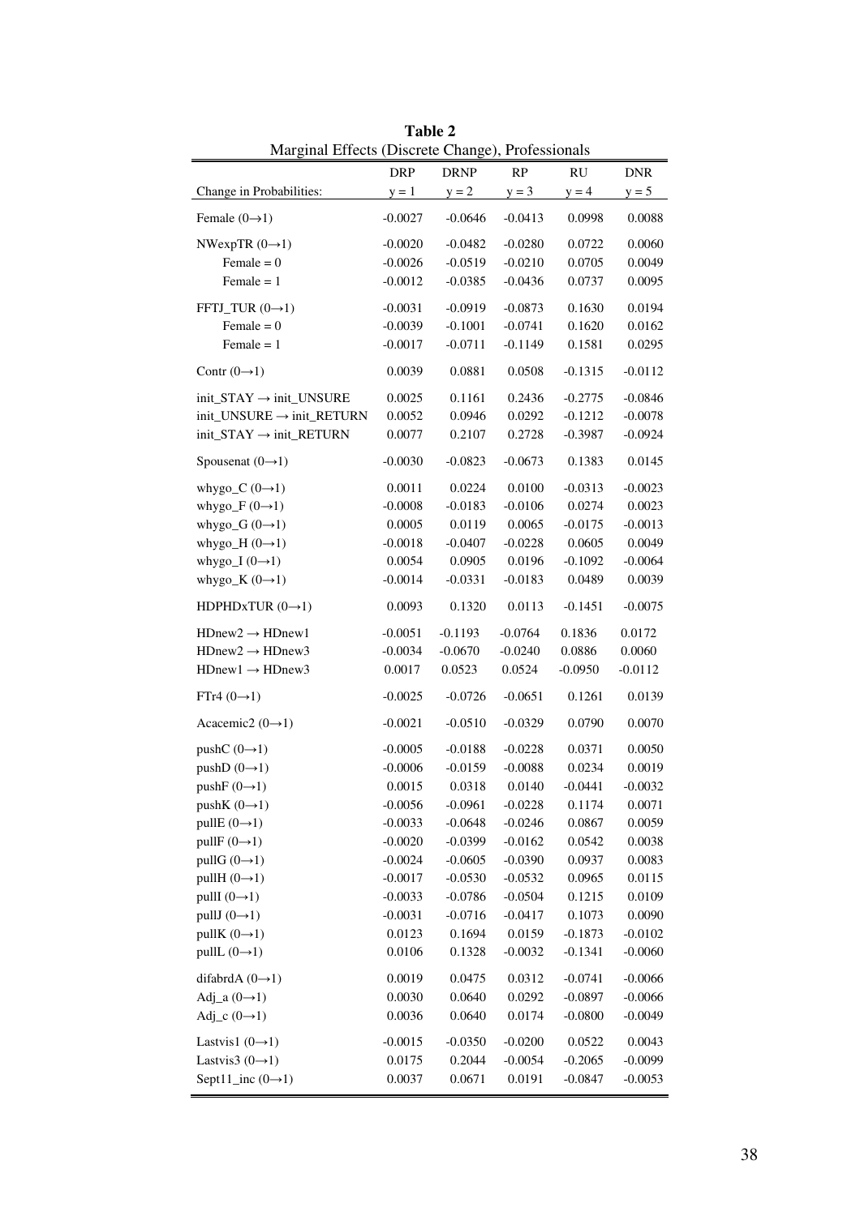**Table 2**

Marginal Effects (Discrete Change), Professionals

| | DRP | DRNP | RP | RU | DNR |
|---|---|---|---|---|---|
| Change in Probabilities: | y = 1 | y = 2 | y = 3 | y = 4 | y = 5 |
| Female (0→1) | -0.0027 | -0.0646 | -0.0413 | 0.0998 | 0.0088 |
| NWexpTR (0→1) | -0.0020 | -0.0482 | -0.0280 | 0.0722 | 0.0060 |
| Female = 0 | -0.0026 | -0.0519 | -0.0210 | 0.0705 | 0.0049 |
| Female = 1 | -0.0012 | -0.0385 | -0.0436 | 0.0737 | 0.0095 |
| FFTJ_TUR (0→1) | -0.0031 | -0.0919 | -0.0873 | 0.1630 | 0.0194 |
| Female = 0 | -0.0039 | -0.1001 | -0.0741 | 0.1620 | 0.0162 |
| Female = 1 | -0.0017 | -0.0711 | -0.1149 | 0.1581 | 0.0295 |
| Contr (0→1) | 0.0039 | 0.0881 | 0.0508 | -0.1315 | -0.0112 |
| init_STAY → init_UNSURE | 0.0025 | 0.1161 | 0.2436 | -0.2775 | -0.0846 |
| init_UNSURE → init_RETURN | 0.0052 | 0.0946 | 0.0292 | -0.1212 | -0.0078 |
| init_STAY → init_RETURN | 0.0077 | 0.2107 | 0.2728 | -0.3987 | -0.0924 |
| Spousenat (0→1) | -0.0030 | -0.0823 | -0.0673 | 0.1383 | 0.0145 |
| whygo_C (0→1) | 0.0011 | 0.0224 | 0.0100 | -0.0313 | -0.0023 |
| whygo_F (0→1) | -0.0008 | -0.0183 | -0.0106 | 0.0274 | 0.0023 |
| whygo_G (0→1) | 0.0005 | 0.0119 | 0.0065 | -0.0175 | -0.0013 |
| whygo_H (0→1) | -0.0018 | -0.0407 | -0.0228 | 0.0605 | 0.0049 |
| whygo_I (0→1) | 0.0054 | 0.0905 | 0.0196 | -0.1092 | -0.0064 |
| whygo_K (0→1) | -0.0014 | -0.0331 | -0.0183 | 0.0489 | 0.0039 |
| HDPHDxTUR (0→1) | 0.0093 | 0.1320 | 0.0113 | -0.1451 | -0.0075 |
| HDnew2 → HDnew1 | -0.0051 | -0.1193 | -0.0764 | 0.1836 | 0.0172 |
| HDnew2 → HDnew3 | -0.0034 | -0.0670 | -0.0240 | 0.0886 | 0.0060 |
| HDnew1 → HDnew3 | 0.0017 | 0.0523 | 0.0524 | -0.0950 | -0.0112 |
| FTr4 (0→1) | -0.0025 | -0.0726 | -0.0651 | 0.1261 | 0.0139 |
| Acacemic2 (0→1) | -0.0021 | -0.0510 | -0.0329 | 0.0790 | 0.0070 |
| pushC (0→1) | -0.0005 | -0.0188 | -0.0228 | 0.0371 | 0.0050 |
| pushD (0→1) | -0.0006 | -0.0159 | -0.0088 | 0.0234 | 0.0019 |
| pushF (0→1) | 0.0015 | 0.0318 | 0.0140 | -0.0441 | -0.0032 |
| pushK (0→1) | -0.0056 | -0.0961 | -0.0228 | 0.1174 | 0.0071 |
| pullE (0→1) | -0.0033 | -0.0648 | -0.0246 | 0.0867 | 0.0059 |
| pullF (0→1) | -0.0020 | -0.0399 | -0.0162 | 0.0542 | 0.0038 |
| pullG (0→1) | -0.0024 | -0.0605 | -0.0390 | 0.0937 | 0.0083 |
| pullH (0→1) | -0.0017 | -0.0530 | -0.0532 | 0.0965 | 0.0115 |
| pullI (0→1) | -0.0033 | -0.0786 | -0.0504 | 0.1215 | 0.0109 |
| pullJ (0→1) | -0.0031 | -0.0716 | -0.0417 | 0.1073 | 0.0090 |
| pullK (0→1) | 0.0123 | 0.1694 | 0.0159 | -0.1873 | -0.0102 |
| pullL (0→1) | 0.0106 | 0.1328 | -0.0032 | -0.1341 | -0.0060 |
| difabrdA (0→1) | 0.0019 | 0.0475 | 0.0312 | -0.0741 | -0.0066 |
| Adj_a (0→1) | 0.0030 | 0.0640 | 0.0292 | -0.0897 | -0.0066 |
| Adj_c (0→1) | 0.0036 | 0.0640 | 0.0174 | -0.0800 | -0.0049 |
| Lastvis1 (0→1) | -0.0015 | -0.0350 | -0.0200 | 0.0522 | 0.0043 |
| Lastvis3 (0→1) | 0.0175 | 0.2044 | -0.0054 | -0.2065 | -0.0099 |
| Sept11_inc (0→1) | 0.0037 | 0.0671 | 0.0191 | -0.0847 | -0.0053 |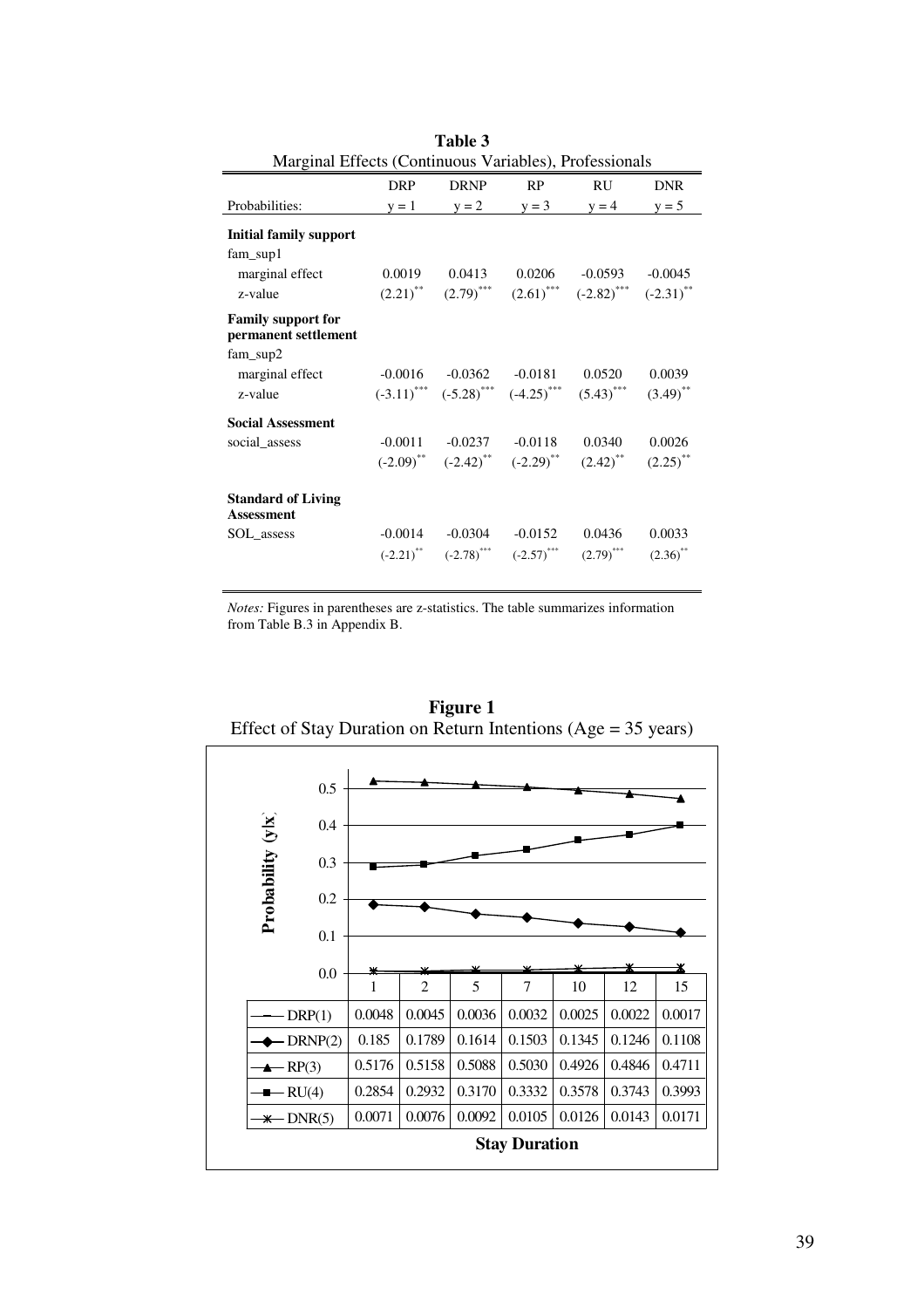**Table 3**
Marginal Effects (Continuous Variables), Professionals

| | DRP | DRNP | RP | RU | DNR |
|---|---|---|---|---|---|
| Probabilities: | y = 1 | y = 2 | y = 3 | y = 4 | y = 5 |
| **Initial family support** | | | | | |
| fam_sup1 | | | | | |
| marginal effect | 0.0019 | 0.0413 | 0.0206 | -0.0593 | -0.0045 |
| z-value | (2.21)** | (2.79)*** | (2.61)*** | (-2.82)*** | (-2.31)** |
| **Family support for permanent settlement** | | | | | |
| fam_sup2 | | | | | |
| marginal effect | -0.0016 | -0.0362 | -0.0181 | 0.0520 | 0.0039 |
| z-value | (-3.11)*** | (-5.28)*** | (-4.25)*** | (5.43)*** | (3.49)** |
| **Social Assessment** | | | | | |
| social_assess | -0.0011 | -0.0237 | -0.0118 | 0.0340 | 0.0026 |
| | (-2.09)** | (-2.42)** | (-2.29)** | (2.42)** | (2.25)** |
| **Standard of Living Assessment** | | | | | |
| SOL_assess | -0.0014 | -0.0304 | -0.0152 | 0.0436 | 0.0033 |
| | (-2.21)** | (-2.78)*** | (-2.57)*** | (2.79)*** | (2.36)** |

*Notes:* Figures in parentheses are z-statistics. The table summarizes information from Table B.3 in Appendix B.

**Figure 1**
Effect of Stay Duration on Return Intentions (Age = 35 years)

| Stay Duration | 1 | 2 | 5 | 7 | 10 | 12 | 15 |
|---|---|---|---|---|---|---|---|
| DRP(1) | 0.0048 | 0.0045 | 0.0036 | 0.0032 | 0.0025 | 0.0022 | 0.0017 |
| DRNP(2) | 0.185 | 0.1789 | 0.1614 | 0.1503 | 0.1345 | 0.1246 | 0.1108 |
| RP(3) | 0.5176 | 0.5158 | 0.5088 | 0.5030 | 0.4926 | 0.4846 | 0.4711 |
| RU(4) | 0.2854 | 0.2932 | 0.3170 | 0.3332 | 0.3578 | 0.3743 | 0.3993 |
| DNR(5) | 0.0071 | 0.0076 | 0.0092 | 0.0105 | 0.0126 | 0.0143 | 0.0171 |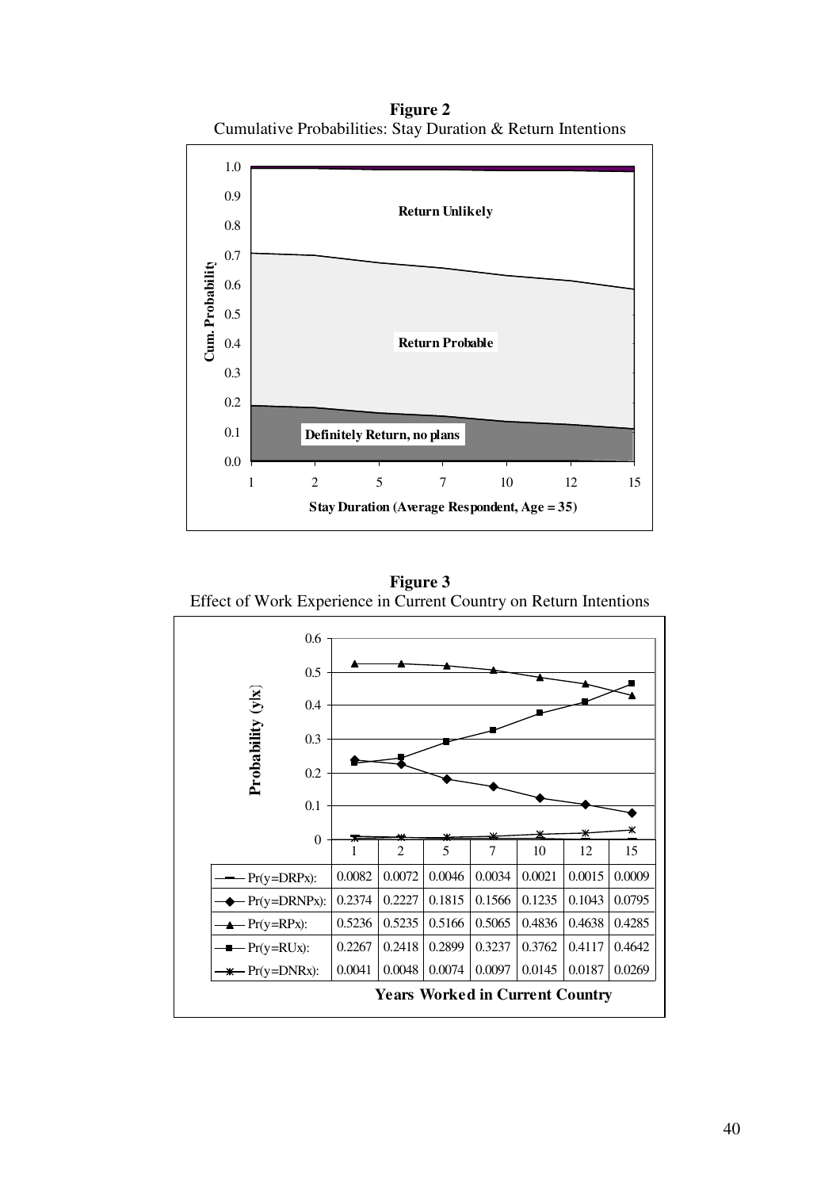**Figure 2**
Cumulative Probabilities: Stay Duration & Return Intentions

**Figure 3**
Effect of Work Experience in Current Country on Return Intentions

| Years Worked in Current Country | 1 | 2 | 5 | 7 | 10 | 12 | 15 |
|---|---|---|---|---|---|---|---|
| Pr(y=DRPx): | 0.0082 | 0.0072 | 0.0046 | 0.0034 | 0.0021 | 0.0015 | 0.0009 |
| Pr(y=DRNPx): | 0.2374 | 0.2227 | 0.1815 | 0.1566 | 0.1235 | 0.1043 | 0.0795 |
| Pr(y=RPx): | 0.5236 | 0.5235 | 0.5166 | 0.5065 | 0.4836 | 0.4638 | 0.4285 |
| Pr(y=RUx): | 0.2267 | 0.2418 | 0.2899 | 0.3237 | 0.3762 | 0.4117 | 0.4642 |
| Pr(y=DNRx): | 0.0041 | 0.0048 | 0.0074 | 0.0097 | 0.0145 | 0.0187 | 0.0269 |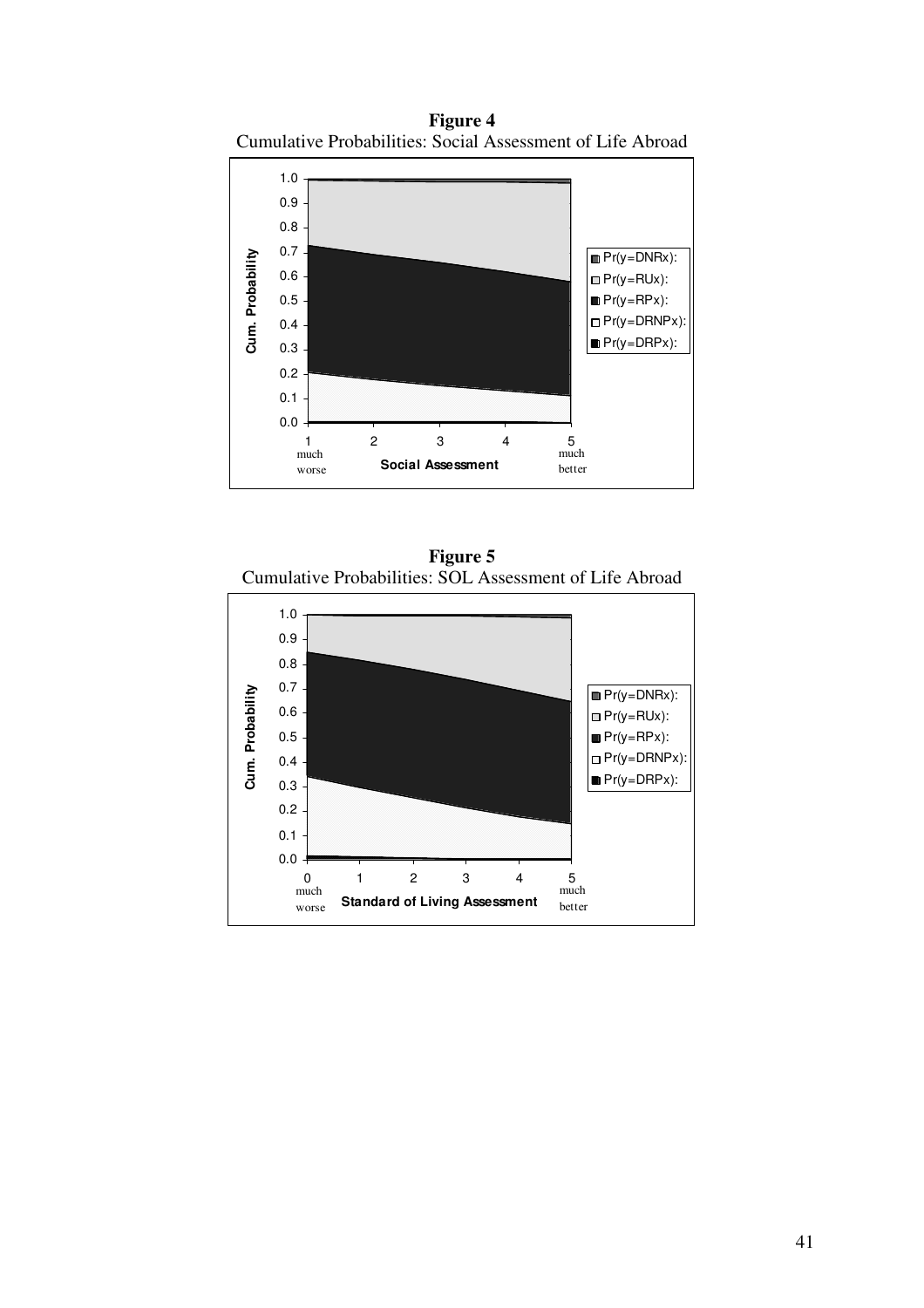**Figure 4**

Cumulative Probabilities: Social Assessment of Life Abroad

1.0
0.9
0.8
0.7
0.6
0.5
0.4
0.3
0.2
0.1
0.0

Cum. Probability

1 much worse
2
3
4
5 much better

Social Assessment

Pr(y=DNRx):
Pr(y=RUx):
Pr(y=RPx):
Pr(y=DRNPx):
Pr(y=DRPx):

**Figure 5**

Cumulative Probabilities: SOL Assessment of Life Abroad

1.0
0.9
0.8
0.7
0.6
0.5
0.4
0.3
0.2
0.1
0.0

Cum. Probability

0 much worse
1
2
3
4
5 much better

Standard of Living Assessment

Pr(y=DNRx):
Pr(y=RUx):
Pr(y=RPx):
Pr(y=DRNPx):
Pr(y=DRPx):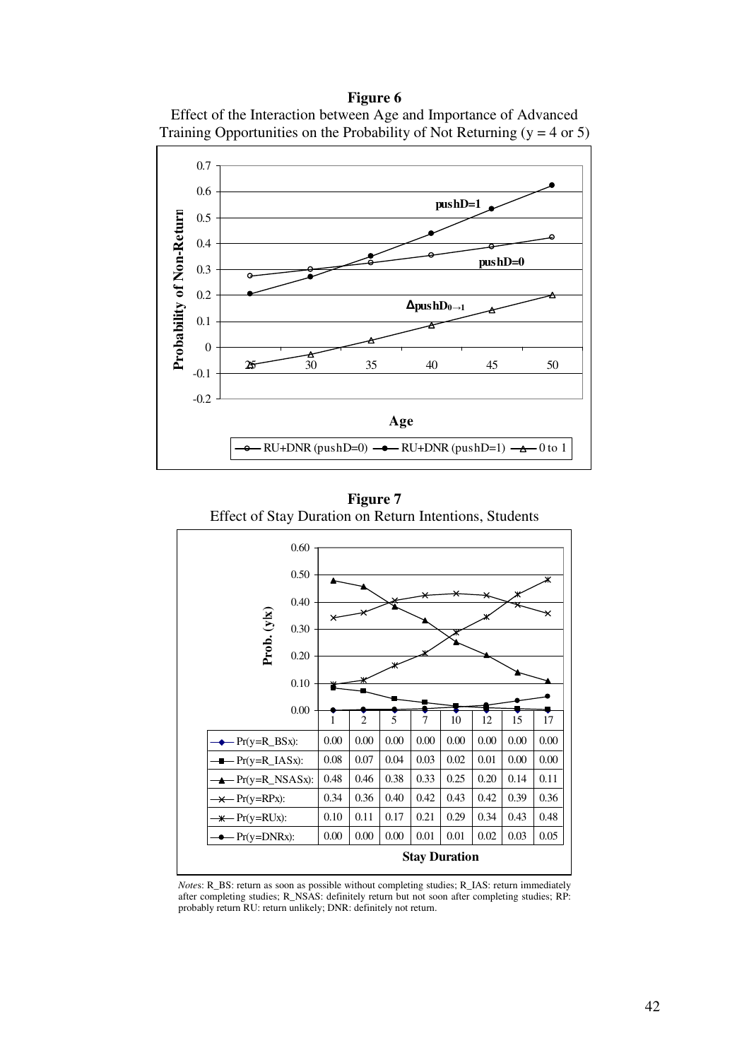**Figure 6**

Effect of the Interaction between Age and Importance of Advanced Training Opportunities on the Probability of Not Returning (y = 4 or 5)

**Figure 7**

Effect of Stay Duration on Return Intentions, Students

| | 1 | 2 | 5 | 7 | 10 | 12 | 15 | 17 |
|---|---|---|---|---|---|---|---|---|
| Pr(y=R_BSx): | 0.00 | 0.00 | 0.00 | 0.00 | 0.00 | 0.00 | 0.00 | 0.00 |
| Pr(y=R_IASx): | 0.08 | 0.07 | 0.04 | 0.03 | 0.02 | 0.01 | 0.00 | 0.00 |
| Pr(y=R_NSASx): | 0.48 | 0.46 | 0.38 | 0.33 | 0.25 | 0.20 | 0.14 | 0.11 |
| Pr(y=RPx): | 0.34 | 0.36 | 0.40 | 0.42 | 0.43 | 0.42 | 0.39 | 0.36 |
| Pr(y=RUx): | 0.10 | 0.11 | 0.17 | 0.21 | 0.29 | 0.34 | 0.43 | 0.48 |
| Pr(y=DNRx): | 0.00 | 0.00 | 0.00 | 0.01 | 0.01 | 0.02 | 0.03 | 0.05 |

*Notes*: R_BS: return as soon as possible without completing studies; R_IAS: return immediately after completing studies; R_NSAS: definitely return but not soon after completing studies; RP: probably return RU: return unlikely; DNR: definitely not return.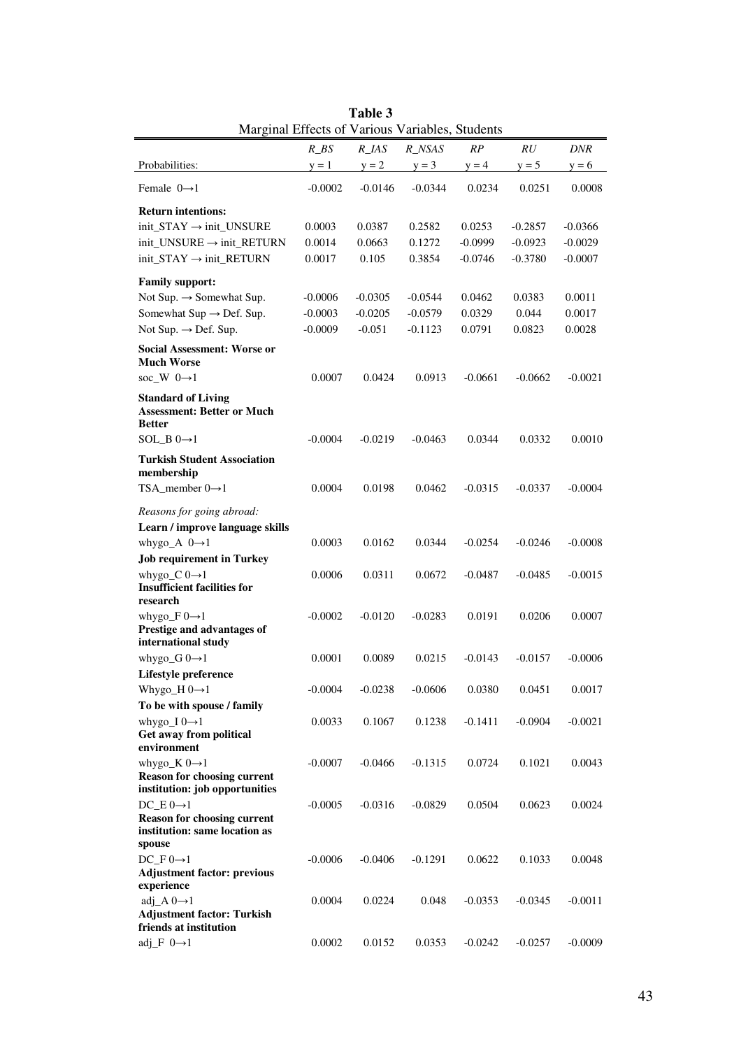**Table 3**
Marginal Effects of Various Variables, Students

| | *R_BS* | *R_IAS* | *R_NSAS* | *RP* | *RU* | *DNR* |
|---|---|---|---|---|---|---|
| Probabilities: | y = 1 | y = 2 | y = 3 | y = 4 | y = 5 | y = 6 |
| Female 0→1 | -0.0002 | -0.0146 | -0.0344 | 0.0234 | 0.0251 | 0.0008 |
| **Return intentions:** | | | | | | |
| init_STAY → init_UNSURE | 0.0003 | 0.0387 | 0.2582 | 0.0253 | -0.2857 | -0.0366 |
| init_UNSURE → init_RETURN | 0.0014 | 0.0663 | 0.1272 | -0.0999 | -0.0923 | -0.0029 |
| init_STAY → init_RETURN | 0.0017 | 0.105 | 0.3854 | -0.0746 | -0.3780 | -0.0007 |
| **Family support:** | | | | | | |
| Not Sup. → Somewhat Sup. | -0.0006 | -0.0305 | -0.0544 | 0.0462 | 0.0383 | 0.0011 |
| Somewhat Sup → Def. Sup. | -0.0003 | -0.0205 | -0.0579 | 0.0329 | 0.044 | 0.0017 |
| Not Sup. → Def. Sup. | -0.0009 | -0.051 | -0.1123 | 0.0791 | 0.0823 | 0.0028 |
| **Social Assessment: Worse or Much Worse** | | | | | | |
| soc_W 0→1 | 0.0007 | 0.0424 | 0.0913 | -0.0661 | -0.0662 | -0.0021 |
| **Standard of Living Assessment: Better or Much Better** | | | | | | |
| SOL_B 0→1 | -0.0004 | -0.0219 | -0.0463 | 0.0344 | 0.0332 | 0.0010 |
| **Turkish Student Association membership** | | | | | | |
| TSA_member 0→1 | 0.0004 | 0.0198 | 0.0462 | -0.0315 | -0.0337 | -0.0004 |
| *Reasons for going abroad:* | | | | | | |
| **Learn / improve language skills** | | | | | | |
| whygo_A 0→1 | 0.0003 | 0.0162 | 0.0344 | -0.0254 | -0.0246 | -0.0008 |
| **Job requirement in Turkey** | | | | | | |
| whygo_C 0→1 | 0.0006 | 0.0311 | 0.0672 | -0.0487 | -0.0485 | -0.0015 |
| **Insufficient facilities for research** | | | | | | |
| whygo_F 0→1 | -0.0002 | -0.0120 | -0.0283 | 0.0191 | 0.0206 | 0.0007 |
| **Prestige and advantages of international study** | | | | | | |
| whygo_G 0→1 | 0.0001 | 0.0089 | 0.0215 | -0.0143 | -0.0157 | -0.0006 |
| **Lifestyle preference** | | | | | | |
| Whygo_H 0→1 | -0.0004 | -0.0238 | -0.0606 | 0.0380 | 0.0451 | 0.0017 |
| **To be with spouse / family** | | | | | | |
| whygo_I 0→1 | 0.0033 | 0.1067 | 0.1238 | -0.1411 | -0.0904 | -0.0021 |
| **Get away from political environment** | | | | | | |
| whygo_K 0→1 | -0.0007 | -0.0466 | -0.1315 | 0.0724 | 0.1021 | 0.0043 |
| **Reason for choosing current institution: job opportunities** | | | | | | |
| DC_E 0→1 | -0.0005 | -0.0316 | -0.0829 | 0.0504 | 0.0623 | 0.0024 |
| **Reason for choosing current institution: same location as spouse** | | | | | | |
| DC_F 0→1 | -0.0006 | -0.0406 | -0.1291 | 0.0622 | 0.1033 | 0.0048 |
| **Adjustment factor: previous experience** | | | | | | |
| adj_A 0→1 | 0.0004 | 0.0224 | 0.048 | -0.0353 | -0.0345 | -0.0011 |
| **Adjustment factor: Turkish friends at institution** | | | | | | |
| adj_F 0→1 | 0.0002 | 0.0152 | 0.0353 | -0.0242 | -0.0257 | -0.0009 |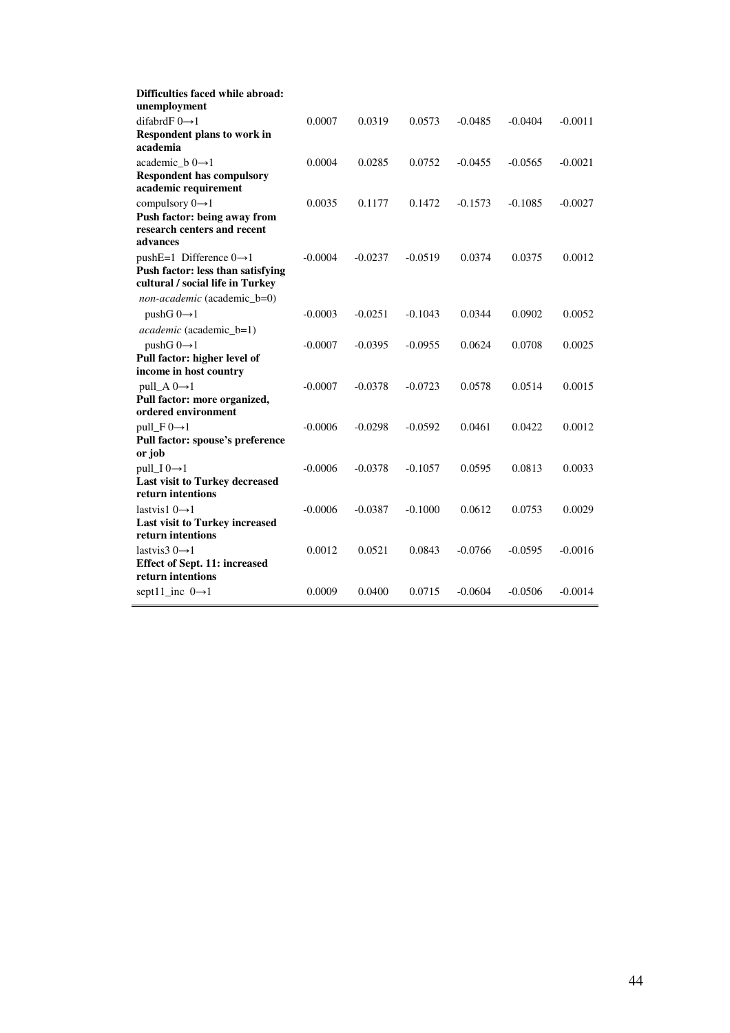| | | | | | | |
|---|---|---|---|---|---|---|
| **Difficulties faced while abroad: unemployment** | | | | | | |
| difabrdF 0→1 | 0.0007 | 0.0319 | 0.0573 | -0.0485 | -0.0404 | -0.0011 |
| **Respondent plans to work in academia** | | | | | | |
| academic_b 0→1 | 0.0004 | 0.0285 | 0.0752 | -0.0455 | -0.0565 | -0.0021 |
| **Respondent has compulsory academic requirement** | | | | | | |
| compulsory 0→1 | 0.0035 | 0.1177 | 0.1472 | -0.1573 | -0.1085 | -0.0027 |
| **Push factor: being away from research centers and recent advances** | | | | | | |
| pushE=1 Difference 0→1 | -0.0004 | -0.0237 | -0.0519 | 0.0374 | 0.0375 | 0.0012 |
| **Push factor: less than satisfying cultural / social life in Turkey** | | | | | | |
| *non-academic* (academic_b=0) | | | | | | |
| pushG 0→1 | -0.0003 | -0.0251 | -0.1043 | 0.0344 | 0.0902 | 0.0052 |
| *academic* (academic_b=1) | | | | | | |
| pushG 0→1 | -0.0007 | -0.0395 | -0.0955 | 0.0624 | 0.0708 | 0.0025 |
| **Pull factor: higher level of income in host country** | | | | | | |
| pull_A 0→1 | -0.0007 | -0.0378 | -0.0723 | 0.0578 | 0.0514 | 0.0015 |
| **Pull factor: more organized, ordered environment** | | | | | | |
| pull_F 0→1 | -0.0006 | -0.0298 | -0.0592 | 0.0461 | 0.0422 | 0.0012 |
| **Pull factor: spouse's preference or job** | | | | | | |
| pull_I 0→1 | -0.0006 | -0.0378 | -0.1057 | 0.0595 | 0.0813 | 0.0033 |
| **Last visit to Turkey decreased return intentions** | | | | | | |
| lastvis1 0→1 | -0.0006 | -0.0387 | -0.1000 | 0.0612 | 0.0753 | 0.0029 |
| **Last visit to Turkey increased return intentions** | | | | | | |
| lastvis3 0→1 | 0.0012 | 0.0521 | 0.0843 | -0.0766 | -0.0595 | -0.0016 |
| **Effect of Sept. 11: increased return intentions** | | | | | | |
| sept11_inc 0→1 | 0.0009 | 0.0400 | 0.0715 | -0.0604 | -0.0506 | -0.0014 |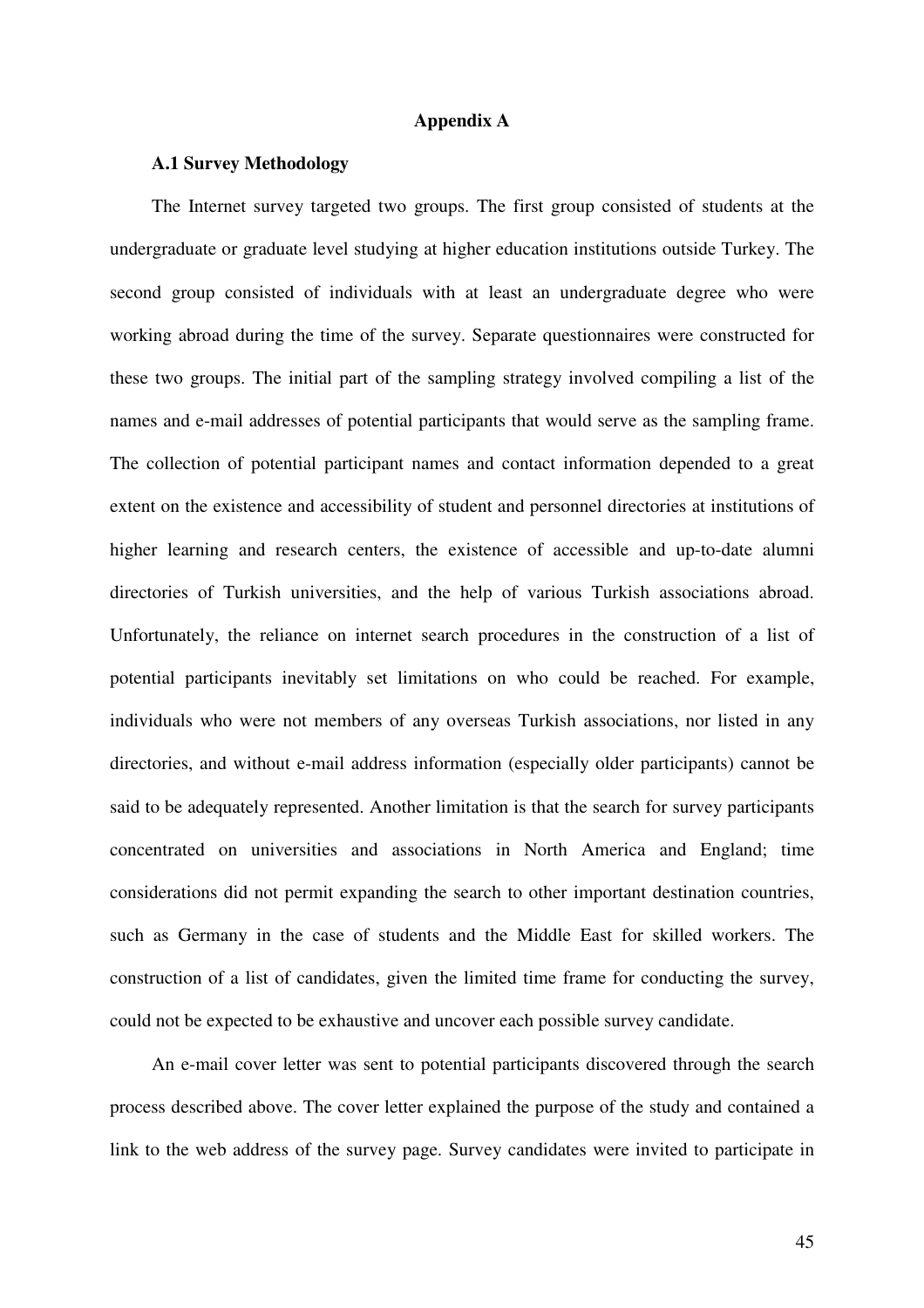# Appendix A

## A.1 Survey Methodology

The Internet survey targeted two groups. The first group consisted of students at the undergraduate or graduate level studying at higher education institutions outside Turkey. The second group consisted of individuals with at least an undergraduate degree who were working abroad during the time of the survey. Separate questionnaires were constructed for these two groups. The initial part of the sampling strategy involved compiling a list of the names and e-mail addresses of potential participants that would serve as the sampling frame. The collection of potential participant names and contact information depended to a great extent on the existence and accessibility of student and personnel directories at institutions of higher learning and research centers, the existence of accessible and up-to-date alumni directories of Turkish universities, and the help of various Turkish associations abroad. Unfortunately, the reliance on internet search procedures in the construction of a list of potential participants inevitably set limitations on who could be reached. For example, individuals who were not members of any overseas Turkish associations, nor listed in any directories, and without e-mail address information (especially older participants) cannot be said to be adequately represented. Another limitation is that the search for survey participants concentrated on universities and associations in North America and England; time considerations did not permit expanding the search to other important destination countries, such as Germany in the case of students and the Middle East for skilled workers. The construction of a list of candidates, given the limited time frame for conducting the survey, could not be expected to be exhaustive and uncover each possible survey candidate.

An e-mail cover letter was sent to potential participants discovered through the search process described above. The cover letter explained the purpose of the study and contained a link to the web address of the survey page. Survey candidates were invited to participate in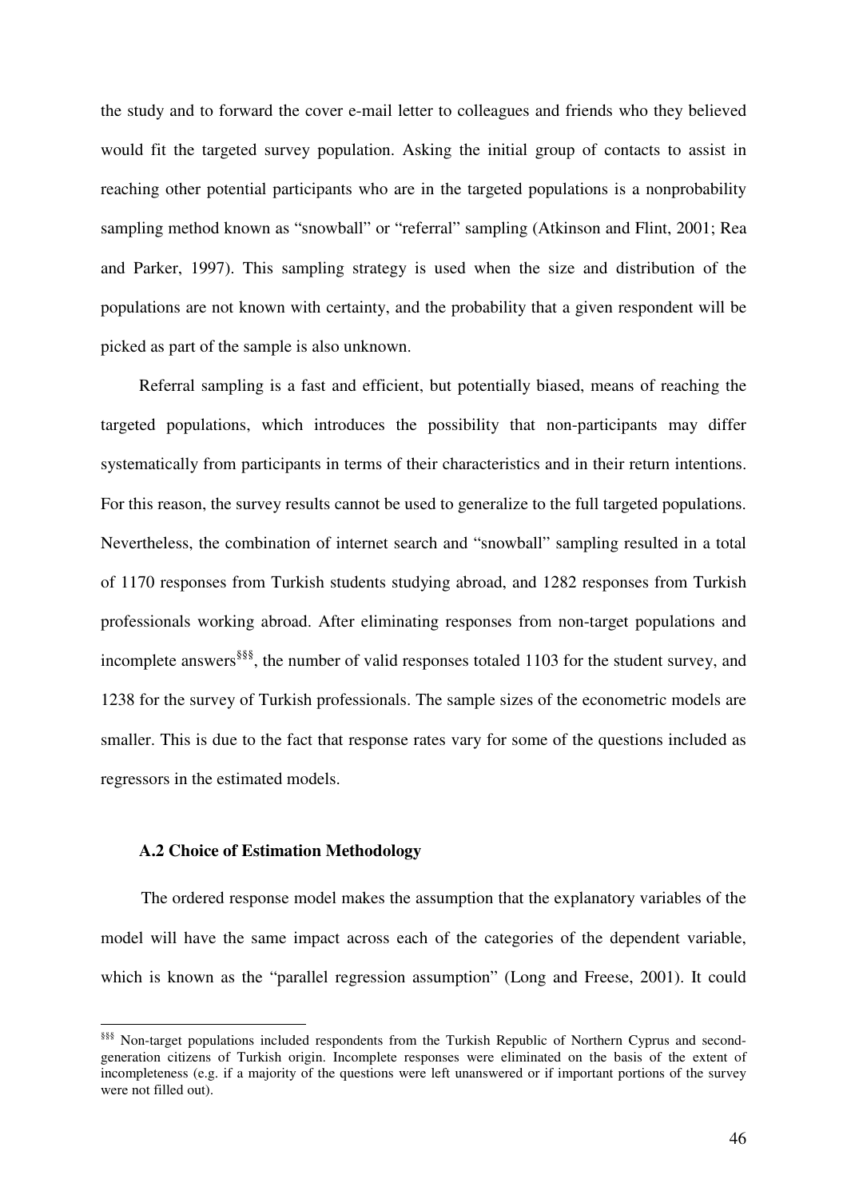the study and to forward the cover e-mail letter to colleagues and friends who they believed would fit the targeted survey population. Asking the initial group of contacts to assist in reaching other potential participants who are in the targeted populations is a nonprobability sampling method known as "snowball" or "referral" sampling (Atkinson and Flint, 2001; Rea and Parker, 1997). This sampling strategy is used when the size and distribution of the populations are not known with certainty, and the probability that a given respondent will be picked as part of the sample is also unknown.

Referral sampling is a fast and efficient, but potentially biased, means of reaching the targeted populations, which introduces the possibility that non-participants may differ systematically from participants in terms of their characteristics and in their return intentions. For this reason, the survey results cannot be used to generalize to the full targeted populations. Nevertheless, the combination of internet search and "snowball" sampling resulted in a total of 1170 responses from Turkish students studying abroad, and 1282 responses from Turkish professionals working abroad. After eliminating responses from non-target populations and incomplete answers[§§§], the number of valid responses totaled 1103 for the student survey, and 1238 for the survey of Turkish professionals. The sample sizes of the econometric models are smaller. This is due to the fact that response rates vary for some of the questions included as regressors in the estimated models.

### A.2 Choice of Estimation Methodology

The ordered response model makes the assumption that the explanatory variables of the model will have the same impact across each of the categories of the dependent variable, which is known as the "parallel regression assumption" (Long and Freese, 2001). It could

---

[§§§] Non-target populations included respondents from the Turkish Republic of Northern Cyprus and second-generation citizens of Turkish origin. Incomplete responses were eliminated on the basis of the extent of incompleteness (e.g. if a majority of the questions were left unanswered or if important portions of the survey were not filled out).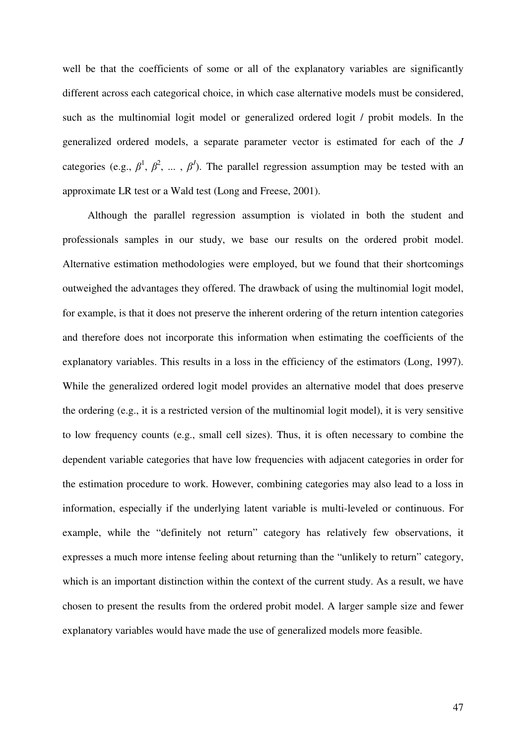well be that the coefficients of some or all of the explanatory variables are significantly different across each categorical choice, in which case alternative models must be considered, such as the multinomial logit model or generalized ordered logit / probit models. In the generalized ordered models, a separate parameter vector is estimated for each of the $J$ categories (e.g., $\beta^1$, $\beta^2$, ... , $\beta^J$). The parallel regression assumption may be tested with an approximate LR test or a Wald test (Long and Freese, 2001).

Although the parallel regression assumption is violated in both the student and professionals samples in our study, we base our results on the ordered probit model. Alternative estimation methodologies were employed, but we found that their shortcomings outweighed the advantages they offered. The drawback of using the multinomial logit model, for example, is that it does not preserve the inherent ordering of the return intention categories and therefore does not incorporate this information when estimating the coefficients of the explanatory variables. This results in a loss in the efficiency of the estimators (Long, 1997). While the generalized ordered logit model provides an alternative model that does preserve the ordering (e.g., it is a restricted version of the multinomial logit model), it is very sensitive to low frequency counts (e.g., small cell sizes). Thus, it is often necessary to combine the dependent variable categories that have low frequencies with adjacent categories in order for the estimation procedure to work. However, combining categories may also lead to a loss in information, especially if the underlying latent variable is multi-leveled or continuous. For example, while the "definitely not return" category has relatively few observations, it expresses a much more intense feeling about returning than the "unlikely to return" category, which is an important distinction within the context of the current study. As a result, we have chosen to present the results from the ordered probit model. A larger sample size and fewer explanatory variables would have made the use of generalized models more feasible.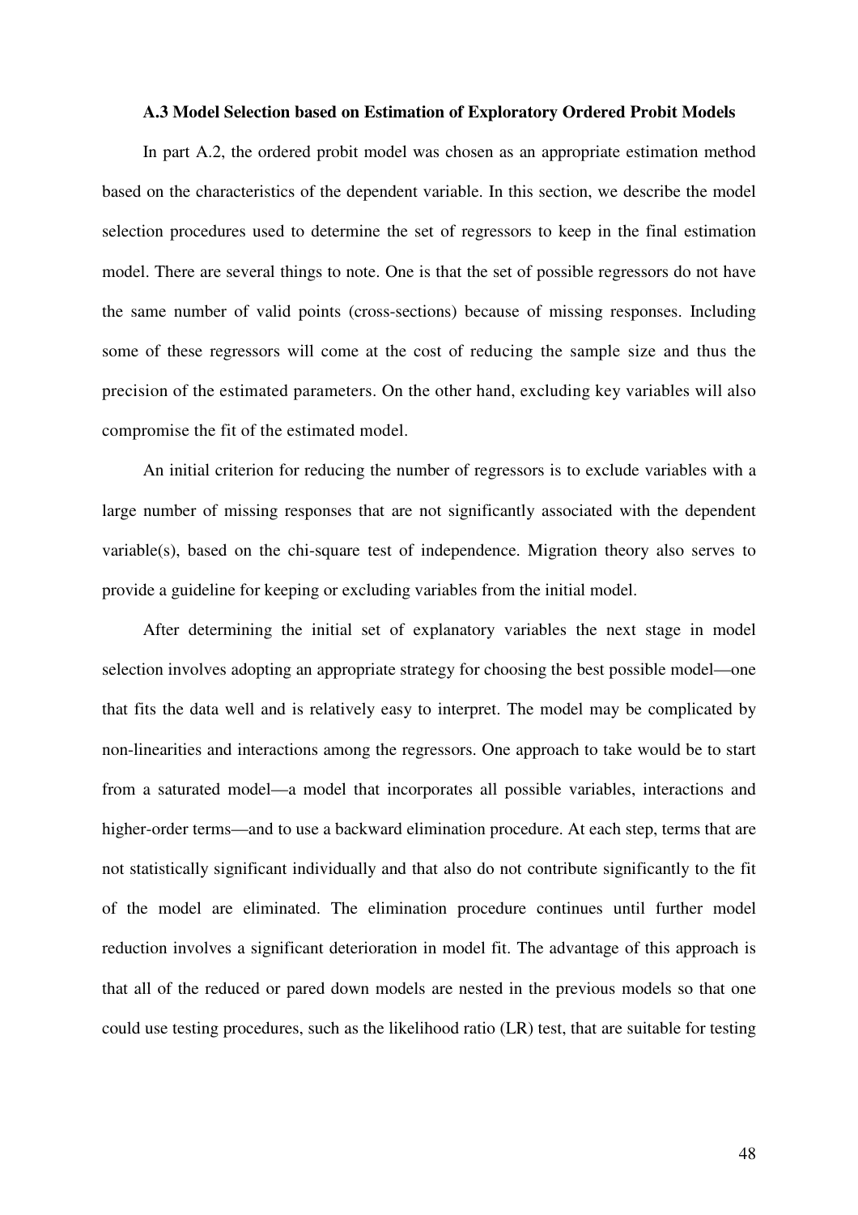### A.3 Model Selection based on Estimation of Exploratory Ordered Probit Models

In part A.2, the ordered probit model was chosen as an appropriate estimation method based on the characteristics of the dependent variable. In this section, we describe the model selection procedures used to determine the set of regressors to keep in the final estimation model. There are several things to note. One is that the set of possible regressors do not have the same number of valid points (cross-sections) because of missing responses. Including some of these regressors will come at the cost of reducing the sample size and thus the precision of the estimated parameters. On the other hand, excluding key variables will also compromise the fit of the estimated model.

An initial criterion for reducing the number of regressors is to exclude variables with a large number of missing responses that are not significantly associated with the dependent variable(s), based on the chi-square test of independence. Migration theory also serves to provide a guideline for keeping or excluding variables from the initial model.

After determining the initial set of explanatory variables the next stage in model selection involves adopting an appropriate strategy for choosing the best possible model—one that fits the data well and is relatively easy to interpret. The model may be complicated by non-linearities and interactions among the regressors. One approach to take would be to start from a saturated model—a model that incorporates all possible variables, interactions and higher-order terms—and to use a backward elimination procedure. At each step, terms that are not statistically significant individually and that also do not contribute significantly to the fit of the model are eliminated. The elimination procedure continues until further model reduction involves a significant deterioration in model fit. The advantage of this approach is that all of the reduced or pared down models are nested in the previous models so that one could use testing procedures, such as the likelihood ratio (LR) test, that are suitable for testing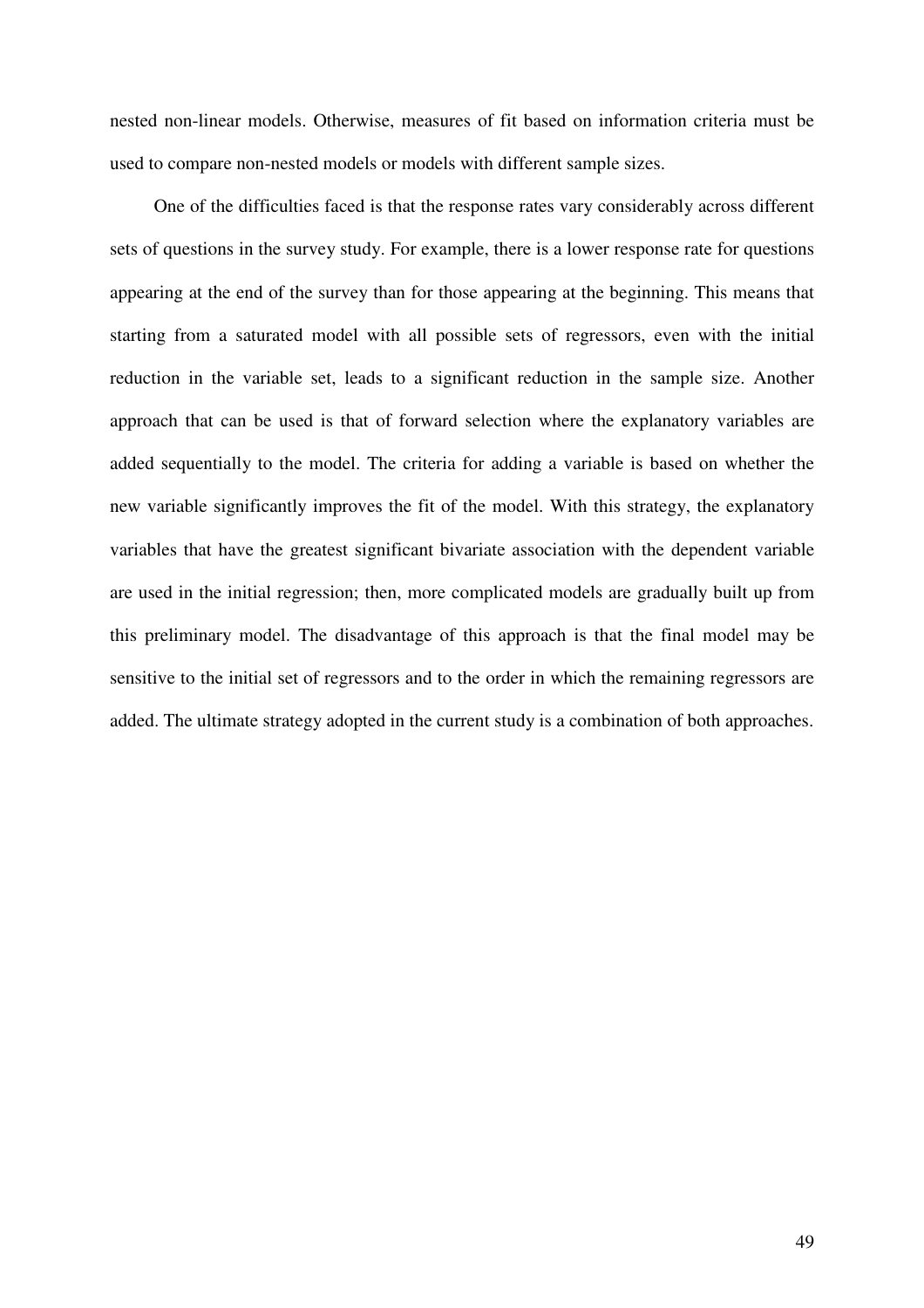nested non-linear models. Otherwise, measures of fit based on information criteria must be used to compare non-nested models or models with different sample sizes.

One of the difficulties faced is that the response rates vary considerably across different sets of questions in the survey study. For example, there is a lower response rate for questions appearing at the end of the survey than for those appearing at the beginning. This means that starting from a saturated model with all possible sets of regressors, even with the initial reduction in the variable set, leads to a significant reduction in the sample size. Another approach that can be used is that of forward selection where the explanatory variables are added sequentially to the model. The criteria for adding a variable is based on whether the new variable significantly improves the fit of the model. With this strategy, the explanatory variables that have the greatest significant bivariate association with the dependent variable are used in the initial regression; then, more complicated models are gradually built up from this preliminary model. The disadvantage of this approach is that the final model may be sensitive to the initial set of regressors and to the order in which the remaining regressors are added. The ultimate strategy adopted in the current study is a combination of both approaches.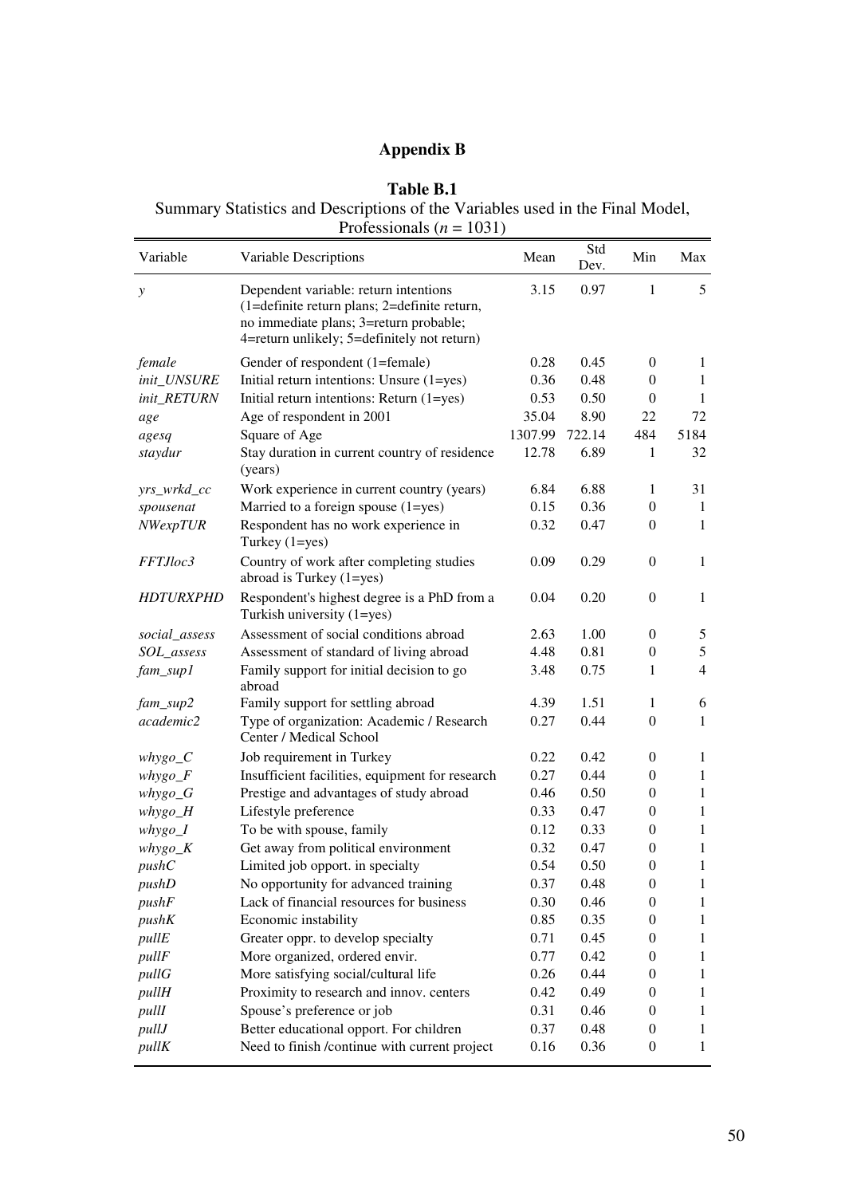# Appendix B

**Table B.1**
Summary Statistics and Descriptions of the Variables used in the Final Model, Professionals ($n$ = 1031)

| Variable | Variable Descriptions | Mean | Std Dev. | Min | Max |
|---|---|---|---|---|---|
| *y* | Dependent variable: return intentions (1=definite return plans; 2=definite return, no immediate plans; 3=return probable; 4=return unlikely; 5=definitely not return) | 3.15 | 0.97 | 1 | 5 |
| *female* | Gender of respondent (1=female) | 0.28 | 0.45 | 0 | 1 |
| *init_UNSURE* | Initial return intentions: Unsure (1=yes) | 0.36 | 0.48 | 0 | 1 |
| *init_RETURN* | Initial return intentions: Return (1=yes) | 0.53 | 0.50 | 0 | 1 |
| *age* | Age of respondent in 2001 | 35.04 | 8.90 | 22 | 72 |
| *agesq* | Square of Age | 1307.99 | 722.14 | 484 | 5184 |
| *staydur* | Stay duration in current country of residence (years) | 12.78 | 6.89 | 1 | 32 |
| *yrs_wrkd_cc* | Work experience in current country (years) | 6.84 | 6.88 | 1 | 31 |
| *spousenat* | Married to a foreign spouse (1=yes) | 0.15 | 0.36 | 0 | 1 |
| *NWexpTUR* | Respondent has no work experience in Turkey (1=yes) | 0.32 | 0.47 | 0 | 1 |
| *FFTJloc3* | Country of work after completing studies abroad is Turkey (1=yes) | 0.09 | 0.29 | 0 | 1 |
| *HDTURXPHD* | Respondent's highest degree is a PhD from a Turkish university (1=yes) | 0.04 | 0.20 | 0 | 1 |
| *social_assess* | Assessment of social conditions abroad | 2.63 | 1.00 | 0 | 5 |
| *SOL_assess* | Assessment of standard of living abroad | 4.48 | 0.81 | 0 | 5 |
| *fam_sup1* | Family support for initial decision to go abroad | 3.48 | 0.75 | 1 | 4 |
| *fam_sup2* | Family support for settling abroad | 4.39 | 1.51 | 1 | 6 |
| *academic2* | Type of organization: Academic / Research Center / Medical School | 0.27 | 0.44 | 0 | 1 |
| *whygo_C* | Job requirement in Turkey | 0.22 | 0.42 | 0 | 1 |
| *whygo_F* | Insufficient facilities, equipment for research | 0.27 | 0.44 | 0 | 1 |
| *whygo_G* | Prestige and advantages of study abroad | 0.46 | 0.50 | 0 | 1 |
| *whygo_H* | Lifestyle preference | 0.33 | 0.47 | 0 | 1 |
| *whygo_I* | To be with spouse, family | 0.12 | 0.33 | 0 | 1 |
| *whygo_K* | Get away from political environment | 0.32 | 0.47 | 0 | 1 |
| *pushC* | Limited job opport. in specialty | 0.54 | 0.50 | 0 | 1 |
| *pushD* | No opportunity for advanced training | 0.37 | 0.48 | 0 | 1 |
| *pushF* | Lack of financial resources for business | 0.30 | 0.46 | 0 | 1 |
| *pushK* | Economic instability | 0.85 | 0.35 | 0 | 1 |
| *pullE* | Greater oppr. to develop specialty | 0.71 | 0.45 | 0 | 1 |
| *pullF* | More organized, ordered envir. | 0.77 | 0.42 | 0 | 1 |
| *pullG* | More satisfying social/cultural life | 0.26 | 0.44 | 0 | 1 |
| *pullH* | Proximity to research and innov. centers | 0.42 | 0.49 | 0 | 1 |
| *pullI* | Spouse's preference or job | 0.31 | 0.46 | 0 | 1 |
| *pullJ* | Better educational opport. For children | 0.37 | 0.48 | 0 | 1 |
| *pullK* | Need to finish /continue with current project | 0.16 | 0.36 | 0 | 1 |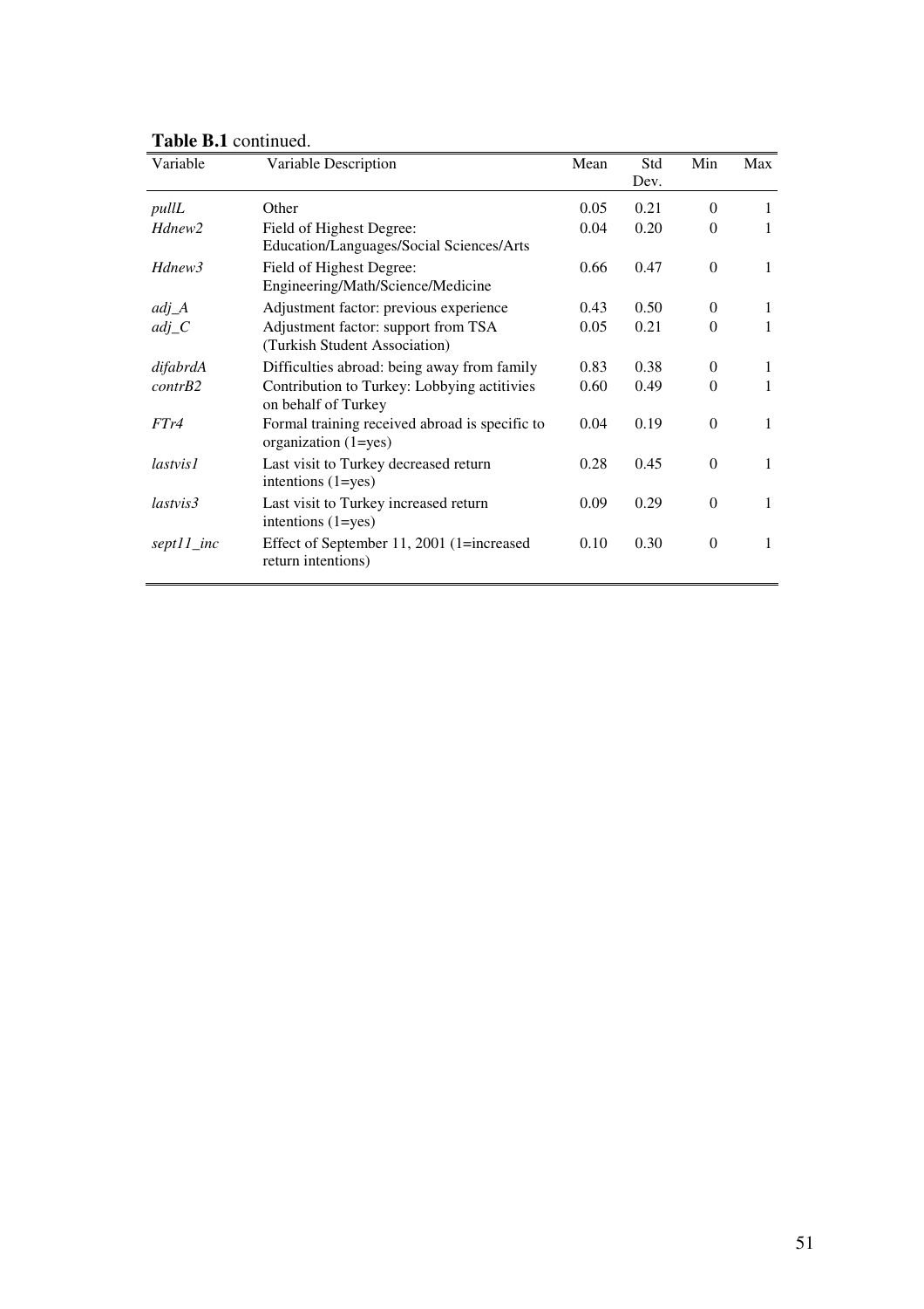**Table B.1** continued.

| Variable | Variable Description | Mean | Std Dev. | Min | Max |
|---|---|---|---|---|---|
| *pullL* | Other | 0.05 | 0.21 | 0 | 1 |
| *Hdnew2* | Field of Highest Degree: Education/Languages/Social Sciences/Arts | 0.04 | 0.20 | 0 | 1 |
| *Hdnew3* | Field of Highest Degree: Engineering/Math/Science/Medicine | 0.66 | 0.47 | 0 | 1 |
| *adj_A* | Adjustment factor: previous experience | 0.43 | 0.50 | 0 | 1 |
| *adj_C* | Adjustment factor: support from TSA (Turkish Student Association) | 0.05 | 0.21 | 0 | 1 |
| *difabrdA* | Difficulties abroad: being away from family | 0.83 | 0.38 | 0 | 1 |
| *contrB2* | Contribution to Turkey: Lobbying actitivies on behalf of Turkey | 0.60 | 0.49 | 0 | 1 |
| *FTr4* | Formal training received abroad is specific to organization (1=yes) | 0.04 | 0.19 | 0 | 1 |
| *lastvis1* | Last visit to Turkey decreased return intentions (1=yes) | 0.28 | 0.45 | 0 | 1 |
| *lastvis3* | Last visit to Turkey increased return intentions (1=yes) | 0.09 | 0.29 | 0 | 1 |
| *sept11_inc* | Effect of September 11, 2001 (1=increased return intentions) | 0.10 | 0.30 | 0 | 1 |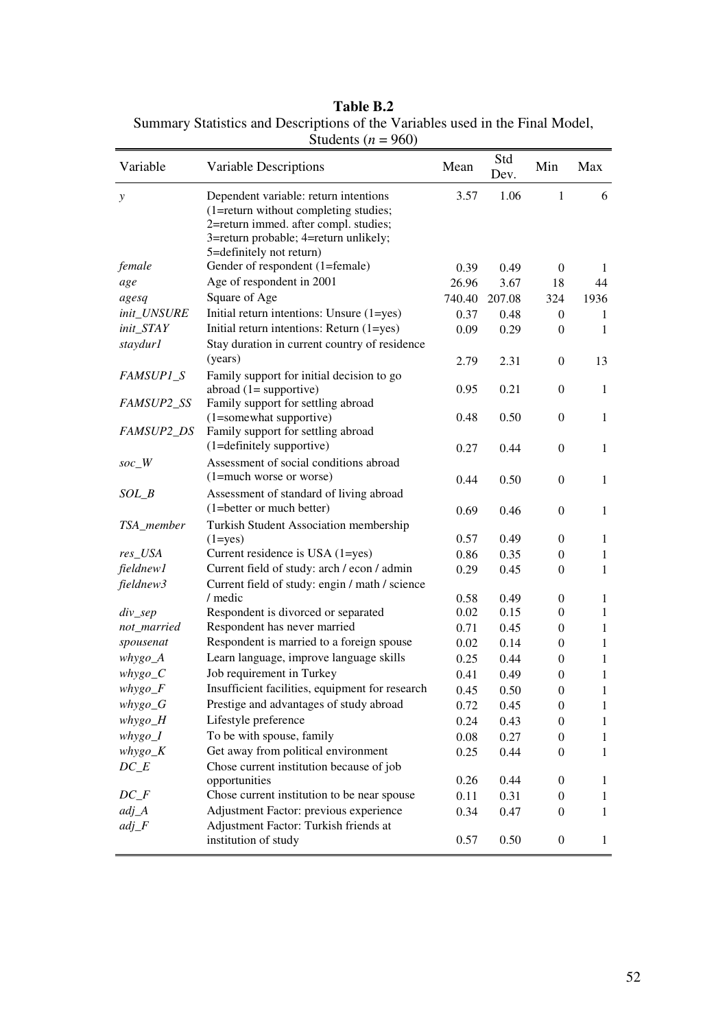**Table B.2**
Summary Statistics and Descriptions of the Variables used in the Final Model, Students ($n$ = 960)

| Variable | Variable Descriptions | Mean | Std Dev. | Min | Max |
|---|---|---|---|---|---|
| *y* | Dependent variable: return intentions (1=return without completing studies; 2=return immed. after compl. studies; 3=return probable; 4=return unlikely; 5=definitely not return) | 3.57 | 1.06 | 1 | 6 |
| *female* | Gender of respondent (1=female) | 0.39 | 0.49 | 0 | 1 |
| *age* | Age of respondent in 2001 | 26.96 | 3.67 | 18 | 44 |
| *agesq* | Square of Age | 740.40 | 207.08 | 324 | 1936 |
| *init_UNSURE* | Initial return intentions: Unsure (1=yes) | 0.37 | 0.48 | 0 | 1 |
| *init_STAY* | Initial return intentions: Return (1=yes) | 0.09 | 0.29 | 0 | 1 |
| *staydur1* | Stay duration in current country of residence (years) | 2.79 | 2.31 | 0 | 13 |
| *FAMSUP1_S* | Family support for initial decision to go abroad (1= supportive) | 0.95 | 0.21 | 0 | 1 |
| *FAMSUP2_SS* | Family support for settling abroad (1=somewhat supportive) | 0.48 | 0.50 | 0 | 1 |
| *FAMSUP2_DS* | Family support for settling abroad (1=definitely supportive) | 0.27 | 0.44 | 0 | 1 |
| *soc_W* | Assessment of social conditions abroad (1=much worse or worse) | 0.44 | 0.50 | 0 | 1 |
| *SOL_B* | Assessment of standard of living abroad (1=better or much better) | 0.69 | 0.46 | 0 | 1 |
| *TSA_member* | Turkish Student Association membership (1=yes) | 0.57 | 0.49 | 0 | 1 |
| *res_USA* | Current residence is USA (1=yes) | 0.86 | 0.35 | 0 | 1 |
| *fieldnew1* | Current field of study: arch / econ / admin | 0.29 | 0.45 | 0 | 1 |
| *fieldnew3* | Current field of study: engin / math / science / medic | 0.58 | 0.49 | 0 | 1 |
| *div_sep* | Respondent is divorced or separated | 0.02 | 0.15 | 0 | 1 |
| *not_married* | Respondent has never married | 0.71 | 0.45 | 0 | 1 |
| *spousenat* | Respondent is married to a foreign spouse | 0.02 | 0.14 | 0 | 1 |
| *whygo_A* | Learn language, improve language skills | 0.25 | 0.44 | 0 | 1 |
| *whygo_C* | Job requirement in Turkey | 0.41 | 0.49 | 0 | 1 |
| *whygo_F* | Insufficient facilities, equipment for research | 0.45 | 0.50 | 0 | 1 |
| *whygo_G* | Prestige and advantages of study abroad | 0.72 | 0.45 | 0 | 1 |
| *whygo_H* | Lifestyle preference | 0.24 | 0.43 | 0 | 1 |
| *whygo_I* | To be with spouse, family | 0.08 | 0.27 | 0 | 1 |
| *whygo_K* | Get away from political environment | 0.25 | 0.44 | 0 | 1 |
| *DC_E* | Chose current institution because of job opportunities | 0.26 | 0.44 | 0 | 1 |
| *DC_F* | Chose current institution to be near spouse | 0.11 | 0.31 | 0 | 1 |
| *adj_A* | Adjustment Factor: previous experience | 0.34 | 0.47 | 0 | 1 |
| *adj_F* | Adjustment Factor: Turkish friends at institution of study | 0.57 | 0.50 | 0 | 1 |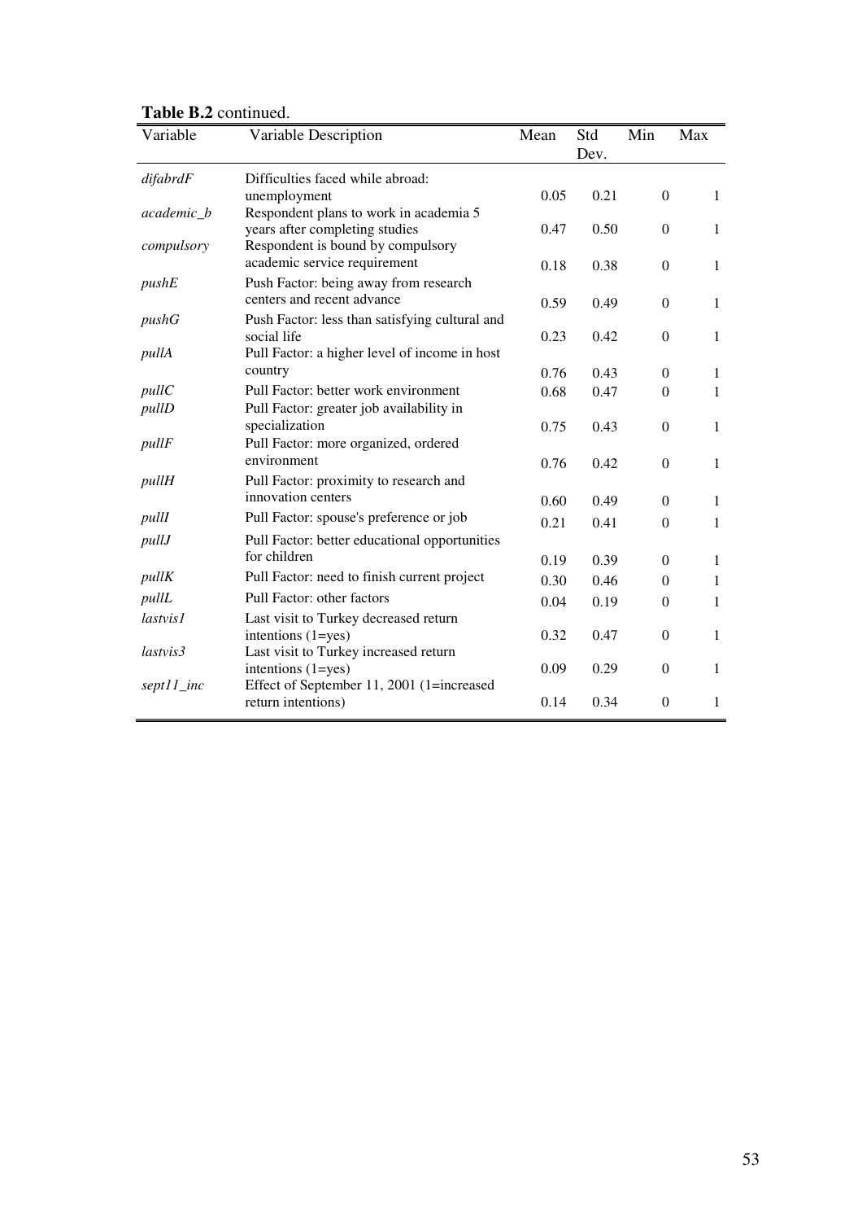**Table B.2** continued.

| Variable | Variable Description | Mean | Std Dev. | Min | Max |
|---|---|---|---|---|---|
| *difabrdF* | Difficulties faced while abroad: unemployment | 0.05 | 0.21 | 0 | 1 |
| *academic_b* | Respondent plans to work in academia 5 years after completing studies | 0.47 | 0.50 | 0 | 1 |
| *compulsory* | Respondent is bound by compulsory academic service requirement | 0.18 | 0.38 | 0 | 1 |
| *pushE* | Push Factor: being away from research centers and recent advance | 0.59 | 0.49 | 0 | 1 |
| *pushG* | Push Factor: less than satisfying cultural and social life | 0.23 | 0.42 | 0 | 1 |
| *pullA* | Pull Factor: a higher level of income in host country | 0.76 | 0.43 | 0 | 1 |
| *pullC* | Pull Factor: better work environment | 0.68 | 0.47 | 0 | 1 |
| *pullD* | Pull Factor: greater job availability in specialization | 0.75 | 0.43 | 0 | 1 |
| *pullF* | Pull Factor: more organized, ordered environment | 0.76 | 0.42 | 0 | 1 |
| *pullH* | Pull Factor: proximity to research and innovation centers | 0.60 | 0.49 | 0 | 1 |
| *pullI* | Pull Factor: spouse's preference or job | 0.21 | 0.41 | 0 | 1 |
| *pullJ* | Pull Factor: better educational opportunities for children | 0.19 | 0.39 | 0 | 1 |
| *pullK* | Pull Factor: need to finish current project | 0.30 | 0.46 | 0 | 1 |
| *pullL* | Pull Factor: other factors | 0.04 | 0.19 | 0 | 1 |
| *lastvis1* | Last visit to Turkey decreased return intentions (1=yes) | 0.32 | 0.47 | 0 | 1 |
| *lastvis3* | Last visit to Turkey increased return intentions (1=yes) | 0.09 | 0.29 | 0 | 1 |
| *sept11_inc* | Effect of September 11, 2001 (1=increased return intentions) | 0.14 | 0.34 | 0 | 1 |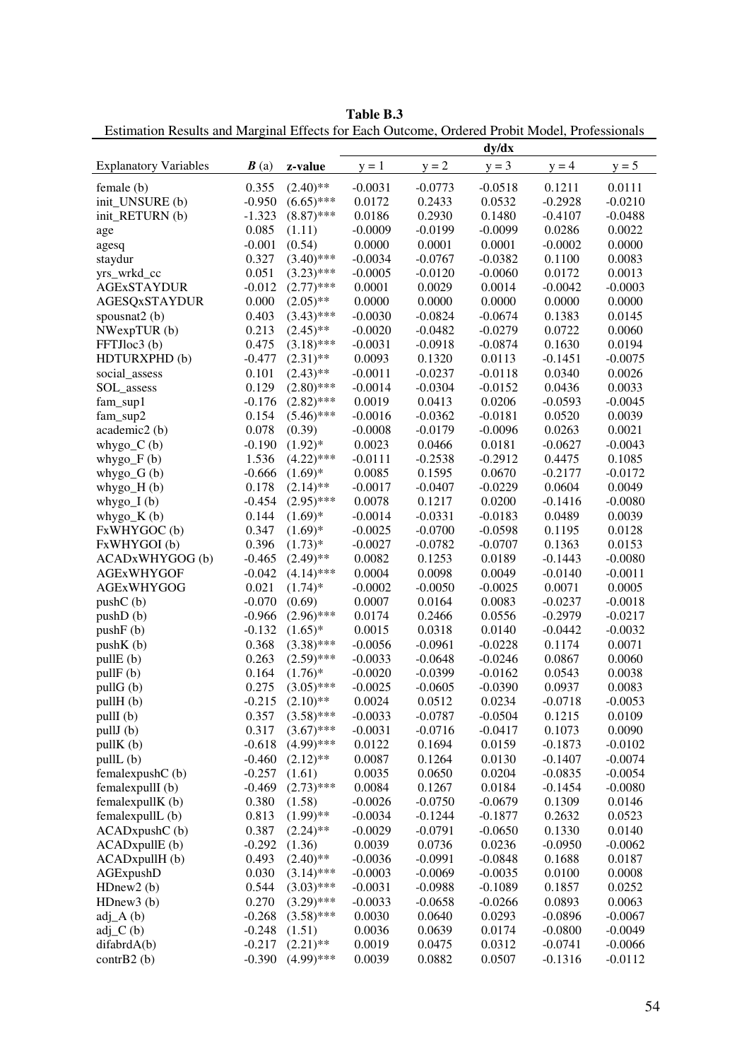**Table B.3**

Estimation Results and Marginal Effects for Each Outcome, Ordered Probit Model, Professionals

| Explanatory Variables | ***B*** (a) | z-value | dy/dx | | | | |
|---|---|---|---|---|---|---|---|
| | | | y = 1 | y = 2 | y = 3 | y = 4 | y = 5 |
| female (b) | 0.355 | (2.40)** | -0.0031 | -0.0773 | -0.0518 | 0.1211 | 0.0111 |
| init_UNSURE (b) | -0.950 | (6.65)*** | 0.0172 | 0.2433 | 0.0532 | -0.2928 | -0.0210 |
| init_RETURN (b) | -1.323 | (8.87)*** | 0.0186 | 0.2930 | 0.1480 | -0.4107 | -0.0488 |
| age | 0.085 | (1.11) | -0.0009 | -0.0199 | -0.0099 | 0.0286 | 0.0022 |
| agesq | -0.001 | (0.54) | 0.0000 | 0.0001 | 0.0001 | -0.0002 | 0.0000 |
| staydur | 0.327 | (3.40)*** | -0.0034 | -0.0767 | -0.0382 | 0.1100 | 0.0083 |
| yrs_wrkd_cc | 0.051 | (3.23)*** | -0.0005 | -0.0120 | -0.0060 | 0.0172 | 0.0013 |
| AGExSTAYDUR | -0.012 | (2.77)*** | 0.0001 | 0.0029 | 0.0014 | -0.0042 | -0.0003 |
| AGESQxSTAYDUR | 0.000 | (2.05)** | 0.0000 | 0.0000 | 0.0000 | 0.0000 | 0.0000 |
| spousnat2 (b) | 0.403 | (3.43)*** | -0.0030 | -0.0824 | -0.0674 | 0.1383 | 0.0145 |
| NWexpTUR (b) | 0.213 | (2.45)** | -0.0020 | -0.0482 | -0.0279 | 0.0722 | 0.0060 |
| FFTJloc3 (b) | 0.475 | (3.18)*** | -0.0031 | -0.0918 | -0.0874 | 0.1630 | 0.0194 |
| HDTURXPHD (b) | -0.477 | (2.31)** | 0.0093 | 0.1320 | 0.0113 | -0.1451 | -0.0075 |
| social_assess | 0.101 | (2.43)** | -0.0011 | -0.0237 | -0.0118 | 0.0340 | 0.0026 |
| SOL_assess | 0.129 | (2.80)*** | -0.0014 | -0.0304 | -0.0152 | 0.0436 | 0.0033 |
| fam_sup1 | -0.176 | (2.82)*** | 0.0019 | 0.0413 | 0.0206 | -0.0593 | -0.0045 |
| fam_sup2 | 0.154 | (5.46)*** | -0.0016 | -0.0362 | -0.0181 | 0.0520 | 0.0039 |
| academic2 (b) | 0.078 | (0.39) | -0.0008 | -0.0179 | -0.0096 | 0.0263 | 0.0021 |
| whygo_C (b) | -0.190 | (1.92)* | 0.0023 | 0.0466 | 0.0181 | -0.0627 | -0.0043 |
| whygo_F (b) | 1.536 | (4.22)*** | -0.0111 | -0.2538 | -0.2912 | 0.4475 | 0.1085 |
| whygo_G (b) | -0.666 | (1.69)* | 0.0085 | 0.1595 | 0.0670 | -0.2177 | -0.0172 |
| whygo_H (b) | 0.178 | (2.14)** | -0.0017 | -0.0407 | -0.0229 | 0.0604 | 0.0049 |
| whygo_I (b) | -0.454 | (2.95)*** | 0.0078 | 0.1217 | 0.0200 | -0.1416 | -0.0080 |
| whygo_K (b) | 0.144 | (1.69)* | -0.0014 | -0.0331 | -0.0183 | 0.0489 | 0.0039 |
| FxWHYGOC (b) | 0.347 | (1.69)* | -0.0025 | -0.0700 | -0.0598 | 0.1195 | 0.0128 |
| FxWHYGOI (b) | 0.396 | (1.73)* | -0.0027 | -0.0782 | -0.0707 | 0.1363 | 0.0153 |
| ACADxWHYGOG (b) | -0.465 | (2.49)** | 0.0082 | 0.1253 | 0.0189 | -0.1443 | -0.0080 |
| AGExWHYGOF | -0.042 | (4.14)*** | 0.0004 | 0.0098 | 0.0049 | -0.0140 | -0.0011 |
| AGExWHYGOG | 0.021 | (1.74)* | -0.0002 | -0.0050 | -0.0025 | 0.0071 | 0.0005 |
| pushC (b) | -0.070 | (0.69) | 0.0007 | 0.0164 | 0.0083 | -0.0237 | -0.0018 |
| pushD (b) | -0.966 | (2.96)*** | 0.0174 | 0.2466 | 0.0556 | -0.2979 | -0.0217 |
| pushF (b) | -0.132 | (1.65)* | 0.0015 | 0.0318 | 0.0140 | -0.0442 | -0.0032 |
| pushK (b) | 0.368 | (3.38)*** | -0.0056 | -0.0961 | -0.0228 | 0.1174 | 0.0071 |
| pullE (b) | 0.263 | (2.59)*** | -0.0033 | -0.0648 | -0.0246 | 0.0867 | 0.0060 |
| pullF (b) | 0.164 | (1.76)* | -0.0020 | -0.0399 | -0.0162 | 0.0543 | 0.0038 |
| pullG (b) | 0.275 | (3.05)*** | -0.0025 | -0.0605 | -0.0390 | 0.0937 | 0.0083 |
| pullH (b) | -0.215 | (2.10)** | 0.0024 | 0.0512 | 0.0234 | -0.0718 | -0.0053 |
| pullI (b) | 0.357 | (3.58)*** | -0.0033 | -0.0787 | -0.0504 | 0.1215 | 0.0109 |
| pullJ (b) | 0.317 | (3.67)*** | -0.0031 | -0.0716 | -0.0417 | 0.1073 | 0.0090 |
| pullK (b) | -0.618 | (4.99)*** | 0.0122 | 0.1694 | 0.0159 | -0.1873 | -0.0102 |
| pullL (b) | -0.460 | (2.12)** | 0.0087 | 0.1264 | 0.0130 | -0.1407 | -0.0074 |
| femalexpushC (b) | -0.257 | (1.61) | 0.0035 | 0.0650 | 0.0204 | -0.0835 | -0.0054 |
| femalexpullI (b) | -0.469 | (2.73)*** | 0.0084 | 0.1267 | 0.0184 | -0.1454 | -0.0080 |
| femalexpullK (b) | 0.380 | (1.58) | -0.0026 | -0.0750 | -0.0679 | 0.1309 | 0.0146 |
| femalexpullL (b) | 0.813 | (1.99)** | -0.0034 | -0.1244 | -0.1877 | 0.2632 | 0.0523 |
| ACADxpushC (b) | 0.387 | (2.24)** | -0.0029 | -0.0791 | -0.0650 | 0.1330 | 0.0140 |
| ACADxpullE (b) | -0.292 | (1.36) | 0.0039 | 0.0736 | 0.0236 | -0.0950 | -0.0062 |
| ACADxpullH (b) | 0.493 | (2.40)** | -0.0036 | -0.0991 | -0.0848 | 0.1688 | 0.0187 |
| AGExpushD | 0.030 | (3.14)*** | -0.0003 | -0.0069 | -0.0035 | 0.0100 | 0.0008 |
| HDnew2 (b) | 0.544 | (3.03)*** | -0.0031 | -0.0988 | -0.1089 | 0.1857 | 0.0252 |
| HDnew3 (b) | 0.270 | (3.29)*** | -0.0033 | -0.0658 | -0.0266 | 0.0893 | 0.0063 |
| adj_A (b) | -0.268 | (3.58)*** | 0.0030 | 0.0640 | 0.0293 | -0.0896 | -0.0067 |
| adj_C (b) | -0.248 | (1.51) | 0.0036 | 0.0639 | 0.0174 | -0.0800 | -0.0049 |
| difabrdA(b) | -0.217 | (2.21)** | 0.0019 | 0.0475 | 0.0312 | -0.0741 | -0.0066 |
| contrB2 (b) | -0.390 | (4.99)*** | 0.0039 | 0.0882 | 0.0507 | -0.1316 | -0.0112 |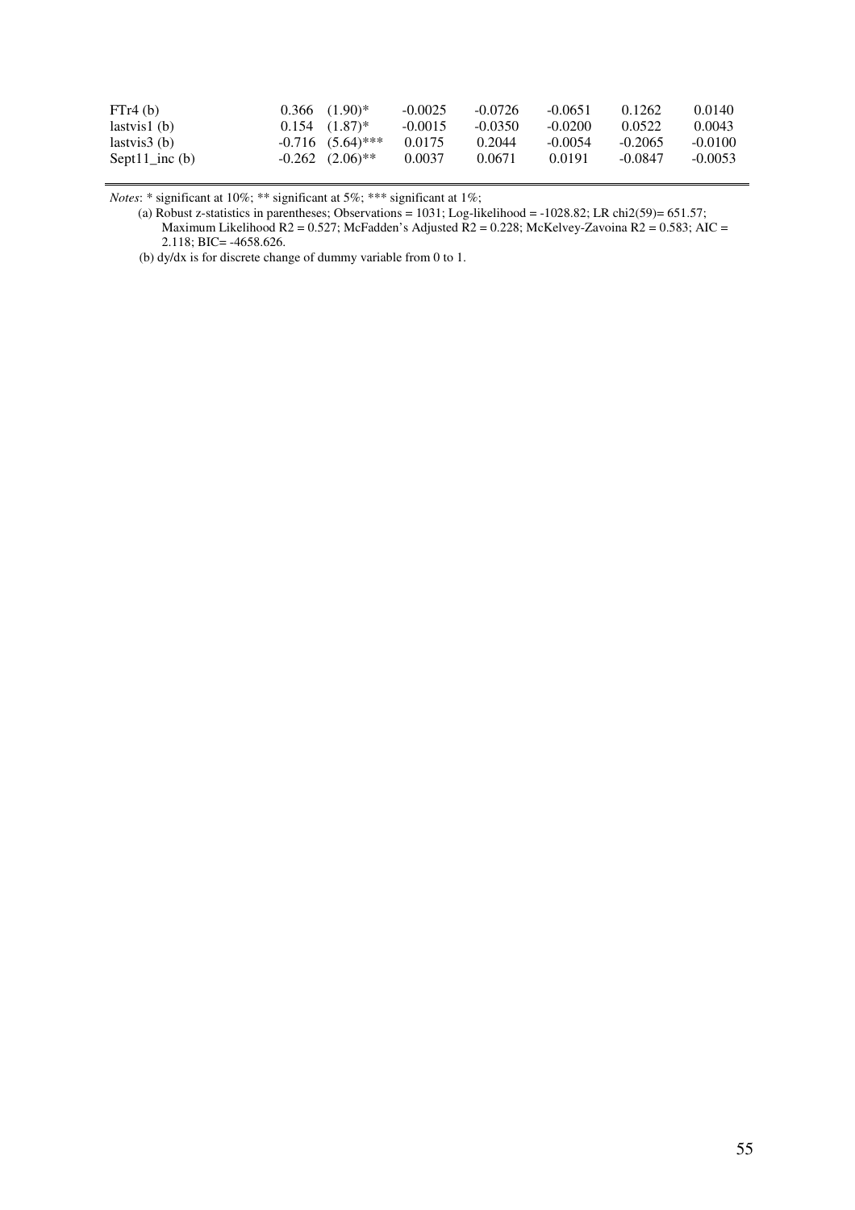| | | | | | | | |
|---|---|---|---|---|---|---|---|
| FTr4 (b) | 0.366 | (1.90)* | -0.0025 | -0.0726 | -0.0651 | 0.1262 | 0.0140 |
| lastvis1 (b) | 0.154 | (1.87)* | -0.0015 | -0.0350 | -0.0200 | 0.0522 | 0.0043 |
| lastvis3 (b) | -0.716 | (5.64)*** | 0.0175 | 0.2044 | -0.0054 | -0.2065 | -0.0100 |
| Sept11_inc (b) | -0.262 | (2.06)** | 0.0037 | 0.0671 | 0.0191 | -0.0847 | -0.0053 |

*Notes*: * significant at 10%; ** significant at 5%; *** significant at 1%;

(a) Robust z-statistics in parentheses; Observations = 1031; Log-likelihood = -1028.82; LR chi2(59)= 651.57; Maximum Likelihood R2 = 0.527; McFadden's Adjusted R2 = 0.228; McKelvey-Zavoina R2 = 0.583; AIC = 2.118; BIC= -4658.626.

(b) dy/dx is for discrete change of dummy variable from 0 to 1.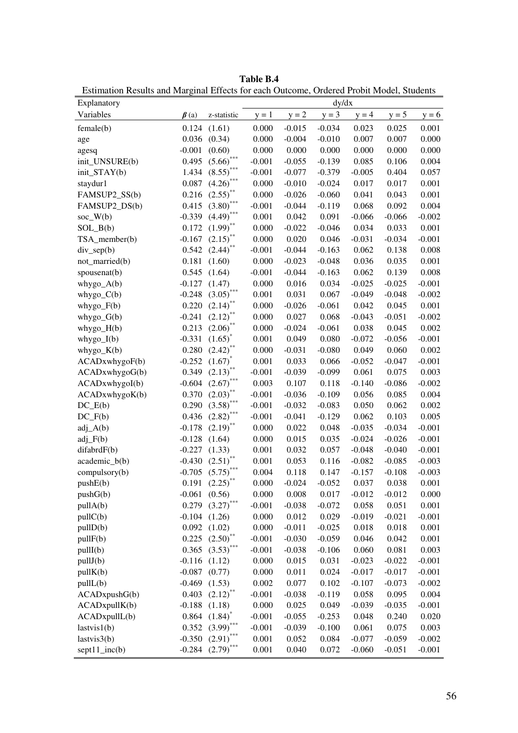**Table B.4**

Estimation Results and Marginal Effects for each Outcome, Ordered Probit Model, Students

| Explanatory Variables | $\beta$ (a) | z-statistic | dy/dx $y = 1$ | $y = 2$ | $y = 3$ | $y = 4$ | $y = 5$ | $y = 6$ |
|---|---|---|---|---|---|---|---|---|
| female(b) | 0.124 | (1.61) | 0.000 | -0.015 | -0.034 | 0.023 | 0.025 | 0.001 |
| age | 0.036 | (0.34) | 0.000 | -0.004 | -0.010 | 0.007 | 0.007 | 0.000 |
| agesq | -0.001 | (0.60) | 0.000 | 0.000 | 0.000 | 0.000 | 0.000 | 0.000 |
| init_UNSURE(b) | 0.495 | $(5.66)^{***}$ | -0.001 | -0.055 | -0.139 | 0.085 | 0.106 | 0.004 |
| init_STAY(b) | 1.434 | $(8.55)^{***}$ | -0.001 | -0.077 | -0.379 | -0.005 | 0.404 | 0.057 |
| staydur1 | 0.087 | $(4.26)^{***}$ | 0.000 | -0.010 | -0.024 | 0.017 | 0.017 | 0.001 |
| FAMSUP2_SS(b) | 0.216 | $(2.55)^{**}$ | 0.000 | -0.026 | -0.060 | 0.041 | 0.043 | 0.001 |
| FAMSUP2_DS(b) | 0.415 | $(3.80)^{***}$ | -0.001 | -0.044 | -0.119 | 0.068 | 0.092 | 0.004 |
| soc_W(b) | -0.339 | $(4.49)^{***}$ | 0.001 | 0.042 | 0.091 | -0.066 | -0.066 | -0.002 |
| SOL_B(b) | 0.172 | $(1.99)^{**}$ | 0.000 | -0.022 | -0.046 | 0.034 | 0.033 | 0.001 |
| TSA_member(b) | -0.167 | $(2.15)^{**}$ | 0.000 | 0.020 | 0.046 | -0.031 | -0.034 | -0.001 |
| div_sep(b) | 0.542 | $(2.44)^{**}$ | -0.001 | -0.044 | -0.163 | 0.062 | 0.138 | 0.008 |
| not_married(b) | 0.181 | (1.60) | 0.000 | -0.023 | -0.048 | 0.036 | 0.035 | 0.001 |
| spousenat(b) | 0.545 | (1.64) | -0.001 | -0.044 | -0.163 | 0.062 | 0.139 | 0.008 |
| whygo_A(b) | -0.127 | (1.47) | 0.000 | 0.016 | 0.034 | -0.025 | -0.025 | -0.001 |
| whygo_C(b) | -0.248 | $(3.05)^{***}$ | 0.001 | 0.031 | 0.067 | -0.049 | -0.048 | -0.002 |
| whygo_F(b) | 0.220 | $(2.14)^{**}$ | 0.000 | -0.026 | -0.061 | 0.042 | 0.045 | 0.001 |
| whygo_G(b) | -0.241 | $(2.12)^{**}$ | 0.000 | 0.027 | 0.068 | -0.043 | -0.051 | -0.002 |
| whygo_H(b) | 0.213 | $(2.06)^{**}$ | 0.000 | -0.024 | -0.061 | 0.038 | 0.045 | 0.002 |
| whygo_I(b) | -0.331 | $(1.65)^{*}$ | 0.001 | 0.049 | 0.080 | -0.072 | -0.056 | -0.001 |
| whygo_K(b) | 0.280 | $(2.42)^{**}$ | 0.000 | -0.031 | -0.080 | 0.049 | 0.060 | 0.002 |
| ACADxwhygoF(b) | -0.252 | $(1.67)^{*}$ | 0.001 | 0.033 | 0.066 | -0.052 | -0.047 | -0.001 |
| ACADxwhygoG(b) | 0.349 | $(2.13)^{**}$ | -0.001 | -0.039 | -0.099 | 0.061 | 0.075 | 0.003 |
| ACADxwhygoI(b) | -0.604 | $(2.67)^{***}$ | 0.003 | 0.107 | 0.118 | -0.140 | -0.086 | -0.002 |
| ACADxwhygoK(b) | 0.370 | $(2.03)^{**}$ | -0.001 | -0.036 | -0.109 | 0.056 | 0.085 | 0.004 |
| DC_E(b) | 0.290 | $(3.58)^{***}$ | -0.001 | -0.032 | -0.083 | 0.050 | 0.062 | 0.002 |
| DC_F(b) | 0.436 | $(2.82)^{***}$ | -0.001 | -0.041 | -0.129 | 0.062 | 0.103 | 0.005 |
| adj_A(b) | -0.178 | $(2.19)^{**}$ | 0.000 | 0.022 | 0.048 | -0.035 | -0.034 | -0.001 |
| adj_F(b) | -0.128 | (1.64) | 0.000 | 0.015 | 0.035 | -0.024 | -0.026 | -0.001 |
| difabrdF(b) | -0.227 | (1.33) | 0.001 | 0.032 | 0.057 | -0.048 | -0.040 | -0.001 |
| academic_b(b) | -0.430 | $(2.51)^{**}$ | 0.001 | 0.053 | 0.116 | -0.082 | -0.085 | -0.003 |
| compulsory(b) | -0.705 | $(5.75)^{***}$ | 0.004 | 0.118 | 0.147 | -0.157 | -0.108 | -0.003 |
| pushE(b) | 0.191 | $(2.25)^{**}$ | 0.000 | -0.024 | -0.052 | 0.037 | 0.038 | 0.001 |
| pushG(b) | -0.061 | (0.56) | 0.000 | 0.008 | 0.017 | -0.012 | -0.012 | 0.000 |
| pullA(b) | 0.279 | $(3.27)^{***}$ | -0.001 | -0.038 | -0.072 | 0.058 | 0.051 | 0.001 |
| pullC(b) | -0.104 | (1.26) | 0.000 | 0.012 | 0.029 | -0.019 | -0.021 | -0.001 |
| pullD(b) | 0.092 | (1.02) | 0.000 | -0.011 | -0.025 | 0.018 | 0.018 | 0.001 |
| pullF(b) | 0.225 | $(2.50)^{**}$ | -0.001 | -0.030 | -0.059 | 0.046 | 0.042 | 0.001 |
| pullI(b) | 0.365 | $(3.53)^{***}$ | -0.001 | -0.038 | -0.106 | 0.060 | 0.081 | 0.003 |
| pullJ(b) | -0.116 | (1.12) | 0.000 | 0.015 | 0.031 | -0.023 | -0.022 | -0.001 |
| pullK(b) | -0.087 | (0.77) | 0.000 | 0.011 | 0.024 | -0.017 | -0.017 | -0.001 |
| pullL(b) | -0.469 | (1.53) | 0.002 | 0.077 | 0.102 | -0.107 | -0.073 | -0.002 |
| ACADxpushG(b) | 0.403 | $(2.12)^{**}$ | -0.001 | -0.038 | -0.119 | 0.058 | 0.095 | 0.004 |
| ACADxpullK(b) | -0.188 | (1.18) | 0.000 | 0.025 | 0.049 | -0.039 | -0.035 | -0.001 |
| ACADxpullL(b) | 0.864 | $(1.84)^{*}$ | -0.001 | -0.055 | -0.253 | 0.048 | 0.240 | 0.020 |
| lastvis1(b) | 0.352 | $(3.99)^{***}$ | -0.001 | -0.039 | -0.100 | 0.061 | 0.075 | 0.003 |
| lastvis3(b) | -0.350 | $(2.91)^{***}$ | 0.001 | 0.052 | 0.084 | -0.077 | -0.059 | -0.002 |
| sept11_inc(b) | -0.284 | $(2.79)^{***}$ | 0.001 | 0.040 | 0.072 | -0.060 | -0.051 | -0.001 |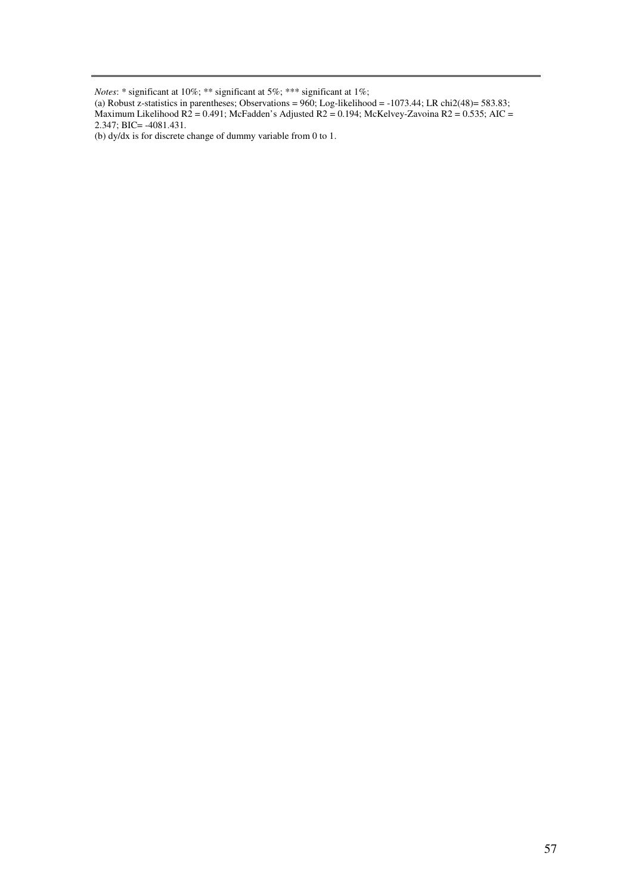*Notes*: * significant at 10%; ** significant at 5%; *** significant at 1%;

(a) Robust z-statistics in parentheses; Observations = 960; Log-likelihood = -1073.44; LR chi2(48)= 583.83; Maximum Likelihood R2 = 0.491; McFadden's Adjusted R2 = 0.194; McKelvey-Zavoina R2 = 0.535; AIC = 2.347; BIC= -4081.431.

(b) dy/dx is for discrete change of dummy variable from 0 to 1.